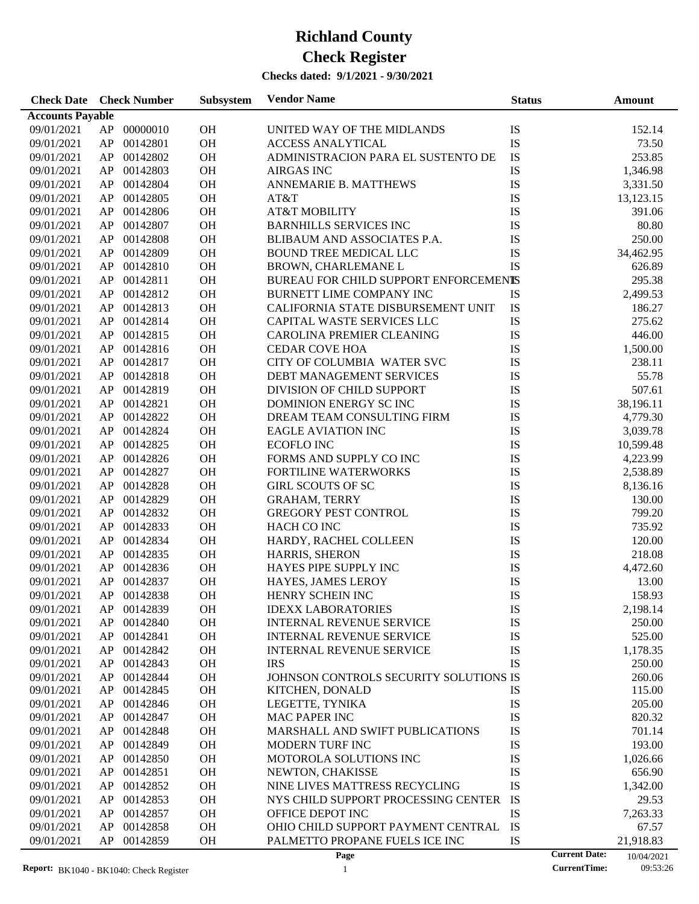# Richland County

# Check Register

**Checks dated: 9/1/2021 - 9/30/2021**

| Check Date | | Check Number | Subsystem | Vendor Name | Status | Amount |
|---|---|---|---|---|---|---|
| **Accounts Payable** | | | | | | |
| 09/01/2021 | AP | 00000010 | OH | UNITED WAY OF THE MIDLANDS | IS | 152.14 |
| 09/01/2021 | AP | 00142801 | OH | ACCESS ANALYTICAL | IS | 73.50 |
| 09/01/2021 | AP | 00142802 | OH | ADMINISTRACION PARA EL SUSTENTO DE | IS | 253.85 |
| 09/01/2021 | AP | 00142803 | OH | AIRGAS INC | IS | 1,346.98 |
| 09/01/2021 | AP | 00142804 | OH | ANNEMARIE B. MATTHEWS | IS | 3,331.50 |
| 09/01/2021 | AP | 00142805 | OH | AT&T | IS | 13,123.15 |
| 09/01/2021 | AP | 00142806 | OH | AT&T MOBILITY | IS | 391.06 |
| 09/01/2021 | AP | 00142807 | OH | BARNHILLS SERVICES INC | IS | 80.80 |
| 09/01/2021 | AP | 00142808 | OH | BLIBAUM AND ASSOCIATES P.A. | IS | 250.00 |
| 09/01/2021 | AP | 00142809 | OH | BOUND TREE MEDICAL LLC | IS | 34,462.95 |
| 09/01/2021 | AP | 00142810 | OH | BROWN, CHARLEMANE L | IS | 626.89 |
| 09/01/2021 | AP | 00142811 | OH | BUREAU FOR CHILD SUPPORT ENFORCEMENT | IS | 295.38 |
| 09/01/2021 | AP | 00142812 | OH | BURNETT LIME COMPANY INC | IS | 2,499.53 |
| 09/01/2021 | AP | 00142813 | OH | CALIFORNIA STATE DISBURSEMENT UNIT | IS | 186.27 |
| 09/01/2021 | AP | 00142814 | OH | CAPITAL WASTE SERVICES LLC | IS | 275.62 |
| 09/01/2021 | AP | 00142815 | OH | CAROLINA PREMIER CLEANING | IS | 446.00 |
| 09/01/2021 | AP | 00142816 | OH | CEDAR COVE HOA | IS | 1,500.00 |
| 09/01/2021 | AP | 00142817 | OH | CITY OF COLUMBIA WATER SVC | IS | 238.11 |
| 09/01/2021 | AP | 00142818 | OH | DEBT MANAGEMENT SERVICES | IS | 55.78 |
| 09/01/2021 | AP | 00142819 | OH | DIVISION OF CHILD SUPPORT | IS | 507.61 |
| 09/01/2021 | AP | 00142821 | OH | DOMINION ENERGY SC INC | IS | 38,196.11 |
| 09/01/2021 | AP | 00142822 | OH | DREAM TEAM CONSULTING FIRM | IS | 4,779.30 |
| 09/01/2021 | AP | 00142824 | OH | EAGLE AVIATION INC | IS | 3,039.78 |
| 09/01/2021 | AP | 00142825 | OH | ECOFLO INC | IS | 10,599.48 |
| 09/01/2021 | AP | 00142826 | OH | FORMS AND SUPPLY CO INC | IS | 4,223.99 |
| 09/01/2021 | AP | 00142827 | OH | FORTILINE WATERWORKS | IS | 2,538.89 |
| 09/01/2021 | AP | 00142828 | OH | GIRL SCOUTS OF SC | IS | 8,136.16 |
| 09/01/2021 | AP | 00142829 | OH | GRAHAM, TERRY | IS | 130.00 |
| 09/01/2021 | AP | 00142832 | OH | GREGORY PEST CONTROL | IS | 799.20 |
| 09/01/2021 | AP | 00142833 | OH | HACH CO INC | IS | 735.92 |
| 09/01/2021 | AP | 00142834 | OH | HARDY, RACHEL COLLEEN | IS | 120.00 |
| 09/01/2021 | AP | 00142835 | OH | HARRIS, SHERON | IS | 218.08 |
| 09/01/2021 | AP | 00142836 | OH | HAYES PIPE SUPPLY INC | IS | 4,472.60 |
| 09/01/2021 | AP | 00142837 | OH | HAYES, JAMES LEROY | IS | 13.00 |
| 09/01/2021 | AP | 00142838 | OH | HENRY SCHEIN INC | IS | 158.93 |
| 09/01/2021 | AP | 00142839 | OH | IDEXX LABORATORIES | IS | 2,198.14 |
| 09/01/2021 | AP | 00142840 | OH | INTERNAL REVENUE SERVICE | IS | 250.00 |
| 09/01/2021 | AP | 00142841 | OH | INTERNAL REVENUE SERVICE | IS | 525.00 |
| 09/01/2021 | AP | 00142842 | OH | INTERNAL REVENUE SERVICE | IS | 1,178.35 |
| 09/01/2021 | AP | 00142843 | OH | IRS | IS | 250.00 |
| 09/01/2021 | AP | 00142844 | OH | JOHNSON CONTROLS SECURITY SOLUTIONS | IS | 260.06 |
| 09/01/2021 | AP | 00142845 | OH | KITCHEN, DONALD | IS | 115.00 |
| 09/01/2021 | AP | 00142846 | OH | LEGETTE, TYNIKA | IS | 205.00 |
| 09/01/2021 | AP | 00142847 | OH | MAC PAPER INC | IS | 820.32 |
| 09/01/2021 | AP | 00142848 | OH | MARSHALL AND SWIFT PUBLICATIONS | IS | 701.14 |
| 09/01/2021 | AP | 00142849 | OH | MODERN TURF INC | IS | 193.00 |
| 09/01/2021 | AP | 00142850 | OH | MOTOROLA SOLUTIONS INC | IS | 1,026.66 |
| 09/01/2021 | AP | 00142851 | OH | NEWTON, CHAKISSE | IS | 656.90 |
| 09/01/2021 | AP | 00142852 | OH | NINE LIVES MATTRESS RECYCLING | IS | 1,342.00 |
| 09/01/2021 | AP | 00142853 | OH | NYS CHILD SUPPORT PROCESSING CENTER | IS | 29.53 |
| 09/01/2021 | AP | 00142857 | OH | OFFICE DEPOT INC | IS | 7,263.33 |
| 09/01/2021 | AP | 00142858 | OH | OHIO CHILD SUPPORT PAYMENT CENTRAL | IS | 67.57 |
| 09/01/2021 | AP | 00142859 | OH | PALMETTO PROPANE FUELS ICE INC | IS | 21,918.83 |

**Report:** BK1040 - BK1040: Check Register

**Current Date:** 10/04/2021
**CurrentTime:** 09:53:26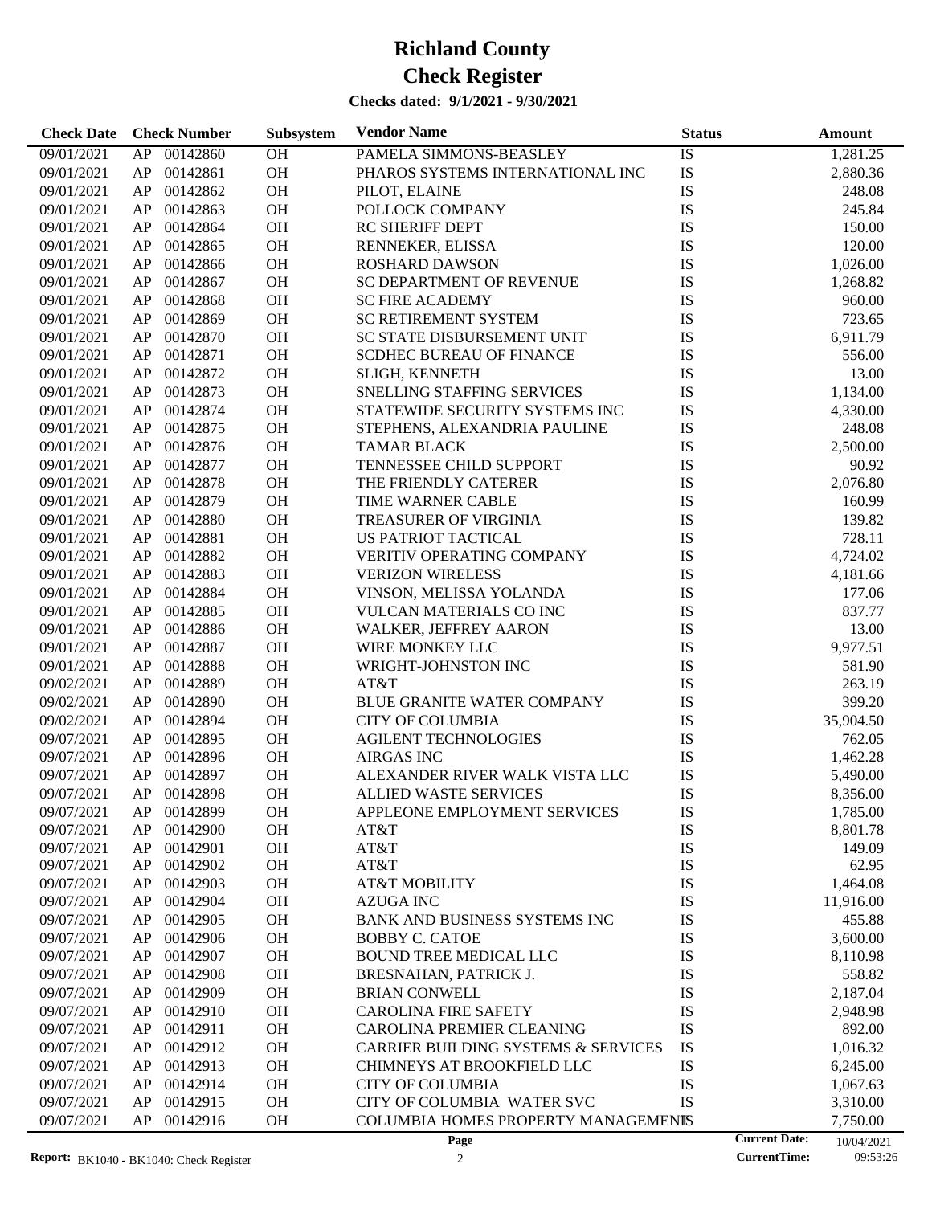# Richland County

# Check Register

**Checks dated: 9/1/2021 - 9/30/2021**

| Check Date | Check Number | | Subsystem | Vendor Name | Status | Amount |
|---|---|---|---|---|---|---|
| 09/01/2021 | AP | 00142860 | OH | PAMELA SIMMONS-BEASLEY | IS | 1,281.25 |
| 09/01/2021 | AP | 00142861 | OH | PHAROS SYSTEMS INTERNATIONAL INC | IS | 2,880.36 |
| 09/01/2021 | AP | 00142862 | OH | PILOT, ELAINE | IS | 248.08 |
| 09/01/2021 | AP | 00142863 | OH | POLLOCK COMPANY | IS | 245.84 |
| 09/01/2021 | AP | 00142864 | OH | RC SHERIFF DEPT | IS | 150.00 |
| 09/01/2021 | AP | 00142865 | OH | RENNEKER, ELISSA | IS | 120.00 |
| 09/01/2021 | AP | 00142866 | OH | ROSHARD DAWSON | IS | 1,026.00 |
| 09/01/2021 | AP | 00142867 | OH | SC DEPARTMENT OF REVENUE | IS | 1,268.82 |
| 09/01/2021 | AP | 00142868 | OH | SC FIRE ACADEMY | IS | 960.00 |
| 09/01/2021 | AP | 00142869 | OH | SC RETIREMENT SYSTEM | IS | 723.65 |
| 09/01/2021 | AP | 00142870 | OH | SC STATE DISBURSEMENT UNIT | IS | 6,911.79 |
| 09/01/2021 | AP | 00142871 | OH | SCDHEC BUREAU OF FINANCE | IS | 556.00 |
| 09/01/2021 | AP | 00142872 | OH | SLIGH, KENNETH | IS | 13.00 |
| 09/01/2021 | AP | 00142873 | OH | SNELLING STAFFING SERVICES | IS | 1,134.00 |
| 09/01/2021 | AP | 00142874 | OH | STATEWIDE SECURITY SYSTEMS INC | IS | 4,330.00 |
| 09/01/2021 | AP | 00142875 | OH | STEPHENS, ALEXANDRIA PAULINE | IS | 248.08 |
| 09/01/2021 | AP | 00142876 | OH | TAMAR BLACK | IS | 2,500.00 |
| 09/01/2021 | AP | 00142877 | OH | TENNESSEE CHILD SUPPORT | IS | 90.92 |
| 09/01/2021 | AP | 00142878 | OH | THE FRIENDLY CATERER | IS | 2,076.80 |
| 09/01/2021 | AP | 00142879 | OH | TIME WARNER CABLE | IS | 160.99 |
| 09/01/2021 | AP | 00142880 | OH | TREASURER OF VIRGINIA | IS | 139.82 |
| 09/01/2021 | AP | 00142881 | OH | US PATRIOT TACTICAL | IS | 728.11 |
| 09/01/2021 | AP | 00142882 | OH | VERITIV OPERATING COMPANY | IS | 4,724.02 |
| 09/01/2021 | AP | 00142883 | OH | VERIZON WIRELESS | IS | 4,181.66 |
| 09/01/2021 | AP | 00142884 | OH | VINSON, MELISSA YOLANDA | IS | 177.06 |
| 09/01/2021 | AP | 00142885 | OH | VULCAN MATERIALS CO INC | IS | 837.77 |
| 09/01/2021 | AP | 00142886 | OH | WALKER, JEFFREY AARON | IS | 13.00 |
| 09/01/2021 | AP | 00142887 | OH | WIRE MONKEY LLC | IS | 9,977.51 |
| 09/01/2021 | AP | 00142888 | OH | WRIGHT-JOHNSTON INC | IS | 581.90 |
| 09/02/2021 | AP | 00142889 | OH | AT&T | IS | 263.19 |
| 09/02/2021 | AP | 00142890 | OH | BLUE GRANITE WATER COMPANY | IS | 399.20 |
| 09/02/2021 | AP | 00142894 | OH | CITY OF COLUMBIA | IS | 35,904.50 |
| 09/07/2021 | AP | 00142895 | OH | AGILENT TECHNOLOGIES | IS | 762.05 |
| 09/07/2021 | AP | 00142896 | OH | AIRGAS INC | IS | 1,462.28 |
| 09/07/2021 | AP | 00142897 | OH | ALEXANDER RIVER WALK VISTA LLC | IS | 5,490.00 |
| 09/07/2021 | AP | 00142898 | OH | ALLIED WASTE SERVICES | IS | 8,356.00 |
| 09/07/2021 | AP | 00142899 | OH | APPLEONE EMPLOYMENT SERVICES | IS | 1,785.00 |
| 09/07/2021 | AP | 00142900 | OH | AT&T | IS | 8,801.78 |
| 09/07/2021 | AP | 00142901 | OH | AT&T | IS | 149.09 |
| 09/07/2021 | AP | 00142902 | OH | AT&T | IS | 62.95 |
| 09/07/2021 | AP | 00142903 | OH | AT&T MOBILITY | IS | 1,464.08 |
| 09/07/2021 | AP | 00142904 | OH | AZUGA INC | IS | 11,916.00 |
| 09/07/2021 | AP | 00142905 | OH | BANK AND BUSINESS SYSTEMS INC | IS | 455.88 |
| 09/07/2021 | AP | 00142906 | OH | BOBBY C. CATOE | IS | 3,600.00 |
| 09/07/2021 | AP | 00142907 | OH | BOUND TREE MEDICAL LLC | IS | 8,110.98 |
| 09/07/2021 | AP | 00142908 | OH | BRESNAHAN, PATRICK J. | IS | 558.82 |
| 09/07/2021 | AP | 00142909 | OH | BRIAN CONWELL | IS | 2,187.04 |
| 09/07/2021 | AP | 00142910 | OH | CAROLINA FIRE SAFETY | IS | 2,948.98 |
| 09/07/2021 | AP | 00142911 | OH | CAROLINA PREMIER CLEANING | IS | 892.00 |
| 09/07/2021 | AP | 00142912 | OH | CARRIER BUILDING SYSTEMS & SERVICES | IS | 1,016.32 |
| 09/07/2021 | AP | 00142913 | OH | CHIMNEYS AT BROOKFIELD LLC | IS | 6,245.00 |
| 09/07/2021 | AP | 00142914 | OH | CITY OF COLUMBIA | IS | 1,067.63 |
| 09/07/2021 | AP | 00142915 | OH | CITY OF COLUMBIA WATER SVC | IS | 3,310.00 |
| 09/07/2021 | AP | 00142916 | OH | COLUMBIA HOMES PROPERTY MANAGEMENT | IS | 7,750.00 |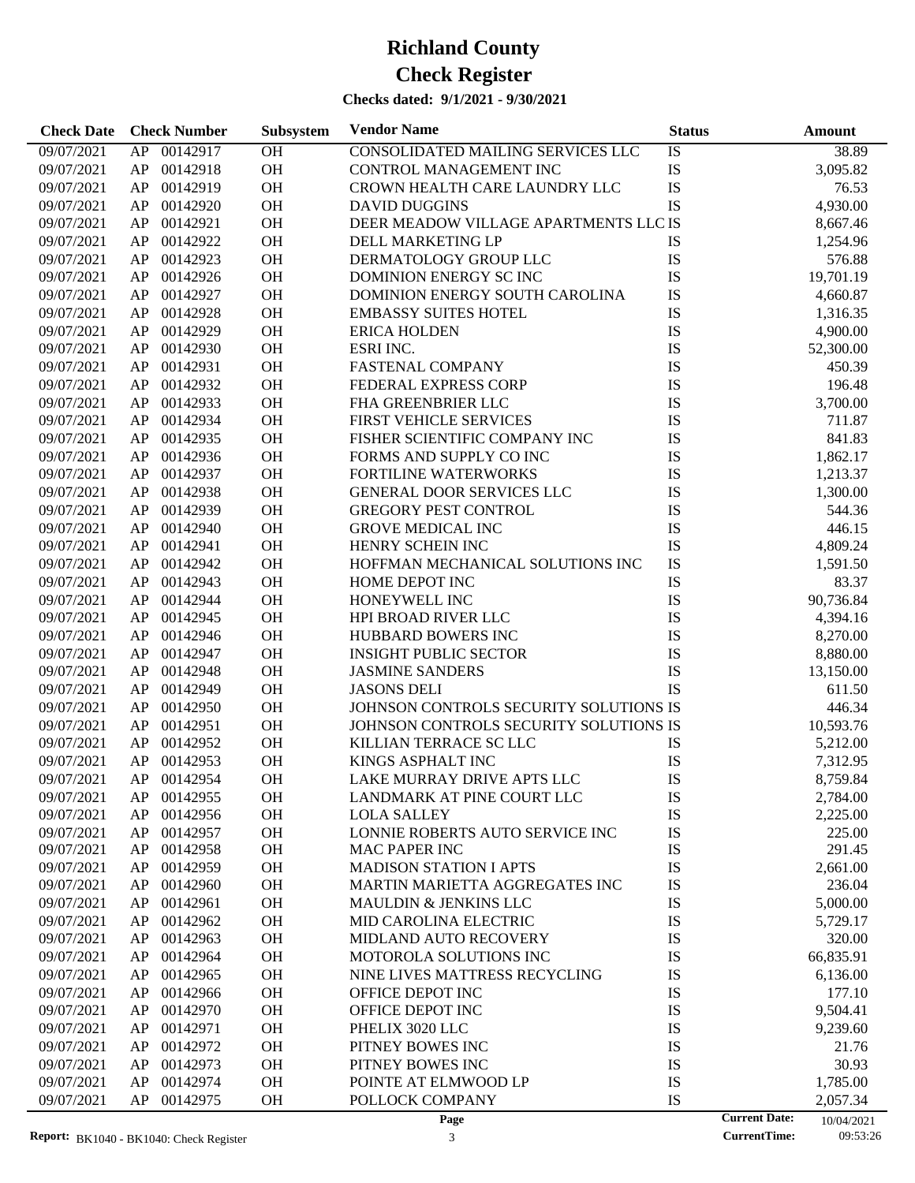# Richland County

# Check Register

**Checks dated: 9/1/2021 - 9/30/2021**

| Check Date | Check Number | | Subsystem | Vendor Name | Status | Amount |
|---|---|---|---|---|---|---|
| 09/07/2021 | AP | 00142917 | OH | CONSOLIDATED MAILING SERVICES LLC | IS | 38.89 |
| 09/07/2021 | AP | 00142918 | OH | CONTROL MANAGEMENT INC | IS | 3,095.82 |
| 09/07/2021 | AP | 00142919 | OH | CROWN HEALTH CARE LAUNDRY LLC | IS | 76.53 |
| 09/07/2021 | AP | 00142920 | OH | DAVID DUGGINS | IS | 4,930.00 |
| 09/07/2021 | AP | 00142921 | OH | DEER MEADOW VILLAGE APARTMENTS LLC | IS | 8,667.46 |
| 09/07/2021 | AP | 00142922 | OH | DELL MARKETING LP | IS | 1,254.96 |
| 09/07/2021 | AP | 00142923 | OH | DERMATOLOGY GROUP LLC | IS | 576.88 |
| 09/07/2021 | AP | 00142926 | OH | DOMINION ENERGY SC INC | IS | 19,701.19 |
| 09/07/2021 | AP | 00142927 | OH | DOMINION ENERGY SOUTH CAROLINA | IS | 4,660.87 |
| 09/07/2021 | AP | 00142928 | OH | EMBASSY SUITES HOTEL | IS | 1,316.35 |
| 09/07/2021 | AP | 00142929 | OH | ERICA HOLDEN | IS | 4,900.00 |
| 09/07/2021 | AP | 00142930 | OH | ESRI INC. | IS | 52,300.00 |
| 09/07/2021 | AP | 00142931 | OH | FASTENAL COMPANY | IS | 450.39 |
| 09/07/2021 | AP | 00142932 | OH | FEDERAL EXPRESS CORP | IS | 196.48 |
| 09/07/2021 | AP | 00142933 | OH | FHA GREENBRIER LLC | IS | 3,700.00 |
| 09/07/2021 | AP | 00142934 | OH | FIRST VEHICLE SERVICES | IS | 711.87 |
| 09/07/2021 | AP | 00142935 | OH | FISHER SCIENTIFIC COMPANY INC | IS | 841.83 |
| 09/07/2021 | AP | 00142936 | OH | FORMS AND SUPPLY CO INC | IS | 1,862.17 |
| 09/07/2021 | AP | 00142937 | OH | FORTILINE WATERWORKS | IS | 1,213.37 |
| 09/07/2021 | AP | 00142938 | OH | GENERAL DOOR SERVICES LLC | IS | 1,300.00 |
| 09/07/2021 | AP | 00142939 | OH | GREGORY PEST CONTROL | IS | 544.36 |
| 09/07/2021 | AP | 00142940 | OH | GROVE MEDICAL INC | IS | 446.15 |
| 09/07/2021 | AP | 00142941 | OH | HENRY SCHEIN INC | IS | 4,809.24 |
| 09/07/2021 | AP | 00142942 | OH | HOFFMAN MECHANICAL SOLUTIONS INC | IS | 1,591.50 |
| 09/07/2021 | AP | 00142943 | OH | HOME DEPOT INC | IS | 83.37 |
| 09/07/2021 | AP | 00142944 | OH | HONEYWELL INC | IS | 90,736.84 |
| 09/07/2021 | AP | 00142945 | OH | HPI BROAD RIVER LLC | IS | 4,394.16 |
| 09/07/2021 | AP | 00142946 | OH | HUBBARD BOWERS INC | IS | 8,270.00 |
| 09/07/2021 | AP | 00142947 | OH | INSIGHT PUBLIC SECTOR | IS | 8,880.00 |
| 09/07/2021 | AP | 00142948 | OH | JASMINE SANDERS | IS | 13,150.00 |
| 09/07/2021 | AP | 00142949 | OH | JASONS DELI | IS | 611.50 |
| 09/07/2021 | AP | 00142950 | OH | JOHNSON CONTROLS SECURITY SOLUTIONS | IS | 446.34 |
| 09/07/2021 | AP | 00142951 | OH | JOHNSON CONTROLS SECURITY SOLUTIONS | IS | 10,593.76 |
| 09/07/2021 | AP | 00142952 | OH | KILLIAN TERRACE SC LLC | IS | 5,212.00 |
| 09/07/2021 | AP | 00142953 | OH | KINGS ASPHALT INC | IS | 7,312.95 |
| 09/07/2021 | AP | 00142954 | OH | LAKE MURRAY DRIVE APTS LLC | IS | 8,759.84 |
| 09/07/2021 | AP | 00142955 | OH | LANDMARK AT PINE COURT LLC | IS | 2,784.00 |
| 09/07/2021 | AP | 00142956 | OH | LOLA SALLEY | IS | 2,225.00 |
| 09/07/2021 | AP | 00142957 | OH | LONNIE ROBERTS AUTO SERVICE INC | IS | 225.00 |
| 09/07/2021 | AP | 00142958 | OH | MAC PAPER INC | IS | 291.45 |
| 09/07/2021 | AP | 00142959 | OH | MADISON STATION I APTS | IS | 2,661.00 |
| 09/07/2021 | AP | 00142960 | OH | MARTIN MARIETTA AGGREGATES INC | IS | 236.04 |
| 09/07/2021 | AP | 00142961 | OH | MAULDIN & JENKINS LLC | IS | 5,000.00 |
| 09/07/2021 | AP | 00142962 | OH | MID CAROLINA ELECTRIC | IS | 5,729.17 |
| 09/07/2021 | AP | 00142963 | OH | MIDLAND AUTO RECOVERY | IS | 320.00 |
| 09/07/2021 | AP | 00142964 | OH | MOTOROLA SOLUTIONS INC | IS | 66,835.91 |
| 09/07/2021 | AP | 00142965 | OH | NINE LIVES MATTRESS RECYCLING | IS | 6,136.00 |
| 09/07/2021 | AP | 00142966 | OH | OFFICE DEPOT INC | IS | 177.10 |
| 09/07/2021 | AP | 00142970 | OH | OFFICE DEPOT INC | IS | 9,504.41 |
| 09/07/2021 | AP | 00142971 | OH | PHELIX 3020 LLC | IS | 9,239.60 |
| 09/07/2021 | AP | 00142972 | OH | PITNEY BOWES INC | IS | 21.76 |
| 09/07/2021 | AP | 00142973 | OH | PITNEY BOWES INC | IS | 30.93 |
| 09/07/2021 | AP | 00142974 | OH | POINTE AT ELMWOOD LP | IS | 1,785.00 |
| 09/07/2021 | AP | 00142975 | OH | POLLOCK COMPANY | IS | 2,057.34 |

**Report:** BK1040 - BK1040: Check Register

**Current Date:** 10/04/2021
**CurrentTime:** 09:53:26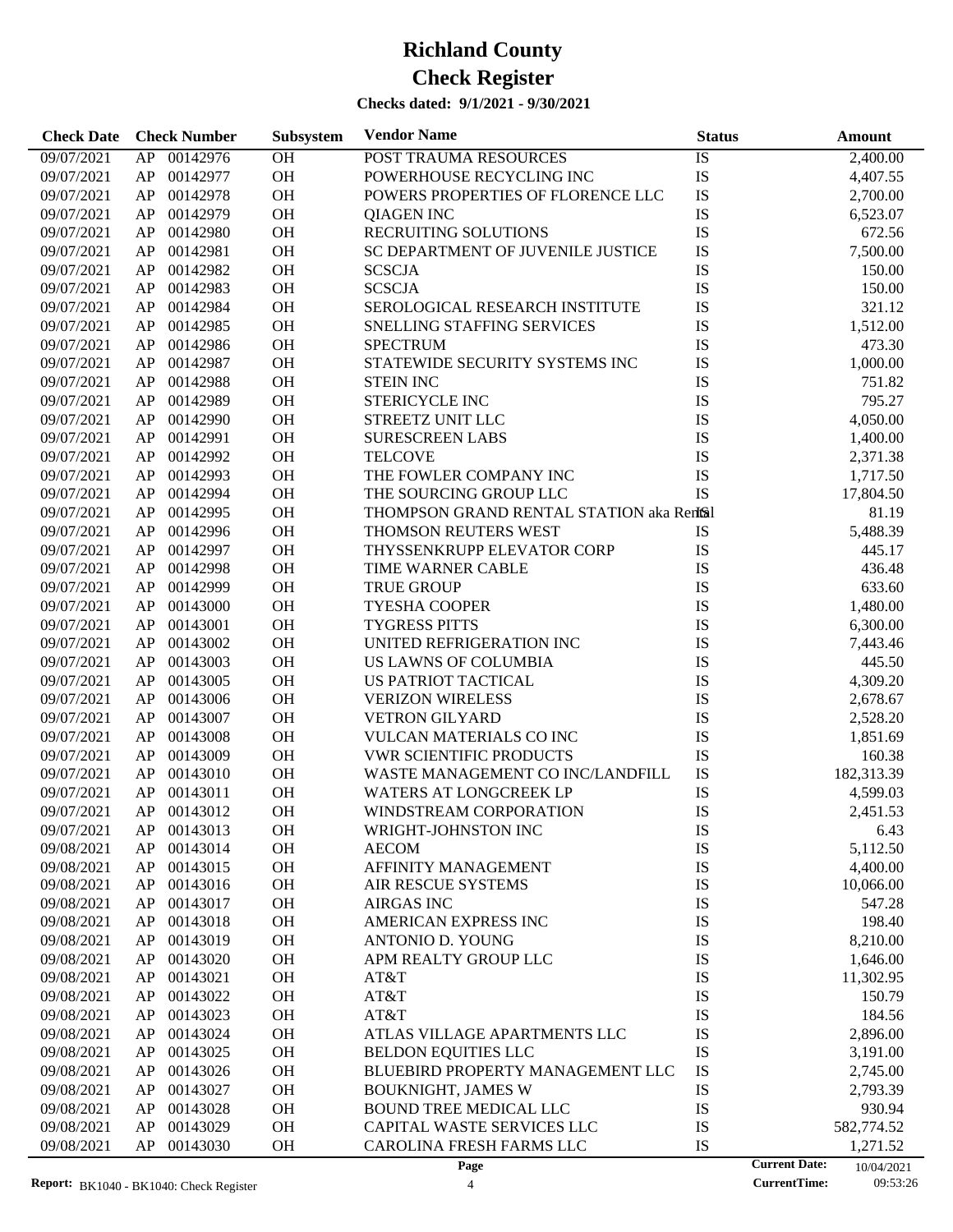# Richland County

# Check Register

**Checks dated: 9/1/2021 - 9/30/2021**

| Check Date | Check Number | | Subsystem | Vendor Name | Status | Amount |
|---|---|---|---|---|---|---|
| 09/07/2021 | AP | 00142976 | OH | POST TRAUMA RESOURCES | IS | 2,400.00 |
| 09/07/2021 | AP | 00142977 | OH | POWERHOUSE RECYCLING INC | IS | 4,407.55 |
| 09/07/2021 | AP | 00142978 | OH | POWERS PROPERTIES OF FLORENCE LLC | IS | 2,700.00 |
| 09/07/2021 | AP | 00142979 | OH | QIAGEN INC | IS | 6,523.07 |
| 09/07/2021 | AP | 00142980 | OH | RECRUITING SOLUTIONS | IS | 672.56 |
| 09/07/2021 | AP | 00142981 | OH | SC DEPARTMENT OF JUVENILE JUSTICE | IS | 7,500.00 |
| 09/07/2021 | AP | 00142982 | OH | SCSCJA | IS | 150.00 |
| 09/07/2021 | AP | 00142983 | OH | SCSCJA | IS | 150.00 |
| 09/07/2021 | AP | 00142984 | OH | SEROLOGICAL RESEARCH INSTITUTE | IS | 321.12 |
| 09/07/2021 | AP | 00142985 | OH | SNELLING STAFFING SERVICES | IS | 1,512.00 |
| 09/07/2021 | AP | 00142986 | OH | SPECTRUM | IS | 473.30 |
| 09/07/2021 | AP | 00142987 | OH | STATEWIDE SECURITY SYSTEMS INC | IS | 1,000.00 |
| 09/07/2021 | AP | 00142988 | OH | STEIN INC | IS | 751.82 |
| 09/07/2021 | AP | 00142989 | OH | STERICYCLE INC | IS | 795.27 |
| 09/07/2021 | AP | 00142990 | OH | STREETZ UNIT LLC | IS | 4,050.00 |
| 09/07/2021 | AP | 00142991 | OH | SURESCREEN LABS | IS | 1,400.00 |
| 09/07/2021 | AP | 00142992 | OH | TELCOVE | IS | 2,371.38 |
| 09/07/2021 | AP | 00142993 | OH | THE FOWLER COMPANY INC | IS | 1,717.50 |
| 09/07/2021 | AP | 00142994 | OH | THE SOURCING GROUP LLC | IS | 17,804.50 |
| 09/07/2021 | AP | 00142995 | OH | THOMPSON GRAND RENTAL STATION aka Rental | IS | 81.19 |
| 09/07/2021 | AP | 00142996 | OH | THOMSON REUTERS WEST | IS | 5,488.39 |
| 09/07/2021 | AP | 00142997 | OH | THYSSENKRUPP ELEVATOR CORP | IS | 445.17 |
| 09/07/2021 | AP | 00142998 | OH | TIME WARNER CABLE | IS | 436.48 |
| 09/07/2021 | AP | 00142999 | OH | TRUE GROUP | IS | 633.60 |
| 09/07/2021 | AP | 00143000 | OH | TYESHA COOPER | IS | 1,480.00 |
| 09/07/2021 | AP | 00143001 | OH | TYGRESS PITTS | IS | 6,300.00 |
| 09/07/2021 | AP | 00143002 | OH | UNITED REFRIGERATION INC | IS | 7,443.46 |
| 09/07/2021 | AP | 00143003 | OH | US LAWNS OF COLUMBIA | IS | 445.50 |
| 09/07/2021 | AP | 00143005 | OH | US PATRIOT TACTICAL | IS | 4,309.20 |
| 09/07/2021 | AP | 00143006 | OH | VERIZON WIRELESS | IS | 2,678.67 |
| 09/07/2021 | AP | 00143007 | OH | VETRON GILYARD | IS | 2,528.20 |
| 09/07/2021 | AP | 00143008 | OH | VULCAN MATERIALS CO INC | IS | 1,851.69 |
| 09/07/2021 | AP | 00143009 | OH | VWR SCIENTIFIC PRODUCTS | IS | 160.38 |
| 09/07/2021 | AP | 00143010 | OH | WASTE MANAGEMENT CO INC/LANDFILL | IS | 182,313.39 |
| 09/07/2021 | AP | 00143011 | OH | WATERS AT LONGCREEK LP | IS | 4,599.03 |
| 09/07/2021 | AP | 00143012 | OH | WINDSTREAM CORPORATION | IS | 2,451.53 |
| 09/07/2021 | AP | 00143013 | OH | WRIGHT-JOHNSTON INC | IS | 6.43 |
| 09/08/2021 | AP | 00143014 | OH | AECOM | IS | 5,112.50 |
| 09/08/2021 | AP | 00143015 | OH | AFFINITY MANAGEMENT | IS | 4,400.00 |
| 09/08/2021 | AP | 00143016 | OH | AIR RESCUE SYSTEMS | IS | 10,066.00 |
| 09/08/2021 | AP | 00143017 | OH | AIRGAS INC | IS | 547.28 |
| 09/08/2021 | AP | 00143018 | OH | AMERICAN EXPRESS INC | IS | 198.40 |
| 09/08/2021 | AP | 00143019 | OH | ANTONIO D. YOUNG | IS | 8,210.00 |
| 09/08/2021 | AP | 00143020 | OH | APM REALTY GROUP LLC | IS | 1,646.00 |
| 09/08/2021 | AP | 00143021 | OH | AT&T | IS | 11,302.95 |
| 09/08/2021 | AP | 00143022 | OH | AT&T | IS | 150.79 |
| 09/08/2021 | AP | 00143023 | OH | AT&T | IS | 184.56 |
| 09/08/2021 | AP | 00143024 | OH | ATLAS VILLAGE APARTMENTS LLC | IS | 2,896.00 |
| 09/08/2021 | AP | 00143025 | OH | BELDON EQUITIES LLC | IS | 3,191.00 |
| 09/08/2021 | AP | 00143026 | OH | BLUEBIRD PROPERTY MANAGEMENT LLC | IS | 2,745.00 |
| 09/08/2021 | AP | 00143027 | OH | BOUKNIGHT, JAMES W | IS | 2,793.39 |
| 09/08/2021 | AP | 00143028 | OH | BOUND TREE MEDICAL LLC | IS | 930.94 |
| 09/08/2021 | AP | 00143029 | OH | CAPITAL WASTE SERVICES LLC | IS | 582,774.52 |
| 09/08/2021 | AP | 00143030 | OH | CAROLINA FRESH FARMS LLC | IS | 1,271.52 |

Report: BK1040 - BK1040: Check Register

Current Date: 10/04/2021
CurrentTime: 09:53:26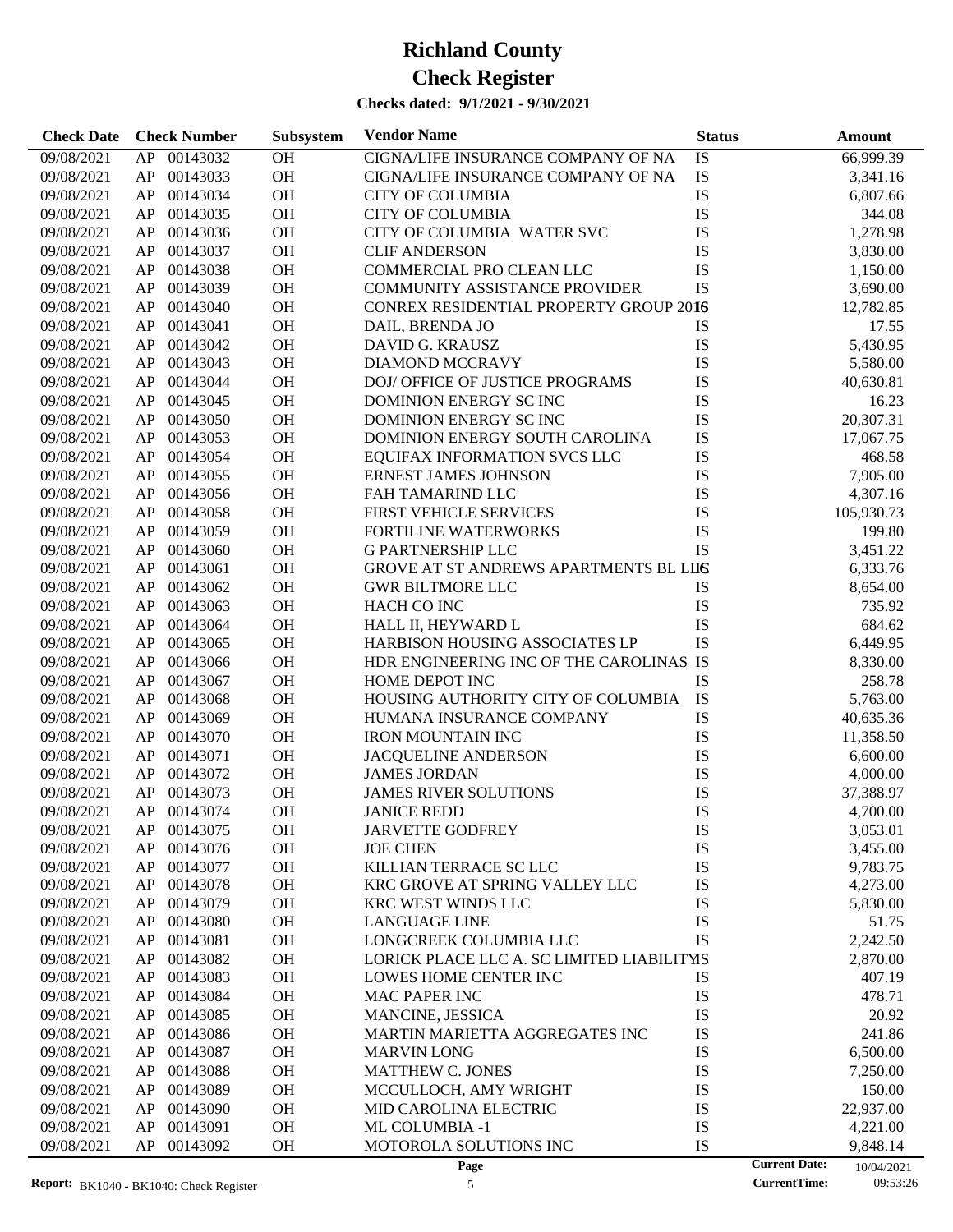# Richland County

# Check Register

**Checks dated: 9/1/2021 - 9/30/2021**

| Check Date | Check Number | | Subsystem | Vendor Name | Status | Amount |
|---|---|---|---|---|---|---|
| 09/08/2021 | AP | 00143032 | OH | CIGNA/LIFE INSURANCE COMPANY OF NA | IS | 66,999.39 |
| 09/08/2021 | AP | 00143033 | OH | CIGNA/LIFE INSURANCE COMPANY OF NA | IS | 3,341.16 |
| 09/08/2021 | AP | 00143034 | OH | CITY OF COLUMBIA | IS | 6,807.66 |
| 09/08/2021 | AP | 00143035 | OH | CITY OF COLUMBIA | IS | 344.08 |
| 09/08/2021 | AP | 00143036 | OH | CITY OF COLUMBIA WATER SVC | IS | 1,278.98 |
| 09/08/2021 | AP | 00143037 | OH | CLIF ANDERSON | IS | 3,830.00 |
| 09/08/2021 | AP | 00143038 | OH | COMMERCIAL PRO CLEAN LLC | IS | 1,150.00 |
| 09/08/2021 | AP | 00143039 | OH | COMMUNITY ASSISTANCE PROVIDER | IS | 3,690.00 |
| 09/08/2021 | AP | 00143040 | OH | CONREX RESIDENTIAL PROPERTY GROUP 2016 | IS | 12,782.85 |
| 09/08/2021 | AP | 00143041 | OH | DAIL, BRENDA JO | IS | 17.55 |
| 09/08/2021 | AP | 00143042 | OH | DAVID G. KRAUSZ | IS | 5,430.95 |
| 09/08/2021 | AP | 00143043 | OH | DIAMOND MCCRAVY | IS | 5,580.00 |
| 09/08/2021 | AP | 00143044 | OH | DOJ/ OFFICE OF JUSTICE PROGRAMS | IS | 40,630.81 |
| 09/08/2021 | AP | 00143045 | OH | DOMINION ENERGY SC INC | IS | 16.23 |
| 09/08/2021 | AP | 00143050 | OH | DOMINION ENERGY SC INC | IS | 20,307.31 |
| 09/08/2021 | AP | 00143053 | OH | DOMINION ENERGY SOUTH CAROLINA | IS | 17,067.75 |
| 09/08/2021 | AP | 00143054 | OH | EQUIFAX INFORMATION SVCS LLC | IS | 468.58 |
| 09/08/2021 | AP | 00143055 | OH | ERNEST JAMES JOHNSON | IS | 7,905.00 |
| 09/08/2021 | AP | 00143056 | OH | FAH TAMARIND LLC | IS | 4,307.16 |
| 09/08/2021 | AP | 00143058 | OH | FIRST VEHICLE SERVICES | IS | 105,930.73 |
| 09/08/2021 | AP | 00143059 | OH | FORTILINE WATERWORKS | IS | 199.80 |
| 09/08/2021 | AP | 00143060 | OH | G PARTNERSHIP LLC | IS | 3,451.22 |
| 09/08/2021 | AP | 00143061 | OH | GROVE AT ST ANDREWS APARTMENTS BL LLC | IS | 6,333.76 |
| 09/08/2021 | AP | 00143062 | OH | GWR BILTMORE LLC | IS | 8,654.00 |
| 09/08/2021 | AP | 00143063 | OH | HACH CO INC | IS | 735.92 |
| 09/08/2021 | AP | 00143064 | OH | HALL II, HEYWARD L | IS | 684.62 |
| 09/08/2021 | AP | 00143065 | OH | HARBISON HOUSING ASSOCIATES LP | IS | 6,449.95 |
| 09/08/2021 | AP | 00143066 | OH | HDR ENGINEERING INC OF THE CAROLINAS | IS | 8,330.00 |
| 09/08/2021 | AP | 00143067 | OH | HOME DEPOT INC | IS | 258.78 |
| 09/08/2021 | AP | 00143068 | OH | HOUSING AUTHORITY CITY OF COLUMBIA | IS | 5,763.00 |
| 09/08/2021 | AP | 00143069 | OH | HUMANA INSURANCE COMPANY | IS | 40,635.36 |
| 09/08/2021 | AP | 00143070 | OH | IRON MOUNTAIN INC | IS | 11,358.50 |
| 09/08/2021 | AP | 00143071 | OH | JACQUELINE ANDERSON | IS | 6,600.00 |
| 09/08/2021 | AP | 00143072 | OH | JAMES JORDAN | IS | 4,000.00 |
| 09/08/2021 | AP | 00143073 | OH | JAMES RIVER SOLUTIONS | IS | 37,388.97 |
| 09/08/2021 | AP | 00143074 | OH | JANICE REDD | IS | 4,700.00 |
| 09/08/2021 | AP | 00143075 | OH | JARVETTE GODFREY | IS | 3,053.01 |
| 09/08/2021 | AP | 00143076 | OH | JOE CHEN | IS | 3,455.00 |
| 09/08/2021 | AP | 00143077 | OH | KILLIAN TERRACE SC LLC | IS | 9,783.75 |
| 09/08/2021 | AP | 00143078 | OH | KRC GROVE AT SPRING VALLEY LLC | IS | 4,273.00 |
| 09/08/2021 | AP | 00143079 | OH | KRC WEST WINDS LLC | IS | 5,830.00 |
| 09/08/2021 | AP | 00143080 | OH | LANGUAGE LINE | IS | 51.75 |
| 09/08/2021 | AP | 00143081 | OH | LONGCREEK COLUMBIA LLC | IS | 2,242.50 |
| 09/08/2021 | AP | 00143082 | OH | LORICK PLACE LLC A. SC LIMITED LIABILITY | IS | 2,870.00 |
| 09/08/2021 | AP | 00143083 | OH | LOWES HOME CENTER INC | IS | 407.19 |
| 09/08/2021 | AP | 00143084 | OH | MAC PAPER INC | IS | 478.71 |
| 09/08/2021 | AP | 00143085 | OH | MANCINE, JESSICA | IS | 20.92 |
| 09/08/2021 | AP | 00143086 | OH | MARTIN MARIETTA AGGREGATES INC | IS | 241.86 |
| 09/08/2021 | AP | 00143087 | OH | MARVIN LONG | IS | 6,500.00 |
| 09/08/2021 | AP | 00143088 | OH | MATTHEW C. JONES | IS | 7,250.00 |
| 09/08/2021 | AP | 00143089 | OH | MCCULLOCH, AMY WRIGHT | IS | 150.00 |
| 09/08/2021 | AP | 00143090 | OH | MID CAROLINA ELECTRIC | IS | 22,937.00 |
| 09/08/2021 | AP | 00143091 | OH | ML COLUMBIA -1 | IS | 4,221.00 |
| 09/08/2021 | AP | 00143092 | OH | MOTOROLA SOLUTIONS INC | IS | 9,848.14 |

**Current Date:** 10/04/2021
**CurrentTime:** 09:53:26

**Report:** BK1040 - BK1040: Check Register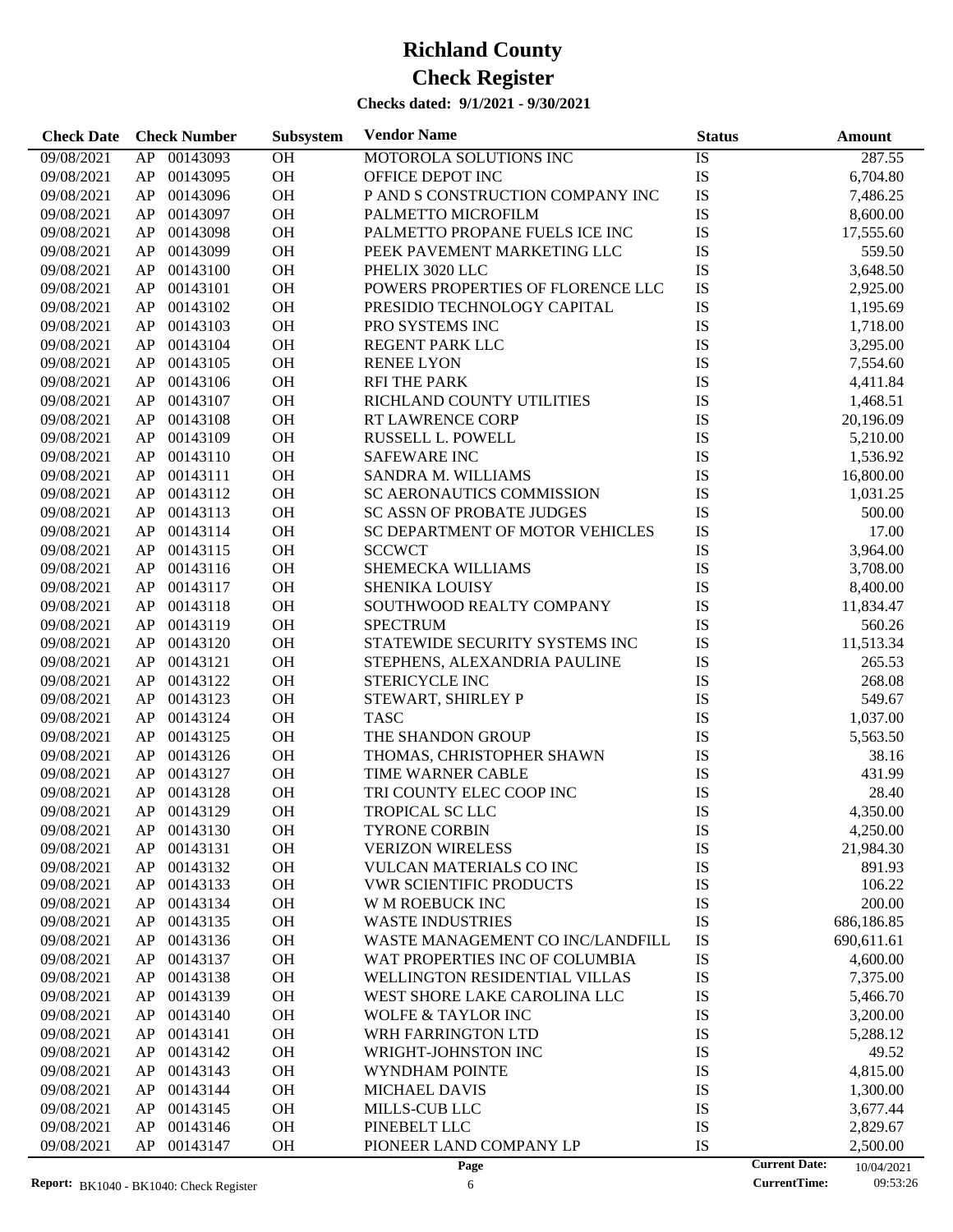# Richland County

# Check Register

**Checks dated: 9/1/2021 - 9/30/2021**

| Check Date | Check Number | Subsystem | Vendor Name | Status | Amount |
|---|---|---|---|---|---|
| 09/08/2021 | AP 00143093 | OH | MOTOROLA SOLUTIONS INC | IS | 287.55 |
| 09/08/2021 | AP 00143095 | OH | OFFICE DEPOT INC | IS | 6,704.80 |
| 09/08/2021 | AP 00143096 | OH | P AND S CONSTRUCTION COMPANY INC | IS | 7,486.25 |
| 09/08/2021 | AP 00143097 | OH | PALMETTO MICROFILM | IS | 8,600.00 |
| 09/08/2021 | AP 00143098 | OH | PALMETTO PROPANE FUELS ICE INC | IS | 17,555.60 |
| 09/08/2021 | AP 00143099 | OH | PEEK PAVEMENT MARKETING LLC | IS | 559.50 |
| 09/08/2021 | AP 00143100 | OH | PHELIX 3020 LLC | IS | 3,648.50 |
| 09/08/2021 | AP 00143101 | OH | POWERS PROPERTIES OF FLORENCE LLC | IS | 2,925.00 |
| 09/08/2021 | AP 00143102 | OH | PRESIDIO TECHNOLOGY CAPITAL | IS | 1,195.69 |
| 09/08/2021 | AP 00143103 | OH | PRO SYSTEMS INC | IS | 1,718.00 |
| 09/08/2021 | AP 00143104 | OH | REGENT PARK LLC | IS | 3,295.00 |
| 09/08/2021 | AP 00143105 | OH | RENEE LYON | IS | 7,554.60 |
| 09/08/2021 | AP 00143106 | OH | RFI THE PARK | IS | 4,411.84 |
| 09/08/2021 | AP 00143107 | OH | RICHLAND COUNTY UTILITIES | IS | 1,468.51 |
| 09/08/2021 | AP 00143108 | OH | RT LAWRENCE CORP | IS | 20,196.09 |
| 09/08/2021 | AP 00143109 | OH | RUSSELL L. POWELL | IS | 5,210.00 |
| 09/08/2021 | AP 00143110 | OH | SAFEWARE INC | IS | 1,536.92 |
| 09/08/2021 | AP 00143111 | OH | SANDRA M. WILLIAMS | IS | 16,800.00 |
| 09/08/2021 | AP 00143112 | OH | SC AERONAUTICS COMMISSION | IS | 1,031.25 |
| 09/08/2021 | AP 00143113 | OH | SC ASSN OF PROBATE JUDGES | IS | 500.00 |
| 09/08/2021 | AP 00143114 | OH | SC DEPARTMENT OF MOTOR VEHICLES | IS | 17.00 |
| 09/08/2021 | AP 00143115 | OH | SCCWCT | IS | 3,964.00 |
| 09/08/2021 | AP 00143116 | OH | SHEMECKA WILLIAMS | IS | 3,708.00 |
| 09/08/2021 | AP 00143117 | OH | SHENIKA LOUISY | IS | 8,400.00 |
| 09/08/2021 | AP 00143118 | OH | SOUTHWOOD REALTY COMPANY | IS | 11,834.47 |
| 09/08/2021 | AP 00143119 | OH | SPECTRUM | IS | 560.26 |
| 09/08/2021 | AP 00143120 | OH | STATEWIDE SECURITY SYSTEMS INC | IS | 11,513.34 |
| 09/08/2021 | AP 00143121 | OH | STEPHENS, ALEXANDRIA PAULINE | IS | 265.53 |
| 09/08/2021 | AP 00143122 | OH | STERICYCLE INC | IS | 268.08 |
| 09/08/2021 | AP 00143123 | OH | STEWART, SHIRLEY P | IS | 549.67 |
| 09/08/2021 | AP 00143124 | OH | TASC | IS | 1,037.00 |
| 09/08/2021 | AP 00143125 | OH | THE SHANDON GROUP | IS | 5,563.50 |
| 09/08/2021 | AP 00143126 | OH | THOMAS, CHRISTOPHER SHAWN | IS | 38.16 |
| 09/08/2021 | AP 00143127 | OH | TIME WARNER CABLE | IS | 431.99 |
| 09/08/2021 | AP 00143128 | OH | TRI COUNTY ELEC COOP INC | IS | 28.40 |
| 09/08/2021 | AP 00143129 | OH | TROPICAL SC LLC | IS | 4,350.00 |
| 09/08/2021 | AP 00143130 | OH | TYRONE CORBIN | IS | 4,250.00 |
| 09/08/2021 | AP 00143131 | OH | VERIZON WIRELESS | IS | 21,984.30 |
| 09/08/2021 | AP 00143132 | OH | VULCAN MATERIALS CO INC | IS | 891.93 |
| 09/08/2021 | AP 00143133 | OH | VWR SCIENTIFIC PRODUCTS | IS | 106.22 |
| 09/08/2021 | AP 00143134 | OH | W M ROEBUCK INC | IS | 200.00 |
| 09/08/2021 | AP 00143135 | OH | WASTE INDUSTRIES | IS | 686,186.85 |
| 09/08/2021 | AP 00143136 | OH | WASTE MANAGEMENT CO INC/LANDFILL | IS | 690,611.61 |
| 09/08/2021 | AP 00143137 | OH | WAT PROPERTIES INC OF COLUMBIA | IS | 4,600.00 |
| 09/08/2021 | AP 00143138 | OH | WELLINGTON RESIDENTIAL VILLAS | IS | 7,375.00 |
| 09/08/2021 | AP 00143139 | OH | WEST SHORE LAKE CAROLINA LLC | IS | 5,466.70 |
| 09/08/2021 | AP 00143140 | OH | WOLFE & TAYLOR INC | IS | 3,200.00 |
| 09/08/2021 | AP 00143141 | OH | WRH FARRINGTON LTD | IS | 5,288.12 |
| 09/08/2021 | AP 00143142 | OH | WRIGHT-JOHNSTON INC | IS | 49.52 |
| 09/08/2021 | AP 00143143 | OH | WYNDHAM POINTE | IS | 4,815.00 |
| 09/08/2021 | AP 00143144 | OH | MICHAEL DAVIS | IS | 1,300.00 |
| 09/08/2021 | AP 00143145 | OH | MILLS-CUB LLC | IS | 3,677.44 |
| 09/08/2021 | AP 00143146 | OH | PINEBELT LLC | IS | 2,829.67 |
| 09/08/2021 | AP 00143147 | OH | PIONEER LAND COMPANY LP | IS | 2,500.00 |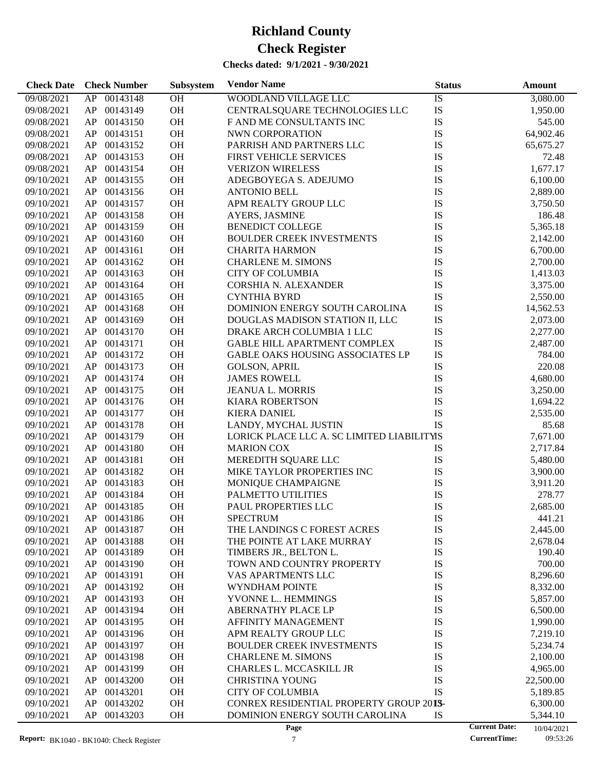# Richland County

# Check Register

**Checks dated: 9/1/2021 - 9/30/2021**

| Check Date | Check Number | | Subsystem | Vendor Name | Status | Amount |
|---|---|---|---|---|---|---|
| 09/08/2021 | AP | 00143148 | OH | WOODLAND VILLAGE LLC | IS | 3,080.00 |
| 09/08/2021 | AP | 00143149 | OH | CENTRALSQUARE TECHNOLOGIES LLC | IS | 1,950.00 |
| 09/08/2021 | AP | 00143150 | OH | F AND ME CONSULTANTS INC | IS | 545.00 |
| 09/08/2021 | AP | 00143151 | OH | NWN CORPORATION | IS | 64,902.46 |
| 09/08/2021 | AP | 00143152 | OH | PARRISH AND PARTNERS LLC | IS | 65,675.27 |
| 09/08/2021 | AP | 00143153 | OH | FIRST VEHICLE SERVICES | IS | 72.48 |
| 09/08/2021 | AP | 00143154 | OH | VERIZON WIRELESS | IS | 1,677.17 |
| 09/10/2021 | AP | 00143155 | OH | ADEGBOYEGA S. ADEJUMO | IS | 6,100.00 |
| 09/10/2021 | AP | 00143156 | OH | ANTONIO BELL | IS | 2,889.00 |
| 09/10/2021 | AP | 00143157 | OH | APM REALTY GROUP LLC | IS | 3,750.50 |
| 09/10/2021 | AP | 00143158 | OH | AYERS, JASMINE | IS | 186.48 |
| 09/10/2021 | AP | 00143159 | OH | BENEDICT COLLEGE | IS | 5,365.18 |
| 09/10/2021 | AP | 00143160 | OH | BOULDER CREEK INVESTMENTS | IS | 2,142.00 |
| 09/10/2021 | AP | 00143161 | OH | CHARITA HARMON | IS | 6,700.00 |
| 09/10/2021 | AP | 00143162 | OH | CHARLENE M. SIMONS | IS | 2,700.00 |
| 09/10/2021 | AP | 00143163 | OH | CITY OF COLUMBIA | IS | 1,413.03 |
| 09/10/2021 | AP | 00143164 | OH | CORSHIA N. ALEXANDER | IS | 3,375.00 |
| 09/10/2021 | AP | 00143165 | OH | CYNTHIA BYRD | IS | 2,550.00 |
| 09/10/2021 | AP | 00143168 | OH | DOMINION ENERGY SOUTH CAROLINA | IS | 14,562.53 |
| 09/10/2021 | AP | 00143169 | OH | DOUGLAS MADISON STATION II, LLC | IS | 2,073.00 |
| 09/10/2021 | AP | 00143170 | OH | DRAKE ARCH COLUMBIA 1 LLC | IS | 2,277.00 |
| 09/10/2021 | AP | 00143171 | OH | GABLE HILL APARTMENT COMPLEX | IS | 2,487.00 |
| 09/10/2021 | AP | 00143172 | OH | GABLE OAKS HOUSING ASSOCIATES LP | IS | 784.00 |
| 09/10/2021 | AP | 00143173 | OH | GOLSON, APRIL | IS | 220.08 |
| 09/10/2021 | AP | 00143174 | OH | JAMES ROWELL | IS | 4,680.00 |
| 09/10/2021 | AP | 00143175 | OH | JEANUA L. MORRIS | IS | 3,250.00 |
| 09/10/2021 | AP | 00143176 | OH | KIARA ROBERTSON | IS | 1,694.22 |
| 09/10/2021 | AP | 00143177 | OH | KIERA DANIEL | IS | 2,535.00 |
| 09/10/2021 | AP | 00143178 | OH | LANDY, MYCHAL JUSTIN | IS | 85.68 |
| 09/10/2021 | AP | 00143179 | OH | LORICK PLACE LLC A. SC LIMITED LIABILITY | IS | 7,671.00 |
| 09/10/2021 | AP | 00143180 | OH | MARION COX | IS | 2,717.84 |
| 09/10/2021 | AP | 00143181 | OH | MEREDITH SQUARE LLC | IS | 5,480.00 |
| 09/10/2021 | AP | 00143182 | OH | MIKE TAYLOR PROPERTIES INC | IS | 3,900.00 |
| 09/10/2021 | AP | 00143183 | OH | MONIQUE CHAMPAIGNE | IS | 3,911.20 |
| 09/10/2021 | AP | 00143184 | OH | PALMETTO UTILITIES | IS | 278.77 |
| 09/10/2021 | AP | 00143185 | OH | PAUL PROPERTIES LLC | IS | 2,685.00 |
| 09/10/2021 | AP | 00143186 | OH | SPECTRUM | IS | 441.21 |
| 09/10/2021 | AP | 00143187 | OH | THE LANDINGS C FOREST ACRES | IS | 2,445.00 |
| 09/10/2021 | AP | 00143188 | OH | THE POINTE AT LAKE MURRAY | IS | 2,678.04 |
| 09/10/2021 | AP | 00143189 | OH | TIMBERS JR., BELTON L. | IS | 190.40 |
| 09/10/2021 | AP | 00143190 | OH | TOWN AND COUNTRY PROPERTY | IS | 700.00 |
| 09/10/2021 | AP | 00143191 | OH | VAS APARTMENTS LLC | IS | 8,296.60 |
| 09/10/2021 | AP | 00143192 | OH | WYNDHAM POINTE | IS | 8,332.00 |
| 09/10/2021 | AP | 00143193 | OH | YVONNE L.. HEMMINGS | IS | 5,857.00 |
| 09/10/2021 | AP | 00143194 | OH | ABERNATHY PLACE LP | IS | 6,500.00 |
| 09/10/2021 | AP | 00143195 | OH | AFFINITY MANAGEMENT | IS | 1,990.00 |
| 09/10/2021 | AP | 00143196 | OH | APM REALTY GROUP LLC | IS | 7,219.10 |
| 09/10/2021 | AP | 00143197 | OH | BOULDER CREEK INVESTMENTS | IS | 5,234.74 |
| 09/10/2021 | AP | 00143198 | OH | CHARLENE M. SIMONS | IS | 2,100.00 |
| 09/10/2021 | AP | 00143199 | OH | CHARLES L. MCCASKILL JR | IS | 4,965.00 |
| 09/10/2021 | AP | 00143200 | OH | CHRISTINA YOUNG | IS | 22,500.00 |
| 09/10/2021 | AP | 00143201 | OH | CITY OF COLUMBIA | IS | 5,189.85 |
| 09/10/2021 | AP | 00143202 | OH | CONREX RESIDENTIAL PROPERTY GROUP 2013- | IS | 6,300.00 |
| 09/10/2021 | AP | 00143203 | OH | DOMINION ENERGY SOUTH CAROLINA | IS | 5,344.10 |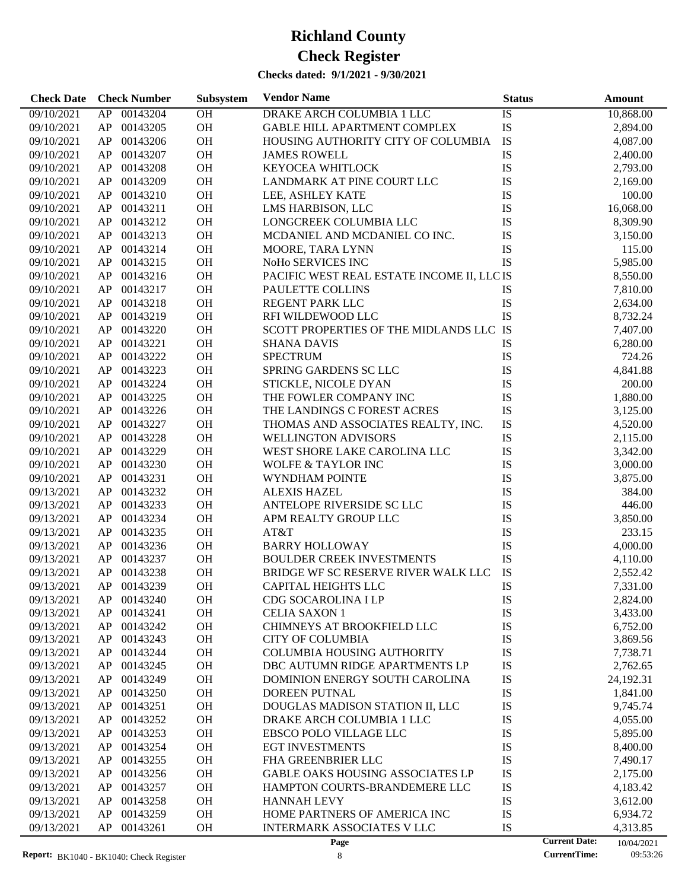# Richland County
# Check Register
**Checks dated: 9/1/2021 - 9/30/2021**

| Check Date | Check Number | | Subsystem | Vendor Name | Status | Amount |
|---|---|---|---|---|---|---|
| 09/10/2021 | AP | 00143204 | OH | DRAKE ARCH COLUMBIA 1 LLC | IS | 10,868.00 |
| 09/10/2021 | AP | 00143205 | OH | GABLE HILL APARTMENT COMPLEX | IS | 2,894.00 |
| 09/10/2021 | AP | 00143206 | OH | HOUSING AUTHORITY CITY OF COLUMBIA | IS | 4,087.00 |
| 09/10/2021 | AP | 00143207 | OH | JAMES ROWELL | IS | 2,400.00 |
| 09/10/2021 | AP | 00143208 | OH | KEYOCEA WHITLOCK | IS | 2,793.00 |
| 09/10/2021 | AP | 00143209 | OH | LANDMARK AT PINE COURT LLC | IS | 2,169.00 |
| 09/10/2021 | AP | 00143210 | OH | LEE, ASHLEY KATE | IS | 100.00 |
| 09/10/2021 | AP | 00143211 | OH | LMS HARBISON, LLC | IS | 16,068.00 |
| 09/10/2021 | AP | 00143212 | OH | LONGCREEK COLUMBIA LLC | IS | 8,309.90 |
| 09/10/2021 | AP | 00143213 | OH | MCDANIEL AND MCDANIEL CO INC. | IS | 3,150.00 |
| 09/10/2021 | AP | 00143214 | OH | MOORE, TARA LYNN | IS | 115.00 |
| 09/10/2021 | AP | 00143215 | OH | NoHo SERVICES INC | IS | 5,985.00 |
| 09/10/2021 | AP | 00143216 | OH | PACIFIC WEST REAL ESTATE INCOME II, LLC | IS | 8,550.00 |
| 09/10/2021 | AP | 00143217 | OH | PAULETTE COLLINS | IS | 7,810.00 |
| 09/10/2021 | AP | 00143218 | OH | REGENT PARK LLC | IS | 2,634.00 |
| 09/10/2021 | AP | 00143219 | OH | RFI WILDEWOOD LLC | IS | 8,732.24 |
| 09/10/2021 | AP | 00143220 | OH | SCOTT PROPERTIES OF THE MIDLANDS LLC | IS | 7,407.00 |
| 09/10/2021 | AP | 00143221 | OH | SHANA DAVIS | IS | 6,280.00 |
| 09/10/2021 | AP | 00143222 | OH | SPECTRUM | IS | 724.26 |
| 09/10/2021 | AP | 00143223 | OH | SPRING GARDENS SC LLC | IS | 4,841.88 |
| 09/10/2021 | AP | 00143224 | OH | STICKLE, NICOLE DYAN | IS | 200.00 |
| 09/10/2021 | AP | 00143225 | OH | THE FOWLER COMPANY INC | IS | 1,880.00 |
| 09/10/2021 | AP | 00143226 | OH | THE LANDINGS C FOREST ACRES | IS | 3,125.00 |
| 09/10/2021 | AP | 00143227 | OH | THOMAS AND ASSOCIATES REALTY, INC. | IS | 4,520.00 |
| 09/10/2021 | AP | 00143228 | OH | WELLINGTON ADVISORS | IS | 2,115.00 |
| 09/10/2021 | AP | 00143229 | OH | WEST SHORE LAKE CAROLINA LLC | IS | 3,342.00 |
| 09/10/2021 | AP | 00143230 | OH | WOLFE & TAYLOR INC | IS | 3,000.00 |
| 09/10/2021 | AP | 00143231 | OH | WYNDHAM POINTE | IS | 3,875.00 |
| 09/13/2021 | AP | 00143232 | OH | ALEXIS HAZEL | IS | 384.00 |
| 09/13/2021 | AP | 00143233 | OH | ANTELOPE RIVERSIDE SC LLC | IS | 446.00 |
| 09/13/2021 | AP | 00143234 | OH | APM REALTY GROUP LLC | IS | 3,850.00 |
| 09/13/2021 | AP | 00143235 | OH | AT&T | IS | 233.15 |
| 09/13/2021 | AP | 00143236 | OH | BARRY HOLLOWAY | IS | 4,000.00 |
| 09/13/2021 | AP | 00143237 | OH | BOULDER CREEK INVESTMENTS | IS | 4,110.00 |
| 09/13/2021 | AP | 00143238 | OH | BRIDGE WF SC RESERVE RIVER WALK LLC | IS | 2,552.42 |
| 09/13/2021 | AP | 00143239 | OH | CAPITAL HEIGHTS LLC | IS | 7,331.00 |
| 09/13/2021 | AP | 00143240 | OH | CDG SOCAROLINA I LP | IS | 2,824.00 |
| 09/13/2021 | AP | 00143241 | OH | CELIA SAXON 1 | IS | 3,433.00 |
| 09/13/2021 | AP | 00143242 | OH | CHIMNEYS AT BROOKFIELD LLC | IS | 6,752.00 |
| 09/13/2021 | AP | 00143243 | OH | CITY OF COLUMBIA | IS | 3,869.56 |
| 09/13/2021 | AP | 00143244 | OH | COLUMBIA HOUSING AUTHORITY | IS | 7,738.71 |
| 09/13/2021 | AP | 00143245 | OH | DBC AUTUMN RIDGE APARTMENTS LP | IS | 2,762.65 |
| 09/13/2021 | AP | 00143249 | OH | DOMINION ENERGY SOUTH CAROLINA | IS | 24,192.31 |
| 09/13/2021 | AP | 00143250 | OH | DOREEN PUTNAL | IS | 1,841.00 |
| 09/13/2021 | AP | 00143251 | OH | DOUGLAS MADISON STATION II, LLC | IS | 9,745.74 |
| 09/13/2021 | AP | 00143252 | OH | DRAKE ARCH COLUMBIA 1 LLC | IS | 4,055.00 |
| 09/13/2021 | AP | 00143253 | OH | EBSCO POLO VILLAGE LLC | IS | 5,895.00 |
| 09/13/2021 | AP | 00143254 | OH | EGT INVESTMENTS | IS | 8,400.00 |
| 09/13/2021 | AP | 00143255 | OH | FHA GREENBRIER LLC | IS | 7,490.17 |
| 09/13/2021 | AP | 00143256 | OH | GABLE OAKS HOUSING ASSOCIATES LP | IS | 2,175.00 |
| 09/13/2021 | AP | 00143257 | OH | HAMPTON COURTS-BRANDEMERE LLC | IS | 4,183.42 |
| 09/13/2021 | AP | 00143258 | OH | HANNAH LEVY | IS | 3,612.00 |
| 09/13/2021 | AP | 00143259 | OH | HOME PARTNERS OF AMERICA INC | IS | 6,934.72 |
| 09/13/2021 | AP | 00143261 | OH | INTERMARK ASSOCIATES V LLC | IS | 4,313.85 |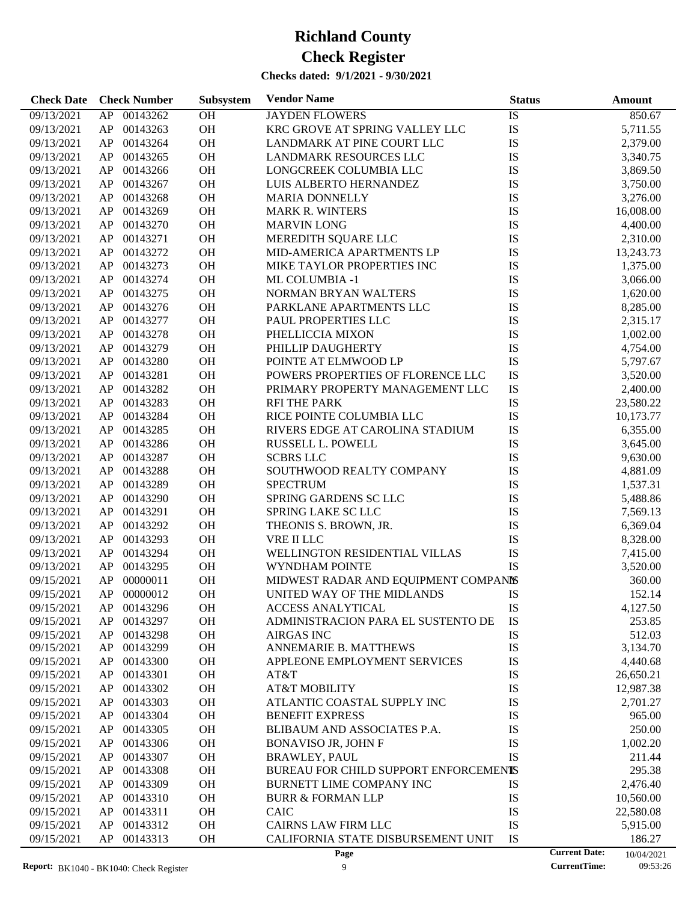# Richland County

# Check Register

**Checks dated: 9/1/2021 - 9/30/2021**

| Check Date | Check Number | | Subsystem | Vendor Name | Status | Amount |
|---|---|---|---|---|---|---|
| 09/13/2021 | AP | 00143262 | OH | JAYDEN FLOWERS | IS | 850.67 |
| 09/13/2021 | AP | 00143263 | OH | KRC GROVE AT SPRING VALLEY LLC | IS | 5,711.55 |
| 09/13/2021 | AP | 00143264 | OH | LANDMARK AT PINE COURT LLC | IS | 2,379.00 |
| 09/13/2021 | AP | 00143265 | OH | LANDMARK RESOURCES LLC | IS | 3,340.75 |
| 09/13/2021 | AP | 00143266 | OH | LONGCREEK COLUMBIA LLC | IS | 3,869.50 |
| 09/13/2021 | AP | 00143267 | OH | LUIS ALBERTO HERNANDEZ | IS | 3,750.00 |
| 09/13/2021 | AP | 00143268 | OH | MARIA DONNELLY | IS | 3,276.00 |
| 09/13/2021 | AP | 00143269 | OH | MARK R. WINTERS | IS | 16,008.00 |
| 09/13/2021 | AP | 00143270 | OH | MARVIN LONG | IS | 4,400.00 |
| 09/13/2021 | AP | 00143271 | OH | MEREDITH SQUARE LLC | IS | 2,310.00 |
| 09/13/2021 | AP | 00143272 | OH | MID-AMERICA APARTMENTS LP | IS | 13,243.73 |
| 09/13/2021 | AP | 00143273 | OH | MIKE TAYLOR PROPERTIES INC | IS | 1,375.00 |
| 09/13/2021 | AP | 00143274 | OH | ML COLUMBIA -1 | IS | 3,066.00 |
| 09/13/2021 | AP | 00143275 | OH | NORMAN BRYAN WALTERS | IS | 1,620.00 |
| 09/13/2021 | AP | 00143276 | OH | PARKLANE APARTMENTS LLC | IS | 8,285.00 |
| 09/13/2021 | AP | 00143277 | OH | PAUL PROPERTIES LLC | IS | 2,315.17 |
| 09/13/2021 | AP | 00143278 | OH | PHELLICCIA MIXON | IS | 1,002.00 |
| 09/13/2021 | AP | 00143279 | OH | PHILLIP DAUGHERTY | IS | 4,754.00 |
| 09/13/2021 | AP | 00143280 | OH | POINTE AT ELMWOOD LP | IS | 5,797.67 |
| 09/13/2021 | AP | 00143281 | OH | POWERS PROPERTIES OF FLORENCE LLC | IS | 3,520.00 |
| 09/13/2021 | AP | 00143282 | OH | PRIMARY PROPERTY MANAGEMENT LLC | IS | 2,400.00 |
| 09/13/2021 | AP | 00143283 | OH | RFI THE PARK | IS | 23,580.22 |
| 09/13/2021 | AP | 00143284 | OH | RICE POINTE COLUMBIA LLC | IS | 10,173.77 |
| 09/13/2021 | AP | 00143285 | OH | RIVERS EDGE AT CAROLINA STADIUM | IS | 6,355.00 |
| 09/13/2021 | AP | 00143286 | OH | RUSSELL L. POWELL | IS | 3,645.00 |
| 09/13/2021 | AP | 00143287 | OH | SCBRS LLC | IS | 9,630.00 |
| 09/13/2021 | AP | 00143288 | OH | SOUTHWOOD REALTY COMPANY | IS | 4,881.09 |
| 09/13/2021 | AP | 00143289 | OH | SPECTRUM | IS | 1,537.31 |
| 09/13/2021 | AP | 00143290 | OH | SPRING GARDENS SC LLC | IS | 5,488.86 |
| 09/13/2021 | AP | 00143291 | OH | SPRING LAKE SC LLC | IS | 7,569.13 |
| 09/13/2021 | AP | 00143292 | OH | THEONIS S. BROWN, JR. | IS | 6,369.04 |
| 09/13/2021 | AP | 00143293 | OH | VRE II LLC | IS | 8,328.00 |
| 09/13/2021 | AP | 00143294 | OH | WELLINGTON RESIDENTIAL VILLAS | IS | 7,415.00 |
| 09/13/2021 | AP | 00143295 | OH | WYNDHAM POINTE | IS | 3,520.00 |
| 09/15/2021 | AP | 00000011 | OH | MIDWEST RADAR AND EQUIPMENT COMPANY | IS | 360.00 |
| 09/15/2021 | AP | 00000012 | OH | UNITED WAY OF THE MIDLANDS | IS | 152.14 |
| 09/15/2021 | AP | 00143296 | OH | ACCESS ANALYTICAL | IS | 4,127.50 |
| 09/15/2021 | AP | 00143297 | OH | ADMINISTRACION PARA EL SUSTENTO DE | IS | 253.85 |
| 09/15/2021 | AP | 00143298 | OH | AIRGAS INC | IS | 512.03 |
| 09/15/2021 | AP | 00143299 | OH | ANNEMARIE B. MATTHEWS | IS | 3,134.70 |
| 09/15/2021 | AP | 00143300 | OH | APPLEONE EMPLOYMENT SERVICES | IS | 4,440.68 |
| 09/15/2021 | AP | 00143301 | OH | AT&T | IS | 26,650.21 |
| 09/15/2021 | AP | 00143302 | OH | AT&T MOBILITY | IS | 12,987.38 |
| 09/15/2021 | AP | 00143303 | OH | ATLANTIC COASTAL SUPPLY INC | IS | 2,701.27 |
| 09/15/2021 | AP | 00143304 | OH | BENEFIT EXPRESS | IS | 965.00 |
| 09/15/2021 | AP | 00143305 | OH | BLIBAUM AND ASSOCIATES P.A. | IS | 250.00 |
| 09/15/2021 | AP | 00143306 | OH | BONAVISO JR, JOHN F | IS | 1,002.20 |
| 09/15/2021 | AP | 00143307 | OH | BRAWLEY, PAUL | IS | 211.44 |
| 09/15/2021 | AP | 00143308 | OH | BUREAU FOR CHILD SUPPORT ENFORCEMENT | IS | 295.38 |
| 09/15/2021 | AP | 00143309 | OH | BURNETT LIME COMPANY INC | IS | 2,476.40 |
| 09/15/2021 | AP | 00143310 | OH | BURR & FORMAN LLP | IS | 10,560.00 |
| 09/15/2021 | AP | 00143311 | OH | CAIC | IS | 22,580.08 |
| 09/15/2021 | AP | 00143312 | OH | CAIRNS LAW FIRM LLC | IS | 5,915.00 |
| 09/15/2021 | AP | 00143313 | OH | CALIFORNIA STATE DISBURSEMENT UNIT | IS | 186.27 |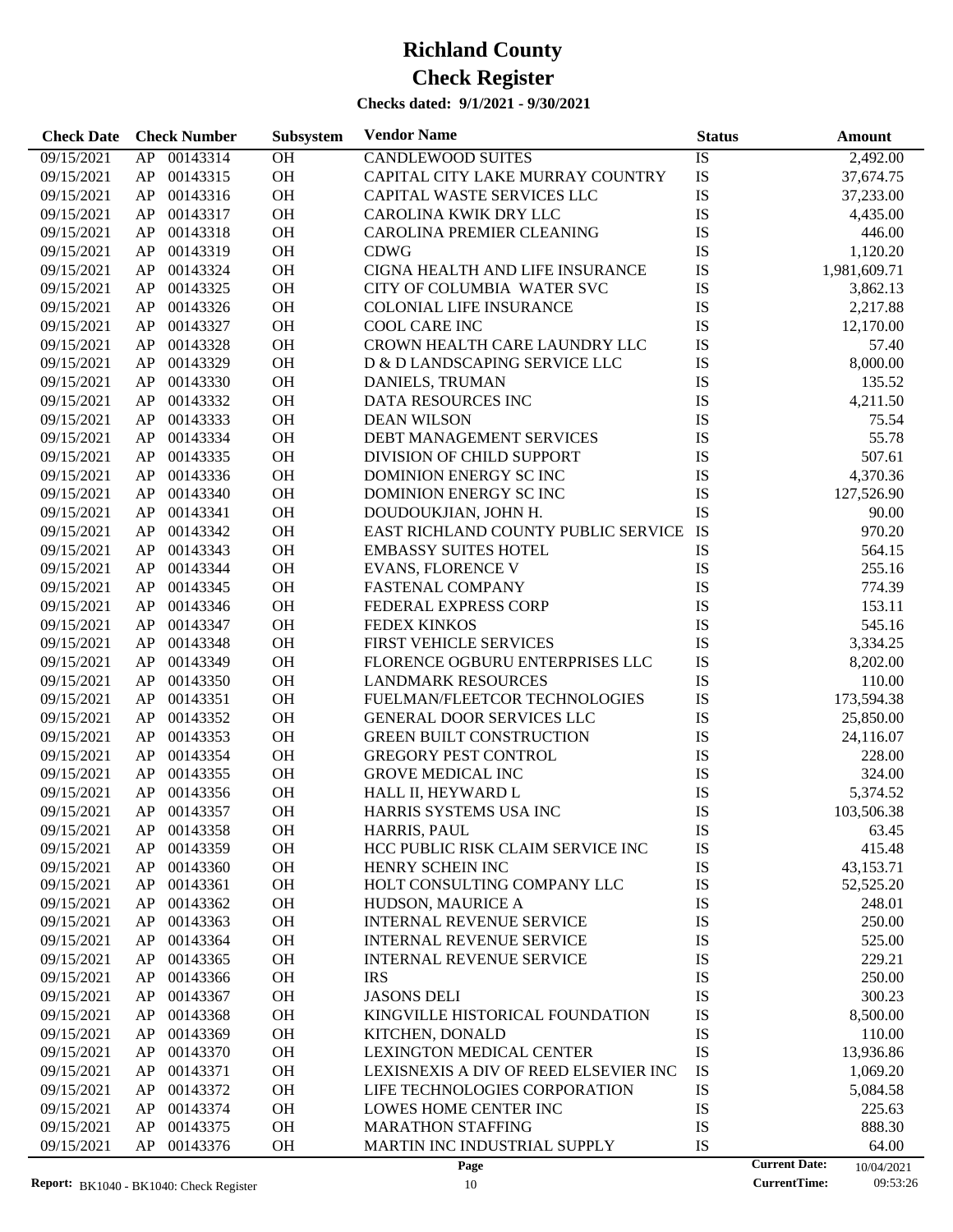# Richland County

# Check Register

**Checks dated: 9/1/2021 - 9/30/2021**

| Check Date | Check Number | | Subsystem | Vendor Name | Status | Amount |
|---|---|---|---|---|---|---|
| 09/15/2021 | AP | 00143314 | OH | CANDLEWOOD SUITES | IS | 2,492.00 |
| 09/15/2021 | AP | 00143315 | OH | CAPITAL CITY LAKE MURRAY COUNTRY | IS | 37,674.75 |
| 09/15/2021 | AP | 00143316 | OH | CAPITAL WASTE SERVICES LLC | IS | 37,233.00 |
| 09/15/2021 | AP | 00143317 | OH | CAROLINA KWIK DRY LLC | IS | 4,435.00 |
| 09/15/2021 | AP | 00143318 | OH | CAROLINA PREMIER CLEANING | IS | 446.00 |
| 09/15/2021 | AP | 00143319 | OH | CDWG | IS | 1,120.20 |
| 09/15/2021 | AP | 00143324 | OH | CIGNA HEALTH AND LIFE INSURANCE | IS | 1,981,609.71 |
| 09/15/2021 | AP | 00143325 | OH | CITY OF COLUMBIA WATER SVC | IS | 3,862.13 |
| 09/15/2021 | AP | 00143326 | OH | COLONIAL LIFE INSURANCE | IS | 2,217.88 |
| 09/15/2021 | AP | 00143327 | OH | COOL CARE INC | IS | 12,170.00 |
| 09/15/2021 | AP | 00143328 | OH | CROWN HEALTH CARE LAUNDRY LLC | IS | 57.40 |
| 09/15/2021 | AP | 00143329 | OH | D & D LANDSCAPING SERVICE LLC | IS | 8,000.00 |
| 09/15/2021 | AP | 00143330 | OH | DANIELS, TRUMAN | IS | 135.52 |
| 09/15/2021 | AP | 00143332 | OH | DATA RESOURCES INC | IS | 4,211.50 |
| 09/15/2021 | AP | 00143333 | OH | DEAN WILSON | IS | 75.54 |
| 09/15/2021 | AP | 00143334 | OH | DEBT MANAGEMENT SERVICES | IS | 55.78 |
| 09/15/2021 | AP | 00143335 | OH | DIVISION OF CHILD SUPPORT | IS | 507.61 |
| 09/15/2021 | AP | 00143336 | OH | DOMINION ENERGY SC INC | IS | 4,370.36 |
| 09/15/2021 | AP | 00143340 | OH | DOMINION ENERGY SC INC | IS | 127,526.90 |
| 09/15/2021 | AP | 00143341 | OH | DOUDOUKJIAN, JOHN H. | IS | 90.00 |
| 09/15/2021 | AP | 00143342 | OH | EAST RICHLAND COUNTY PUBLIC SERVICE | IS | 970.20 |
| 09/15/2021 | AP | 00143343 | OH | EMBASSY SUITES HOTEL | IS | 564.15 |
| 09/15/2021 | AP | 00143344 | OH | EVANS, FLORENCE V | IS | 255.16 |
| 09/15/2021 | AP | 00143345 | OH | FASTENAL COMPANY | IS | 774.39 |
| 09/15/2021 | AP | 00143346 | OH | FEDERAL EXPRESS CORP | IS | 153.11 |
| 09/15/2021 | AP | 00143347 | OH | FEDEX KINKOS | IS | 545.16 |
| 09/15/2021 | AP | 00143348 | OH | FIRST VEHICLE SERVICES | IS | 3,334.25 |
| 09/15/2021 | AP | 00143349 | OH | FLORENCE OGBURU ENTERPRISES LLC | IS | 8,202.00 |
| 09/15/2021 | AP | 00143350 | OH | LANDMARK RESOURCES | IS | 110.00 |
| 09/15/2021 | AP | 00143351 | OH | FUELMAN/FLEETCOR TECHNOLOGIES | IS | 173,594.38 |
| 09/15/2021 | AP | 00143352 | OH | GENERAL DOOR SERVICES LLC | IS | 25,850.00 |
| 09/15/2021 | AP | 00143353 | OH | GREEN BUILT CONSTRUCTION | IS | 24,116.07 |
| 09/15/2021 | AP | 00143354 | OH | GREGORY PEST CONTROL | IS | 228.00 |
| 09/15/2021 | AP | 00143355 | OH | GROVE MEDICAL INC | IS | 324.00 |
| 09/15/2021 | AP | 00143356 | OH | HALL II, HEYWARD L | IS | 5,374.52 |
| 09/15/2021 | AP | 00143357 | OH | HARRIS SYSTEMS USA INC | IS | 103,506.38 |
| 09/15/2021 | AP | 00143358 | OH | HARRIS, PAUL | IS | 63.45 |
| 09/15/2021 | AP | 00143359 | OH | HCC PUBLIC RISK CLAIM SERVICE INC | IS | 415.48 |
| 09/15/2021 | AP | 00143360 | OH | HENRY SCHEIN INC | IS | 43,153.71 |
| 09/15/2021 | AP | 00143361 | OH | HOLT CONSULTING COMPANY LLC | IS | 52,525.20 |
| 09/15/2021 | AP | 00143362 | OH | HUDSON, MAURICE A | IS | 248.01 |
| 09/15/2021 | AP | 00143363 | OH | INTERNAL REVENUE SERVICE | IS | 250.00 |
| 09/15/2021 | AP | 00143364 | OH | INTERNAL REVENUE SERVICE | IS | 525.00 |
| 09/15/2021 | AP | 00143365 | OH | INTERNAL REVENUE SERVICE | IS | 229.21 |
| 09/15/2021 | AP | 00143366 | OH | IRS | IS | 250.00 |
| 09/15/2021 | AP | 00143367 | OH | JASONS DELI | IS | 300.23 |
| 09/15/2021 | AP | 00143368 | OH | KINGVILLE HISTORICAL FOUNDATION | IS | 8,500.00 |
| 09/15/2021 | AP | 00143369 | OH | KITCHEN, DONALD | IS | 110.00 |
| 09/15/2021 | AP | 00143370 | OH | LEXINGTON MEDICAL CENTER | IS | 13,936.86 |
| 09/15/2021 | AP | 00143371 | OH | LEXISNEXIS A DIV OF REED ELSEVIER INC | IS | 1,069.20 |
| 09/15/2021 | AP | 00143372 | OH | LIFE TECHNOLOGIES CORPORATION | IS | 5,084.58 |
| 09/15/2021 | AP | 00143374 | OH | LOWES HOME CENTER INC | IS | 225.63 |
| 09/15/2021 | AP | 00143375 | OH | MARATHON STAFFING | IS | 888.30 |
| 09/15/2021 | AP | 00143376 | OH | MARTIN INC INDUSTRIAL SUPPLY | IS | 64.00 |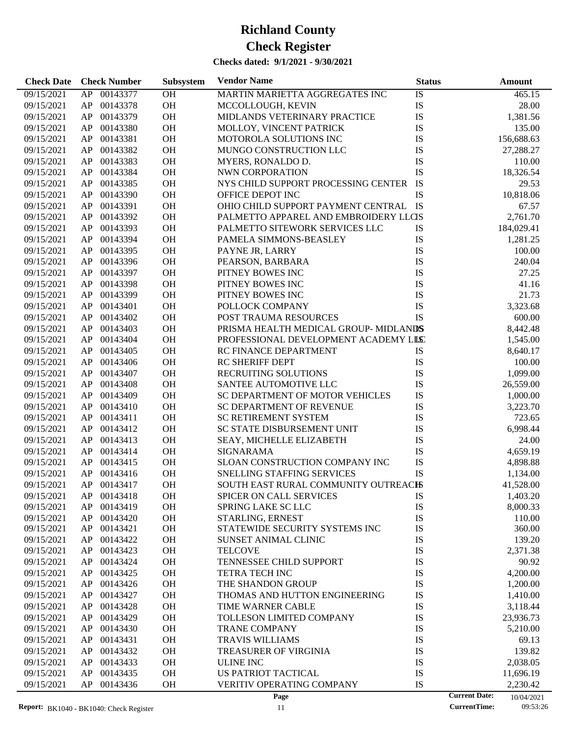# Richland County

# Check Register

**Checks dated: 9/1/2021 - 9/30/2021**

| Check Date | Check Number | | Subsystem | Vendor Name | Status | Amount |
|---|---|---|---|---|---|---|
| 09/15/2021 | AP | 00143377 | OH | MARTIN MARIETTA AGGREGATES INC | IS | 465.15 |
| 09/15/2021 | AP | 00143378 | OH | MCCOLLOUGH, KEVIN | IS | 28.00 |
| 09/15/2021 | AP | 00143379 | OH | MIDLANDS VETERINARY PRACTICE | IS | 1,381.56 |
| 09/15/2021 | AP | 00143380 | OH | MOLLOY, VINCENT PATRICK | IS | 135.00 |
| 09/15/2021 | AP | 00143381 | OH | MOTOROLA SOLUTIONS INC | IS | 156,688.63 |
| 09/15/2021 | AP | 00143382 | OH | MUNGO CONSTRUCTION LLC | IS | 27,288.27 |
| 09/15/2021 | AP | 00143383 | OH | MYERS, RONALDO D. | IS | 110.00 |
| 09/15/2021 | AP | 00143384 | OH | NWN CORPORATION | IS | 18,326.54 |
| 09/15/2021 | AP | 00143385 | OH | NYS CHILD SUPPORT PROCESSING CENTER | IS | 29.53 |
| 09/15/2021 | AP | 00143390 | OH | OFFICE DEPOT INC | IS | 10,818.06 |
| 09/15/2021 | AP | 00143391 | OH | OHIO CHILD SUPPORT PAYMENT CENTRAL | IS | 67.57 |
| 09/15/2021 | AP | 00143392 | OH | PALMETTO APPAREL AND EMBROIDERY LLC | IS | 2,761.70 |
| 09/15/2021 | AP | 00143393 | OH | PALMETTO SITEWORK SERVICES LLC | IS | 184,029.41 |
| 09/15/2021 | AP | 00143394 | OH | PAMELA SIMMONS-BEASLEY | IS | 1,281.25 |
| 09/15/2021 | AP | 00143395 | OH | PAYNE JR, LARRY | IS | 100.00 |
| 09/15/2021 | AP | 00143396 | OH | PEARSON, BARBARA | IS | 240.04 |
| 09/15/2021 | AP | 00143397 | OH | PITNEY BOWES INC | IS | 27.25 |
| 09/15/2021 | AP | 00143398 | OH | PITNEY BOWES INC | IS | 41.16 |
| 09/15/2021 | AP | 00143399 | OH | PITNEY BOWES INC | IS | 21.73 |
| 09/15/2021 | AP | 00143401 | OH | POLLOCK COMPANY | IS | 3,323.68 |
| 09/15/2021 | AP | 00143402 | OH | POST TRAUMA RESOURCES | IS | 600.00 |
| 09/15/2021 | AP | 00143403 | OH | PRISMA HEALTH MEDICAL GROUP- MIDLANDS | IS | 8,442.48 |
| 09/15/2021 | AP | 00143404 | OH | PROFESSIONAL DEVELOPMENT ACADEMY LLC | IS | 1,545.00 |
| 09/15/2021 | AP | 00143405 | OH | RC FINANCE DEPARTMENT | IS | 8,640.17 |
| 09/15/2021 | AP | 00143406 | OH | RC SHERIFF DEPT | IS | 100.00 |
| 09/15/2021 | AP | 00143407 | OH | RECRUITING SOLUTIONS | IS | 1,099.00 |
| 09/15/2021 | AP | 00143408 | OH | SANTEE AUTOMOTIVE LLC | IS | 26,559.00 |
| 09/15/2021 | AP | 00143409 | OH | SC DEPARTMENT OF MOTOR VEHICLES | IS | 1,000.00 |
| 09/15/2021 | AP | 00143410 | OH | SC DEPARTMENT OF REVENUE | IS | 3,223.70 |
| 09/15/2021 | AP | 00143411 | OH | SC RETIREMENT SYSTEM | IS | 723.65 |
| 09/15/2021 | AP | 00143412 | OH | SC STATE DISBURSEMENT UNIT | IS | 6,998.44 |
| 09/15/2021 | AP | 00143413 | OH | SEAY, MICHELLE ELIZABETH | IS | 24.00 |
| 09/15/2021 | AP | 00143414 | OH | SIGNARAMA | IS | 4,659.19 |
| 09/15/2021 | AP | 00143415 | OH | SLOAN CONSTRUCTION COMPANY INC | IS | 4,898.88 |
| 09/15/2021 | AP | 00143416 | OH | SNELLING STAFFING SERVICES | IS | 1,134.00 |
| 09/15/2021 | AP | 00143417 | OH | SOUTH EAST RURAL COMMUNITY OUTREACH | IS | 41,528.00 |
| 09/15/2021 | AP | 00143418 | OH | SPICER ON CALL SERVICES | IS | 1,403.20 |
| 09/15/2021 | AP | 00143419 | OH | SPRING LAKE SC LLC | IS | 8,000.33 |
| 09/15/2021 | AP | 00143420 | OH | STARLING, ERNEST | IS | 110.00 |
| 09/15/2021 | AP | 00143421 | OH | STATEWIDE SECURITY SYSTEMS INC | IS | 360.00 |
| 09/15/2021 | AP | 00143422 | OH | SUNSET ANIMAL CLINIC | IS | 139.20 |
| 09/15/2021 | AP | 00143423 | OH | TELCOVE | IS | 2,371.38 |
| 09/15/2021 | AP | 00143424 | OH | TENNESSEE CHILD SUPPORT | IS | 90.92 |
| 09/15/2021 | AP | 00143425 | OH | TETRA TECH INC | IS | 4,200.00 |
| 09/15/2021 | AP | 00143426 | OH | THE SHANDON GROUP | IS | 1,200.00 |
| 09/15/2021 | AP | 00143427 | OH | THOMAS AND HUTTON ENGINEERING | IS | 1,410.00 |
| 09/15/2021 | AP | 00143428 | OH | TIME WARNER CABLE | IS | 3,118.44 |
| 09/15/2021 | AP | 00143429 | OH | TOLLESON LIMITED COMPANY | IS | 23,936.73 |
| 09/15/2021 | AP | 00143430 | OH | TRANE COMPANY | IS | 5,210.00 |
| 09/15/2021 | AP | 00143431 | OH | TRAVIS WILLIAMS | IS | 69.13 |
| 09/15/2021 | AP | 00143432 | OH | TREASURER OF VIRGINIA | IS | 139.82 |
| 09/15/2021 | AP | 00143433 | OH | ULINE INC | IS | 2,038.05 |
| 09/15/2021 | AP | 00143435 | OH | US PATRIOT TACTICAL | IS | 11,696.19 |
| 09/15/2021 | AP | 00143436 | OH | VERITIV OPERATING COMPANY | IS | 2,230.42 |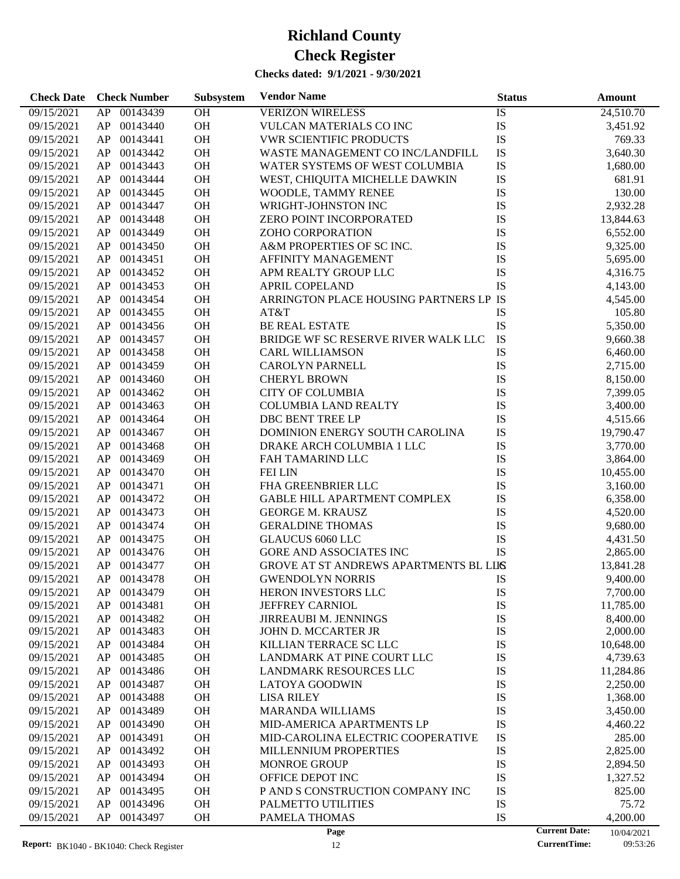# Richland County

# Check Register

**Checks dated: 9/1/2021 - 9/30/2021**

| Check Date | Check Number | | Subsystem | Vendor Name | Status | Amount |
|---|---|---|---|---|---|---|
| 09/15/2021 | AP | 00143439 | OH | VERIZON WIRELESS | IS | 24,510.70 |
| 09/15/2021 | AP | 00143440 | OH | VULCAN MATERIALS CO INC | IS | 3,451.92 |
| 09/15/2021 | AP | 00143441 | OH | VWR SCIENTIFIC PRODUCTS | IS | 769.33 |
| 09/15/2021 | AP | 00143442 | OH | WASTE MANAGEMENT CO INC/LANDFILL | IS | 3,640.30 |
| 09/15/2021 | AP | 00143443 | OH | WATER SYSTEMS OF WEST COLUMBIA | IS | 1,680.00 |
| 09/15/2021 | AP | 00143444 | OH | WEST, CHIQUITA MICHELLE DAWKIN | IS | 681.91 |
| 09/15/2021 | AP | 00143445 | OH | WOODLE, TAMMY RENEE | IS | 130.00 |
| 09/15/2021 | AP | 00143447 | OH | WRIGHT-JOHNSTON INC | IS | 2,932.28 |
| 09/15/2021 | AP | 00143448 | OH | ZERO POINT INCORPORATED | IS | 13,844.63 |
| 09/15/2021 | AP | 00143449 | OH | ZOHO CORPORATION | IS | 6,552.00 |
| 09/15/2021 | AP | 00143450 | OH | A&M PROPERTIES OF SC INC. | IS | 9,325.00 |
| 09/15/2021 | AP | 00143451 | OH | AFFINITY MANAGEMENT | IS | 5,695.00 |
| 09/15/2021 | AP | 00143452 | OH | APM REALTY GROUP LLC | IS | 4,316.75 |
| 09/15/2021 | AP | 00143453 | OH | APRIL COPELAND | IS | 4,143.00 |
| 09/15/2021 | AP | 00143454 | OH | ARRINGTON PLACE HOUSING PARTNERS LP | IS | 4,545.00 |
| 09/15/2021 | AP | 00143455 | OH | AT&T | IS | 105.80 |
| 09/15/2021 | AP | 00143456 | OH | BE REAL ESTATE | IS | 5,350.00 |
| 09/15/2021 | AP | 00143457 | OH | BRIDGE WF SC RESERVE RIVER WALK LLC | IS | 9,660.38 |
| 09/15/2021 | AP | 00143458 | OH | CARL WILLIAMSON | IS | 6,460.00 |
| 09/15/2021 | AP | 00143459 | OH | CAROLYN PARNELL | IS | 2,715.00 |
| 09/15/2021 | AP | 00143460 | OH | CHERYL BROWN | IS | 8,150.00 |
| 09/15/2021 | AP | 00143462 | OH | CITY OF COLUMBIA | IS | 7,399.05 |
| 09/15/2021 | AP | 00143463 | OH | COLUMBIA LAND REALTY | IS | 3,400.00 |
| 09/15/2021 | AP | 00143464 | OH | DBC BENT TREE LP | IS | 4,515.66 |
| 09/15/2021 | AP | 00143467 | OH | DOMINION ENERGY SOUTH CAROLINA | IS | 19,790.47 |
| 09/15/2021 | AP | 00143468 | OH | DRAKE ARCH COLUMBIA 1 LLC | IS | 3,770.00 |
| 09/15/2021 | AP | 00143469 | OH | FAH TAMARIND LLC | IS | 3,864.00 |
| 09/15/2021 | AP | 00143470 | OH | FEI LIN | IS | 10,455.00 |
| 09/15/2021 | AP | 00143471 | OH | FHA GREENBRIER LLC | IS | 3,160.00 |
| 09/15/2021 | AP | 00143472 | OH | GABLE HILL APARTMENT COMPLEX | IS | 6,358.00 |
| 09/15/2021 | AP | 00143473 | OH | GEORGE M. KRAUSZ | IS | 4,520.00 |
| 09/15/2021 | AP | 00143474 | OH | GERALDINE THOMAS | IS | 9,680.00 |
| 09/15/2021 | AP | 00143475 | OH | GLAUCUS 6060 LLC | IS | 4,431.50 |
| 09/15/2021 | AP | 00143476 | OH | GORE AND ASSOCIATES INC | IS | 2,865.00 |
| 09/15/2021 | AP | 00143477 | OH | GROVE AT ST ANDREWS APARTMENTS BL LLC | IS | 13,841.28 |
| 09/15/2021 | AP | 00143478 | OH | GWENDOLYN NORRIS | IS | 9,400.00 |
| 09/15/2021 | AP | 00143479 | OH | HERON INVESTORS LLC | IS | 7,700.00 |
| 09/15/2021 | AP | 00143481 | OH | JEFFREY CARNIOL | IS | 11,785.00 |
| 09/15/2021 | AP | 00143482 | OH | JIRREAUBI M. JENNINGS | IS | 8,400.00 |
| 09/15/2021 | AP | 00143483 | OH | JOHN D. MCCARTER JR | IS | 2,000.00 |
| 09/15/2021 | AP | 00143484 | OH | KILLIAN TERRACE SC LLC | IS | 10,648.00 |
| 09/15/2021 | AP | 00143485 | OH | LANDMARK AT PINE COURT LLC | IS | 4,739.63 |
| 09/15/2021 | AP | 00143486 | OH | LANDMARK RESOURCES LLC | IS | 11,284.86 |
| 09/15/2021 | AP | 00143487 | OH | LATOYA GOODWIN | IS | 2,250.00 |
| 09/15/2021 | AP | 00143488 | OH | LISA RILEY | IS | 1,368.00 |
| 09/15/2021 | AP | 00143489 | OH | MARANDA WILLIAMS | IS | 3,450.00 |
| 09/15/2021 | AP | 00143490 | OH | MID-AMERICA APARTMENTS LP | IS | 4,460.22 |
| 09/15/2021 | AP | 00143491 | OH | MID-CAROLINA ELECTRIC COOPERATIVE | IS | 285.00 |
| 09/15/2021 | AP | 00143492 | OH | MILLENNIUM PROPERTIES | IS | 2,825.00 |
| 09/15/2021 | AP | 00143493 | OH | MONROE GROUP | IS | 2,894.50 |
| 09/15/2021 | AP | 00143494 | OH | OFFICE DEPOT INC | IS | 1,327.52 |
| 09/15/2021 | AP | 00143495 | OH | P AND S CONSTRUCTION COMPANY INC | IS | 825.00 |
| 09/15/2021 | AP | 00143496 | OH | PALMETTO UTILITIES | IS | 75.72 |
| 09/15/2021 | AP | 00143497 | OH | PAMELA THOMAS | IS | 4,200.00 |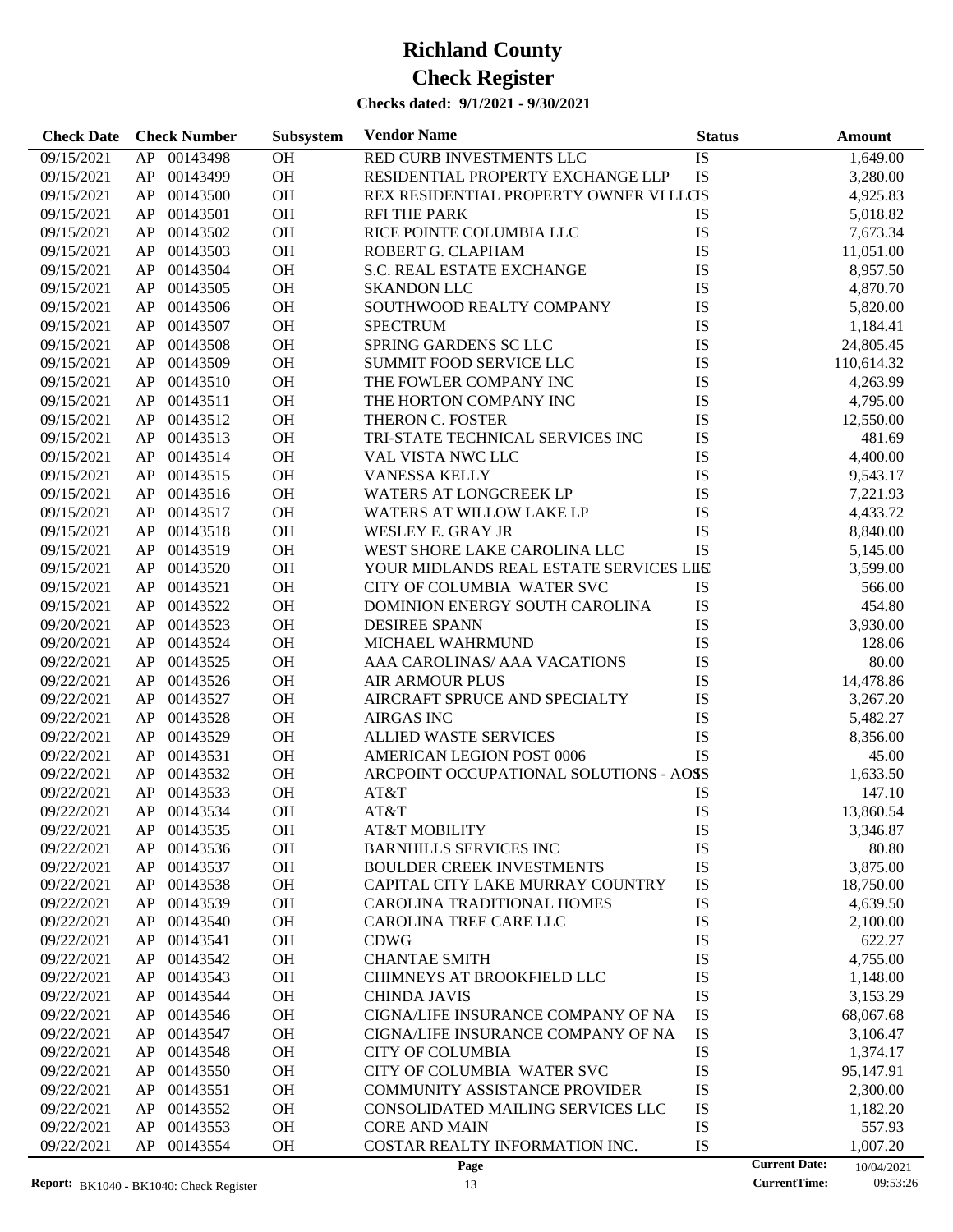# Richland County

# Check Register

### Checks dated: 9/1/2021 - 9/30/2021

| Check Date | Check Number | | Subsystem | Vendor Name | Status | Amount |
|---|---|---|---|---|---|---|
| 09/15/2021 | AP | 00143498 | OH | RED CURB INVESTMENTS LLC | IS | 1,649.00 |
| 09/15/2021 | AP | 00143499 | OH | RESIDENTIAL PROPERTY EXCHANGE LLP | IS | 3,280.00 |
| 09/15/2021 | AP | 00143500 | OH | REX RESIDENTIAL PROPERTY OWNER VI LLC | IS | 4,925.83 |
| 09/15/2021 | AP | 00143501 | OH | RFI THE PARK | IS | 5,018.82 |
| 09/15/2021 | AP | 00143502 | OH | RICE POINTE COLUMBIA LLC | IS | 7,673.34 |
| 09/15/2021 | AP | 00143503 | OH | ROBERT G. CLAPHAM | IS | 11,051.00 |
| 09/15/2021 | AP | 00143504 | OH | S.C. REAL ESTATE EXCHANGE | IS | 8,957.50 |
| 09/15/2021 | AP | 00143505 | OH | SKANDON LLC | IS | 4,870.70 |
| 09/15/2021 | AP | 00143506 | OH | SOUTHWOOD REALTY COMPANY | IS | 5,820.00 |
| 09/15/2021 | AP | 00143507 | OH | SPECTRUM | IS | 1,184.41 |
| 09/15/2021 | AP | 00143508 | OH | SPRING GARDENS SC LLC | IS | 24,805.45 |
| 09/15/2021 | AP | 00143509 | OH | SUMMIT FOOD SERVICE LLC | IS | 110,614.32 |
| 09/15/2021 | AP | 00143510 | OH | THE FOWLER COMPANY INC | IS | 4,263.99 |
| 09/15/2021 | AP | 00143511 | OH | THE HORTON COMPANY INC | IS | 4,795.00 |
| 09/15/2021 | AP | 00143512 | OH | THERON C. FOSTER | IS | 12,550.00 |
| 09/15/2021 | AP | 00143513 | OH | TRI-STATE TECHNICAL SERVICES INC | IS | 481.69 |
| 09/15/2021 | AP | 00143514 | OH | VAL VISTA NWC LLC | IS | 4,400.00 |
| 09/15/2021 | AP | 00143515 | OH | VANESSA KELLY | IS | 9,543.17 |
| 09/15/2021 | AP | 00143516 | OH | WATERS AT LONGCREEK LP | IS | 7,221.93 |
| 09/15/2021 | AP | 00143517 | OH | WATERS AT WILLOW LAKE LP | IS | 4,433.72 |
| 09/15/2021 | AP | 00143518 | OH | WESLEY E. GRAY JR | IS | 8,840.00 |
| 09/15/2021 | AP | 00143519 | OH | WEST SHORE LAKE CAROLINA LLC | IS | 5,145.00 |
| 09/15/2021 | AP | 00143520 | OH | YOUR MIDLANDS REAL ESTATE SERVICES LLC | IS | 3,599.00 |
| 09/15/2021 | AP | 00143521 | OH | CITY OF COLUMBIA WATER SVC | IS | 566.00 |
| 09/15/2021 | AP | 00143522 | OH | DOMINION ENERGY SOUTH CAROLINA | IS | 454.80 |
| 09/20/2021 | AP | 00143523 | OH | DESIREE SPANN | IS | 3,930.00 |
| 09/20/2021 | AP | 00143524 | OH | MICHAEL WAHRMUND | IS | 128.06 |
| 09/22/2021 | AP | 00143525 | OH | AAA CAROLINAS/ AAA VACATIONS | IS | 80.00 |
| 09/22/2021 | AP | 00143526 | OH | AIR ARMOUR PLUS | IS | 14,478.86 |
| 09/22/2021 | AP | 00143527 | OH | AIRCRAFT SPRUCE AND SPECIALTY | IS | 3,267.20 |
| 09/22/2021 | AP | 00143528 | OH | AIRGAS INC | IS | 5,482.27 |
| 09/22/2021 | AP | 00143529 | OH | ALLIED WASTE SERVICES | IS | 8,356.00 |
| 09/22/2021 | AP | 00143531 | OH | AMERICAN LEGION POST 0006 | IS | 45.00 |
| 09/22/2021 | AP | 00143532 | OH | ARCPOINT OCCUPATIONAL SOLUTIONS - AOS | IS | 1,633.50 |
| 09/22/2021 | AP | 00143533 | OH | AT&T | IS | 147.10 |
| 09/22/2021 | AP | 00143534 | OH | AT&T | IS | 13,860.54 |
| 09/22/2021 | AP | 00143535 | OH | AT&T MOBILITY | IS | 3,346.87 |
| 09/22/2021 | AP | 00143536 | OH | BARNHILLS SERVICES INC | IS | 80.80 |
| 09/22/2021 | AP | 00143537 | OH | BOULDER CREEK INVESTMENTS | IS | 3,875.00 |
| 09/22/2021 | AP | 00143538 | OH | CAPITAL CITY LAKE MURRAY COUNTRY | IS | 18,750.00 |
| 09/22/2021 | AP | 00143539 | OH | CAROLINA TRADITIONAL HOMES | IS | 4,639.50 |
| 09/22/2021 | AP | 00143540 | OH | CAROLINA TREE CARE LLC | IS | 2,100.00 |
| 09/22/2021 | AP | 00143541 | OH | CDWG | IS | 622.27 |
| 09/22/2021 | AP | 00143542 | OH | CHANTAE SMITH | IS | 4,755.00 |
| 09/22/2021 | AP | 00143543 | OH | CHIMNEYS AT BROOKFIELD LLC | IS | 1,148.00 |
| 09/22/2021 | AP | 00143544 | OH | CHINDA JAVIS | IS | 3,153.29 |
| 09/22/2021 | AP | 00143546 | OH | CIGNA/LIFE INSURANCE COMPANY OF NA | IS | 68,067.68 |
| 09/22/2021 | AP | 00143547 | OH | CIGNA/LIFE INSURANCE COMPANY OF NA | IS | 3,106.47 |
| 09/22/2021 | AP | 00143548 | OH | CITY OF COLUMBIA | IS | 1,374.17 |
| 09/22/2021 | AP | 00143550 | OH | CITY OF COLUMBIA WATER SVC | IS | 95,147.91 |
| 09/22/2021 | AP | 00143551 | OH | COMMUNITY ASSISTANCE PROVIDER | IS | 2,300.00 |
| 09/22/2021 | AP | 00143552 | OH | CONSOLIDATED MAILING SERVICES LLC | IS | 1,182.20 |
| 09/22/2021 | AP | 00143553 | OH | CORE AND MAIN | IS | 557.93 |
| 09/22/2021 | AP | 00143554 | OH | COSTAR REALTY INFORMATION INC. | IS | 1,007.20 |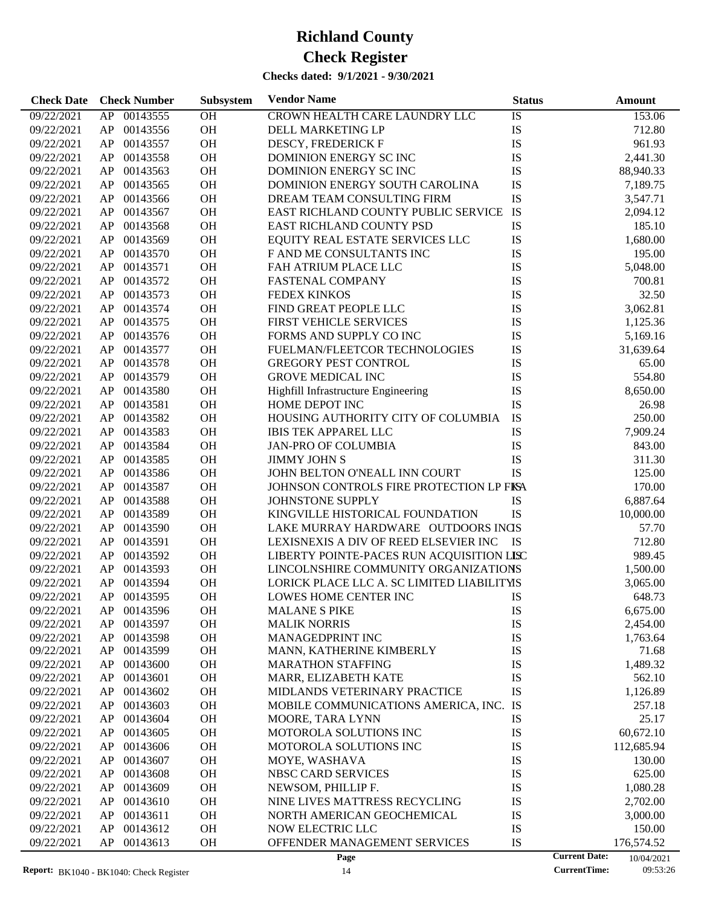# Richland County

# Check Register

**Checks dated: 9/1/2021 - 9/30/2021**

| Check Date | Check Number | | Subsystem | Vendor Name | Status | Amount |
|---|---|---|---|---|---|---|
| 09/22/2021 | AP | 00143555 | OH | CROWN HEALTH CARE LAUNDRY LLC | IS | 153.06 |
| 09/22/2021 | AP | 00143556 | OH | DELL MARKETING LP | IS | 712.80 |
| 09/22/2021 | AP | 00143557 | OH | DESCY, FREDERICK F | IS | 961.93 |
| 09/22/2021 | AP | 00143558 | OH | DOMINION ENERGY SC INC | IS | 2,441.30 |
| 09/22/2021 | AP | 00143563 | OH | DOMINION ENERGY SC INC | IS | 88,940.33 |
| 09/22/2021 | AP | 00143565 | OH | DOMINION ENERGY SOUTH CAROLINA | IS | 7,189.75 |
| 09/22/2021 | AP | 00143566 | OH | DREAM TEAM CONSULTING FIRM | IS | 3,547.71 |
| 09/22/2021 | AP | 00143567 | OH | EAST RICHLAND COUNTY PUBLIC SERVICE | IS | 2,094.12 |
| 09/22/2021 | AP | 00143568 | OH | EAST RICHLAND COUNTY PSD | IS | 185.10 |
| 09/22/2021 | AP | 00143569 | OH | EQUITY REAL ESTATE SERVICES LLC | IS | 1,680.00 |
| 09/22/2021 | AP | 00143570 | OH | F AND ME CONSULTANTS INC | IS | 195.00 |
| 09/22/2021 | AP | 00143571 | OH | FAH ATRIUM PLACE LLC | IS | 5,048.00 |
| 09/22/2021 | AP | 00143572 | OH | FASTENAL COMPANY | IS | 700.81 |
| 09/22/2021 | AP | 00143573 | OH | FEDEX KINKOS | IS | 32.50 |
| 09/22/2021 | AP | 00143574 | OH | FIND GREAT PEOPLE LLC | IS | 3,062.81 |
| 09/22/2021 | AP | 00143575 | OH | FIRST VEHICLE SERVICES | IS | 1,125.36 |
| 09/22/2021 | AP | 00143576 | OH | FORMS AND SUPPLY CO INC | IS | 5,169.16 |
| 09/22/2021 | AP | 00143577 | OH | FUELMAN/FLEETCOR TECHNOLOGIES | IS | 31,639.64 |
| 09/22/2021 | AP | 00143578 | OH | GREGORY PEST CONTROL | IS | 65.00 |
| 09/22/2021 | AP | 00143579 | OH | GROVE MEDICAL INC | IS | 554.80 |
| 09/22/2021 | AP | 00143580 | OH | Highfill Infrastructure Engineering | IS | 8,650.00 |
| 09/22/2021 | AP | 00143581 | OH | HOME DEPOT INC | IS | 26.98 |
| 09/22/2021 | AP | 00143582 | OH | HOUSING AUTHORITY CITY OF COLUMBIA | IS | 250.00 |
| 09/22/2021 | AP | 00143583 | OH | IBIS TEK APPAREL LLC | IS | 7,909.24 |
| 09/22/2021 | AP | 00143584 | OH | JAN-PRO OF COLUMBIA | IS | 843.00 |
| 09/22/2021 | AP | 00143585 | OH | JIMMY JOHN S | IS | 311.30 |
| 09/22/2021 | AP | 00143586 | OH | JOHN BELTON O'NEALL INN COURT | IS | 125.00 |
| 09/22/2021 | AP | 00143587 | OH | JOHNSON CONTROLS FIRE PROTECTION LP FKA | IS | 170.00 |
| 09/22/2021 | AP | 00143588 | OH | JOHNSTONE SUPPLY | IS | 6,887.64 |
| 09/22/2021 | AP | 00143589 | OH | KINGVILLE HISTORICAL FOUNDATION | IS | 10,000.00 |
| 09/22/2021 | AP | 00143590 | OH | LAKE MURRAY HARDWARE OUTDOORS INC | IS | 57.70 |
| 09/22/2021 | AP | 00143591 | OH | LEXISNEXIS A DIV OF REED ELSEVIER INC | IS | 712.80 |
| 09/22/2021 | AP | 00143592 | OH | LIBERTY POINTE-PACES RUN ACQUISITION LLC | IS | 989.45 |
| 09/22/2021 | AP | 00143593 | OH | LINCOLNSHIRE COMMUNITY ORGANIZATION | IS | 1,500.00 |
| 09/22/2021 | AP | 00143594 | OH | LORICK PLACE LLC A. SC LIMITED LIABILITY | IS | 3,065.00 |
| 09/22/2021 | AP | 00143595 | OH | LOWES HOME CENTER INC | IS | 648.73 |
| 09/22/2021 | AP | 00143596 | OH | MALANE S PIKE | IS | 6,675.00 |
| 09/22/2021 | AP | 00143597 | OH | MALIK NORRIS | IS | 2,454.00 |
| 09/22/2021 | AP | 00143598 | OH | MANAGEDPRINT INC | IS | 1,763.64 |
| 09/22/2021 | AP | 00143599 | OH | MANN, KATHERINE KIMBERLY | IS | 71.68 |
| 09/22/2021 | AP | 00143600 | OH | MARATHON STAFFING | IS | 1,489.32 |
| 09/22/2021 | AP | 00143601 | OH | MARR, ELIZABETH KATE | IS | 562.10 |
| 09/22/2021 | AP | 00143602 | OH | MIDLANDS VETERINARY PRACTICE | IS | 1,126.89 |
| 09/22/2021 | AP | 00143603 | OH | MOBILE COMMUNICATIONS AMERICA, INC. | IS | 257.18 |
| 09/22/2021 | AP | 00143604 | OH | MOORE, TARA LYNN | IS | 25.17 |
| 09/22/2021 | AP | 00143605 | OH | MOTOROLA SOLUTIONS INC | IS | 60,672.10 |
| 09/22/2021 | AP | 00143606 | OH | MOTOROLA SOLUTIONS INC | IS | 112,685.94 |
| 09/22/2021 | AP | 00143607 | OH | MOYE, WASHAVA | IS | 130.00 |
| 09/22/2021 | AP | 00143608 | OH | NBSC CARD SERVICES | IS | 625.00 |
| 09/22/2021 | AP | 00143609 | OH | NEWSOM, PHILLIP F. | IS | 1,080.28 |
| 09/22/2021 | AP | 00143610 | OH | NINE LIVES MATTRESS RECYCLING | IS | 2,702.00 |
| 09/22/2021 | AP | 00143611 | OH | NORTH AMERICAN GEOCHEMICAL | IS | 3,000.00 |
| 09/22/2021 | AP | 00143612 | OH | NOW ELECTRIC LLC | IS | 150.00 |
| 09/22/2021 | AP | 00143613 | OH | OFFENDER MANAGEMENT SERVICES | IS | 176,574.52 |

Report: BK1040 - BK1040: Check Register

Current Date: 10/04/2021
CurrentTime: 09:53:26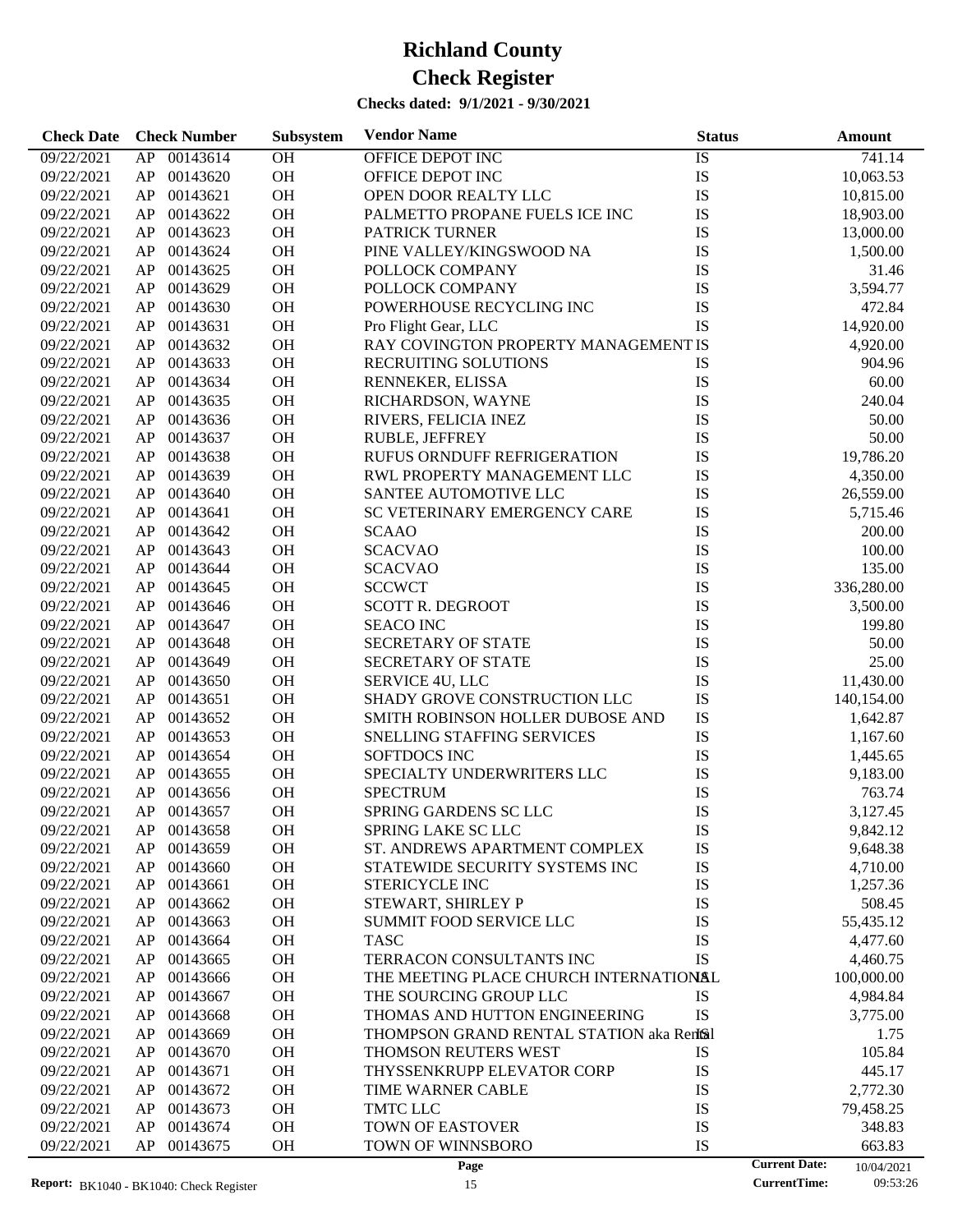# Richland County

# Check Register

**Checks dated: 9/1/2021 - 9/30/2021**

| Check Date | Check Number | | Subsystem | Vendor Name | Status | Amount |
|---|---|---|---|---|---|---|
| 09/22/2021 | AP | 00143614 | OH | OFFICE DEPOT INC | IS | 741.14 |
| 09/22/2021 | AP | 00143620 | OH | OFFICE DEPOT INC | IS | 10,063.53 |
| 09/22/2021 | AP | 00143621 | OH | OPEN DOOR REALTY LLC | IS | 10,815.00 |
| 09/22/2021 | AP | 00143622 | OH | PALMETTO PROPANE FUELS ICE INC | IS | 18,903.00 |
| 09/22/2021 | AP | 00143623 | OH | PATRICK TURNER | IS | 13,000.00 |
| 09/22/2021 | AP | 00143624 | OH | PINE VALLEY/KINGSWOOD NA | IS | 1,500.00 |
| 09/22/2021 | AP | 00143625 | OH | POLLOCK COMPANY | IS | 31.46 |
| 09/22/2021 | AP | 00143629 | OH | POLLOCK COMPANY | IS | 3,594.77 |
| 09/22/2021 | AP | 00143630 | OH | POWERHOUSE RECYCLING INC | IS | 472.84 |
| 09/22/2021 | AP | 00143631 | OH | Pro Flight Gear, LLC | IS | 14,920.00 |
| 09/22/2021 | AP | 00143632 | OH | RAY COVINGTON PROPERTY MANAGEMENT | IS | 4,920.00 |
| 09/22/2021 | AP | 00143633 | OH | RECRUITING SOLUTIONS | IS | 904.96 |
| 09/22/2021 | AP | 00143634 | OH | RENNEKER, ELISSA | IS | 60.00 |
| 09/22/2021 | AP | 00143635 | OH | RICHARDSON, WAYNE | IS | 240.04 |
| 09/22/2021 | AP | 00143636 | OH | RIVERS, FELICIA INEZ | IS | 50.00 |
| 09/22/2021 | AP | 00143637 | OH | RUBLE, JEFFREY | IS | 50.00 |
| 09/22/2021 | AP | 00143638 | OH | RUFUS ORNDUFF REFRIGERATION | IS | 19,786.20 |
| 09/22/2021 | AP | 00143639 | OH | RWL PROPERTY MANAGEMENT LLC | IS | 4,350.00 |
| 09/22/2021 | AP | 00143640 | OH | SANTEE AUTOMOTIVE LLC | IS | 26,559.00 |
| 09/22/2021 | AP | 00143641 | OH | SC VETERINARY EMERGENCY CARE | IS | 5,715.46 |
| 09/22/2021 | AP | 00143642 | OH | SCAAO | IS | 200.00 |
| 09/22/2021 | AP | 00143643 | OH | SCACVAO | IS | 100.00 |
| 09/22/2021 | AP | 00143644 | OH | SCACVAO | IS | 135.00 |
| 09/22/2021 | AP | 00143645 | OH | SCCWCT | IS | 336,280.00 |
| 09/22/2021 | AP | 00143646 | OH | SCOTT R. DEGROOT | IS | 3,500.00 |
| 09/22/2021 | AP | 00143647 | OH | SEACO INC | IS | 199.80 |
| 09/22/2021 | AP | 00143648 | OH | SECRETARY OF STATE | IS | 50.00 |
| 09/22/2021 | AP | 00143649 | OH | SECRETARY OF STATE | IS | 25.00 |
| 09/22/2021 | AP | 00143650 | OH | SERVICE 4U, LLC | IS | 11,430.00 |
| 09/22/2021 | AP | 00143651 | OH | SHADY GROVE CONSTRUCTION LLC | IS | 140,154.00 |
| 09/22/2021 | AP | 00143652 | OH | SMITH ROBINSON HOLLER DUBOSE AND | IS | 1,642.87 |
| 09/22/2021 | AP | 00143653 | OH | SNELLING STAFFING SERVICES | IS | 1,167.60 |
| 09/22/2021 | AP | 00143654 | OH | SOFTDOCS INC | IS | 1,445.65 |
| 09/22/2021 | AP | 00143655 | OH | SPECIALTY UNDERWRITERS LLC | IS | 9,183.00 |
| 09/22/2021 | AP | 00143656 | OH | SPECTRUM | IS | 763.74 |
| 09/22/2021 | AP | 00143657 | OH | SPRING GARDENS SC LLC | IS | 3,127.45 |
| 09/22/2021 | AP | 00143658 | OH | SPRING LAKE SC LLC | IS | 9,842.12 |
| 09/22/2021 | AP | 00143659 | OH | ST. ANDREWS APARTMENT COMPLEX | IS | 9,648.38 |
| 09/22/2021 | AP | 00143660 | OH | STATEWIDE SECURITY SYSTEMS INC | IS | 4,710.00 |
| 09/22/2021 | AP | 00143661 | OH | STERICYCLE INC | IS | 1,257.36 |
| 09/22/2021 | AP | 00143662 | OH | STEWART, SHIRLEY P | IS | 508.45 |
| 09/22/2021 | AP | 00143663 | OH | SUMMIT FOOD SERVICE LLC | IS | 55,435.12 |
| 09/22/2021 | AP | 00143664 | OH | TASC | IS | 4,477.60 |
| 09/22/2021 | AP | 00143665 | OH | TERRACON CONSULTANTS INC | IS | 4,460.75 |
| 09/22/2021 | AP | 00143666 | OH | THE MEETING PLACE CHURCH INTERNATIONAL | IS | 100,000.00 |
| 09/22/2021 | AP | 00143667 | OH | THE SOURCING GROUP LLC | IS | 4,984.84 |
| 09/22/2021 | AP | 00143668 | OH | THOMAS AND HUTTON ENGINEERING | IS | 3,775.00 |
| 09/22/2021 | AP | 00143669 | OH | THOMPSON GRAND RENTAL STATION aka Rental | IS | 1.75 |
| 09/22/2021 | AP | 00143670 | OH | THOMSON REUTERS WEST | IS | 105.84 |
| 09/22/2021 | AP | 00143671 | OH | THYSSENKRUPP ELEVATOR CORP | IS | 445.17 |
| 09/22/2021 | AP | 00143672 | OH | TIME WARNER CABLE | IS | 2,772.30 |
| 09/22/2021 | AP | 00143673 | OH | TMTC LLC | IS | 79,458.25 |
| 09/22/2021 | AP | 00143674 | OH | TOWN OF EASTOVER | IS | 348.83 |
| 09/22/2021 | AP | 00143675 | OH | TOWN OF WINNSBORO | IS | 663.83 |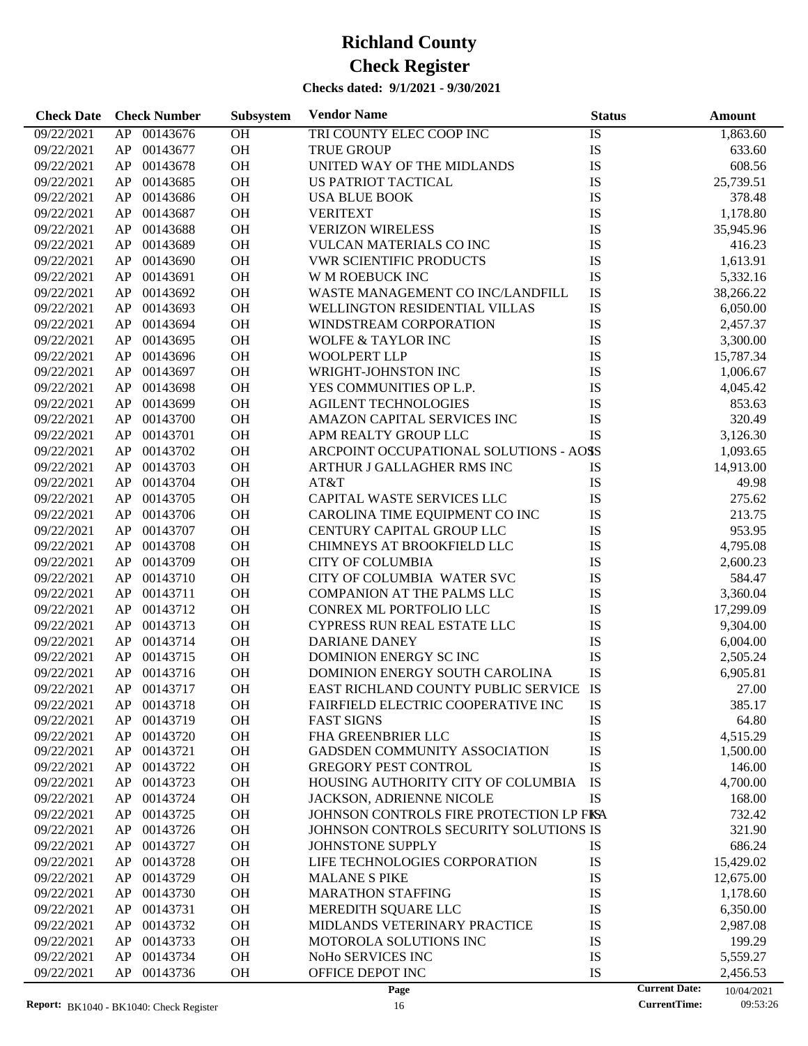# Richland County

# Check Register

**Checks dated: 9/1/2021 - 9/30/2021**

| Check Date | Check Number | | Subsystem | Vendor Name | Status | Amount |
|---|---|---|---|---|---|---|
| 09/22/2021 | AP | 00143676 | OH | TRI COUNTY ELEC COOP INC | IS | 1,863.60 |
| 09/22/2021 | AP | 00143677 | OH | TRUE GROUP | IS | 633.60 |
| 09/22/2021 | AP | 00143678 | OH | UNITED WAY OF THE MIDLANDS | IS | 608.56 |
| 09/22/2021 | AP | 00143685 | OH | US PATRIOT TACTICAL | IS | 25,739.51 |
| 09/22/2021 | AP | 00143686 | OH | USA BLUE BOOK | IS | 378.48 |
| 09/22/2021 | AP | 00143687 | OH | VERITEXT | IS | 1,178.80 |
| 09/22/2021 | AP | 00143688 | OH | VERIZON WIRELESS | IS | 35,945.96 |
| 09/22/2021 | AP | 00143689 | OH | VULCAN MATERIALS CO INC | IS | 416.23 |
| 09/22/2021 | AP | 00143690 | OH | VWR SCIENTIFIC PRODUCTS | IS | 1,613.91 |
| 09/22/2021 | AP | 00143691 | OH | W M ROEBUCK INC | IS | 5,332.16 |
| 09/22/2021 | AP | 00143692 | OH | WASTE MANAGEMENT CO INC/LANDFILL | IS | 38,266.22 |
| 09/22/2021 | AP | 00143693 | OH | WELLINGTON RESIDENTIAL VILLAS | IS | 6,050.00 |
| 09/22/2021 | AP | 00143694 | OH | WINDSTREAM CORPORATION | IS | 2,457.37 |
| 09/22/2021 | AP | 00143695 | OH | WOLFE & TAYLOR INC | IS | 3,300.00 |
| 09/22/2021 | AP | 00143696 | OH | WOOLPERT LLP | IS | 15,787.34 |
| 09/22/2021 | AP | 00143697 | OH | WRIGHT-JOHNSTON INC | IS | 1,006.67 |
| 09/22/2021 | AP | 00143698 | OH | YES COMMUNITIES OP L.P. | IS | 4,045.42 |
| 09/22/2021 | AP | 00143699 | OH | AGILENT TECHNOLOGIES | IS | 853.63 |
| 09/22/2021 | AP | 00143700 | OH | AMAZON CAPITAL SERVICES INC | IS | 320.49 |
| 09/22/2021 | AP | 00143701 | OH | APM REALTY GROUP LLC | IS | 3,126.30 |
| 09/22/2021 | AP | 00143702 | OH | ARCPOINT OCCUPATIONAL SOLUTIONS - AOS | IS | 1,093.65 |
| 09/22/2021 | AP | 00143703 | OH | ARTHUR J GALLAGHER RMS INC | IS | 14,913.00 |
| 09/22/2021 | AP | 00143704 | OH | AT&T | IS | 49.98 |
| 09/22/2021 | AP | 00143705 | OH | CAPITAL WASTE SERVICES LLC | IS | 275.62 |
| 09/22/2021 | AP | 00143706 | OH | CAROLINA TIME EQUIPMENT CO INC | IS | 213.75 |
| 09/22/2021 | AP | 00143707 | OH | CENTURY CAPITAL GROUP LLC | IS | 953.95 |
| 09/22/2021 | AP | 00143708 | OH | CHIMNEYS AT BROOKFIELD LLC | IS | 4,795.08 |
| 09/22/2021 | AP | 00143709 | OH | CITY OF COLUMBIA | IS | 2,600.23 |
| 09/22/2021 | AP | 00143710 | OH | CITY OF COLUMBIA WATER SVC | IS | 584.47 |
| 09/22/2021 | AP | 00143711 | OH | COMPANION AT THE PALMS LLC | IS | 3,360.04 |
| 09/22/2021 | AP | 00143712 | OH | CONREX ML PORTFOLIO LLC | IS | 17,299.09 |
| 09/22/2021 | AP | 00143713 | OH | CYPRESS RUN REAL ESTATE LLC | IS | 9,304.00 |
| 09/22/2021 | AP | 00143714 | OH | DARIANE DANEY | IS | 6,004.00 |
| 09/22/2021 | AP | 00143715 | OH | DOMINION ENERGY SC INC | IS | 2,505.24 |
| 09/22/2021 | AP | 00143716 | OH | DOMINION ENERGY SOUTH CAROLINA | IS | 6,905.81 |
| 09/22/2021 | AP | 00143717 | OH | EAST RICHLAND COUNTY PUBLIC SERVICE | IS | 27.00 |
| 09/22/2021 | AP | 00143718 | OH | FAIRFIELD ELECTRIC COOPERATIVE INC | IS | 385.17 |
| 09/22/2021 | AP | 00143719 | OH | FAST SIGNS | IS | 64.80 |
| 09/22/2021 | AP | 00143720 | OH | FHA GREENBRIER LLC | IS | 4,515.29 |
| 09/22/2021 | AP | 00143721 | OH | GADSDEN COMMUNITY ASSOCIATION | IS | 1,500.00 |
| 09/22/2021 | AP | 00143722 | OH | GREGORY PEST CONTROL | IS | 146.00 |
| 09/22/2021 | AP | 00143723 | OH | HOUSING AUTHORITY CITY OF COLUMBIA | IS | 4,700.00 |
| 09/22/2021 | AP | 00143724 | OH | JACKSON, ADRIENNE NICOLE | IS | 168.00 |
| 09/22/2021 | AP | 00143725 | OH | JOHNSON CONTROLS FIRE PROTECTION LP FKA | IS | 732.42 |
| 09/22/2021 | AP | 00143726 | OH | JOHNSON CONTROLS SECURITY SOLUTIONS | IS | 321.90 |
| 09/22/2021 | AP | 00143727 | OH | JOHNSTONE SUPPLY | IS | 686.24 |
| 09/22/2021 | AP | 00143728 | OH | LIFE TECHNOLOGIES CORPORATION | IS | 15,429.02 |
| 09/22/2021 | AP | 00143729 | OH | MALANE S PIKE | IS | 12,675.00 |
| 09/22/2021 | AP | 00143730 | OH | MARATHON STAFFING | IS | 1,178.60 |
| 09/22/2021 | AP | 00143731 | OH | MEREDITH SQUARE LLC | IS | 6,350.00 |
| 09/22/2021 | AP | 00143732 | OH | MIDLANDS VETERINARY PRACTICE | IS | 2,987.08 |
| 09/22/2021 | AP | 00143733 | OH | MOTOROLA SOLUTIONS INC | IS | 199.29 |
| 09/22/2021 | AP | 00143734 | OH | NoHo SERVICES INC | IS | 5,559.27 |
| 09/22/2021 | AP | 00143736 | OH | OFFICE DEPOT INC | IS | 2,456.53 |

Report: BK1040 - BK1040: Check Register | Current Date: 10/04/2021 | CurrentTime: 09:53:26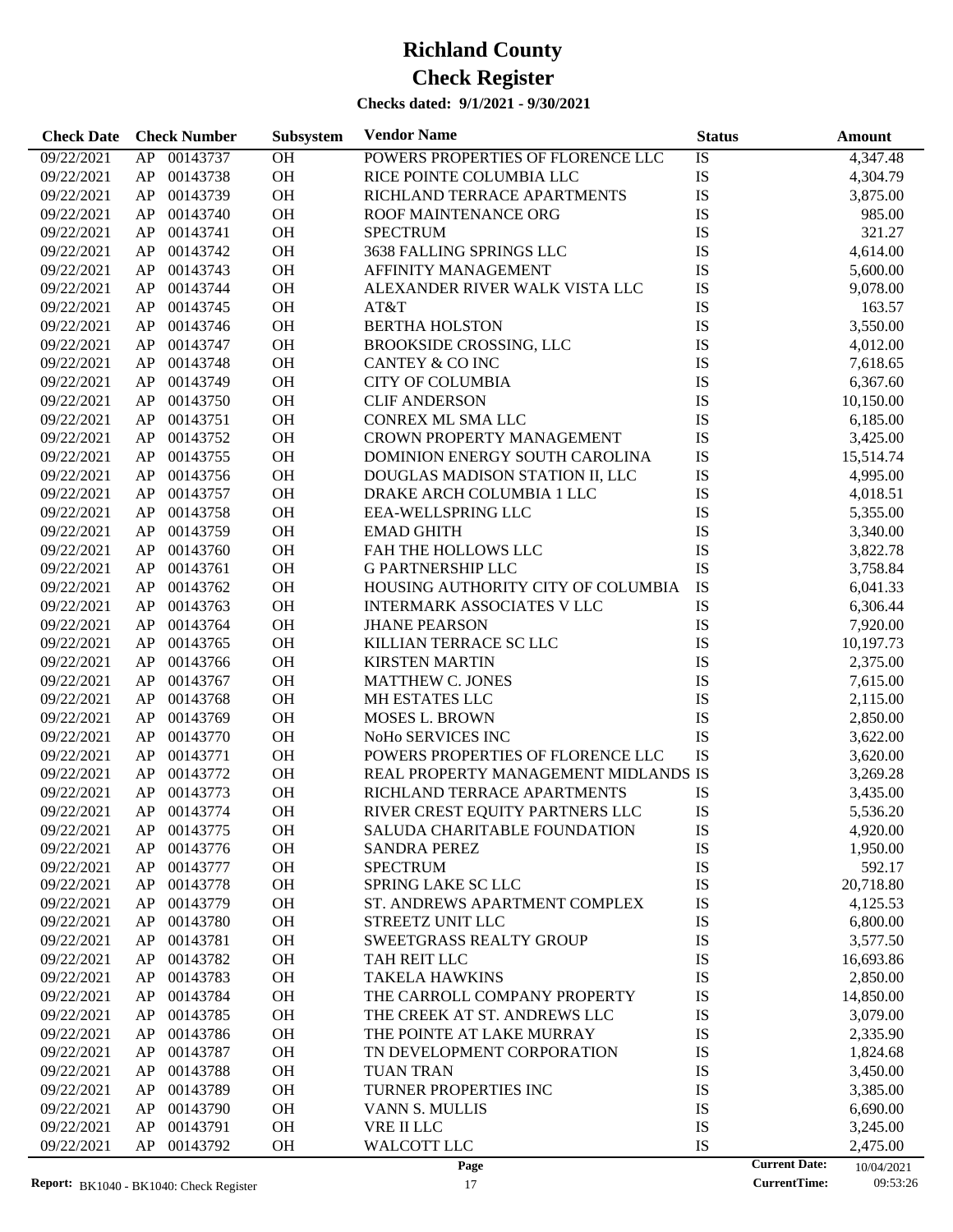# Richland County

# Check Register

**Checks dated: 9/1/2021 - 9/30/2021**

| Check Date | Check Number | | Subsystem | Vendor Name | Status | Amount |
|---|---|---|---|---|---|---|
| 09/22/2021 | AP | 00143737 | OH | POWERS PROPERTIES OF FLORENCE LLC | IS | 4,347.48 |
| 09/22/2021 | AP | 00143738 | OH | RICE POINTE COLUMBIA LLC | IS | 4,304.79 |
| 09/22/2021 | AP | 00143739 | OH | RICHLAND TERRACE APARTMENTS | IS | 3,875.00 |
| 09/22/2021 | AP | 00143740 | OH | ROOF MAINTENANCE ORG | IS | 985.00 |
| 09/22/2021 | AP | 00143741 | OH | SPECTRUM | IS | 321.27 |
| 09/22/2021 | AP | 00143742 | OH | 3638 FALLING SPRINGS LLC | IS | 4,614.00 |
| 09/22/2021 | AP | 00143743 | OH | AFFINITY MANAGEMENT | IS | 5,600.00 |
| 09/22/2021 | AP | 00143744 | OH | ALEXANDER RIVER WALK VISTA LLC | IS | 9,078.00 |
| 09/22/2021 | AP | 00143745 | OH | AT&T | IS | 163.57 |
| 09/22/2021 | AP | 00143746 | OH | BERTHA HOLSTON | IS | 3,550.00 |
| 09/22/2021 | AP | 00143747 | OH | BROOKSIDE CROSSING, LLC | IS | 4,012.00 |
| 09/22/2021 | AP | 00143748 | OH | CANTEY & CO INC | IS | 7,618.65 |
| 09/22/2021 | AP | 00143749 | OH | CITY OF COLUMBIA | IS | 6,367.60 |
| 09/22/2021 | AP | 00143750 | OH | CLIF ANDERSON | IS | 10,150.00 |
| 09/22/2021 | AP | 00143751 | OH | CONREX ML SMA LLC | IS | 6,185.00 |
| 09/22/2021 | AP | 00143752 | OH | CROWN PROPERTY MANAGEMENT | IS | 3,425.00 |
| 09/22/2021 | AP | 00143755 | OH | DOMINION ENERGY SOUTH CAROLINA | IS | 15,514.74 |
| 09/22/2021 | AP | 00143756 | OH | DOUGLAS MADISON STATION II, LLC | IS | 4,995.00 |
| 09/22/2021 | AP | 00143757 | OH | DRAKE ARCH COLUMBIA 1 LLC | IS | 4,018.51 |
| 09/22/2021 | AP | 00143758 | OH | EEA-WELLSPRING LLC | IS | 5,355.00 |
| 09/22/2021 | AP | 00143759 | OH | EMAD GHITH | IS | 3,340.00 |
| 09/22/2021 | AP | 00143760 | OH | FAH THE HOLLOWS LLC | IS | 3,822.78 |
| 09/22/2021 | AP | 00143761 | OH | G PARTNERSHIP LLC | IS | 3,758.84 |
| 09/22/2021 | AP | 00143762 | OH | HOUSING AUTHORITY CITY OF COLUMBIA | IS | 6,041.33 |
| 09/22/2021 | AP | 00143763 | OH | INTERMARK ASSOCIATES V LLC | IS | 6,306.44 |
| 09/22/2021 | AP | 00143764 | OH | JHANE PEARSON | IS | 7,920.00 |
| 09/22/2021 | AP | 00143765 | OH | KILLIAN TERRACE SC LLC | IS | 10,197.73 |
| 09/22/2021 | AP | 00143766 | OH | KIRSTEN MARTIN | IS | 2,375.00 |
| 09/22/2021 | AP | 00143767 | OH | MATTHEW C. JONES | IS | 7,615.00 |
| 09/22/2021 | AP | 00143768 | OH | MH ESTATES LLC | IS | 2,115.00 |
| 09/22/2021 | AP | 00143769 | OH | MOSES L. BROWN | IS | 2,850.00 |
| 09/22/2021 | AP | 00143770 | OH | NoHo SERVICES INC | IS | 3,622.00 |
| 09/22/2021 | AP | 00143771 | OH | POWERS PROPERTIES OF FLORENCE LLC | IS | 3,620.00 |
| 09/22/2021 | AP | 00143772 | OH | REAL PROPERTY MANAGEMENT MIDLANDS | IS | 3,269.28 |
| 09/22/2021 | AP | 00143773 | OH | RICHLAND TERRACE APARTMENTS | IS | 3,435.00 |
| 09/22/2021 | AP | 00143774 | OH | RIVER CREST EQUITY PARTNERS LLC | IS | 5,536.20 |
| 09/22/2021 | AP | 00143775 | OH | SALUDA CHARITABLE FOUNDATION | IS | 4,920.00 |
| 09/22/2021 | AP | 00143776 | OH | SANDRA PEREZ | IS | 1,950.00 |
| 09/22/2021 | AP | 00143777 | OH | SPECTRUM | IS | 592.17 |
| 09/22/2021 | AP | 00143778 | OH | SPRING LAKE SC LLC | IS | 20,718.80 |
| 09/22/2021 | AP | 00143779 | OH | ST. ANDREWS APARTMENT COMPLEX | IS | 4,125.53 |
| 09/22/2021 | AP | 00143780 | OH | STREETZ UNIT LLC | IS | 6,800.00 |
| 09/22/2021 | AP | 00143781 | OH | SWEETGRASS REALTY GROUP | IS | 3,577.50 |
| 09/22/2021 | AP | 00143782 | OH | TAH REIT LLC | IS | 16,693.86 |
| 09/22/2021 | AP | 00143783 | OH | TAKELA HAWKINS | IS | 2,850.00 |
| 09/22/2021 | AP | 00143784 | OH | THE CARROLL COMPANY PROPERTY | IS | 14,850.00 |
| 09/22/2021 | AP | 00143785 | OH | THE CREEK AT ST. ANDREWS LLC | IS | 3,079.00 |
| 09/22/2021 | AP | 00143786 | OH | THE POINTE AT LAKE MURRAY | IS | 2,335.90 |
| 09/22/2021 | AP | 00143787 | OH | TN DEVELOPMENT CORPORATION | IS | 1,824.68 |
| 09/22/2021 | AP | 00143788 | OH | TUAN TRAN | IS | 3,450.00 |
| 09/22/2021 | AP | 00143789 | OH | TURNER PROPERTIES INC | IS | 3,385.00 |
| 09/22/2021 | AP | 00143790 | OH | VANN S. MULLIS | IS | 6,690.00 |
| 09/22/2021 | AP | 00143791 | OH | VRE II LLC | IS | 3,245.00 |
| 09/22/2021 | AP | 00143792 | OH | WALCOTT LLC | IS | 2,475.00 |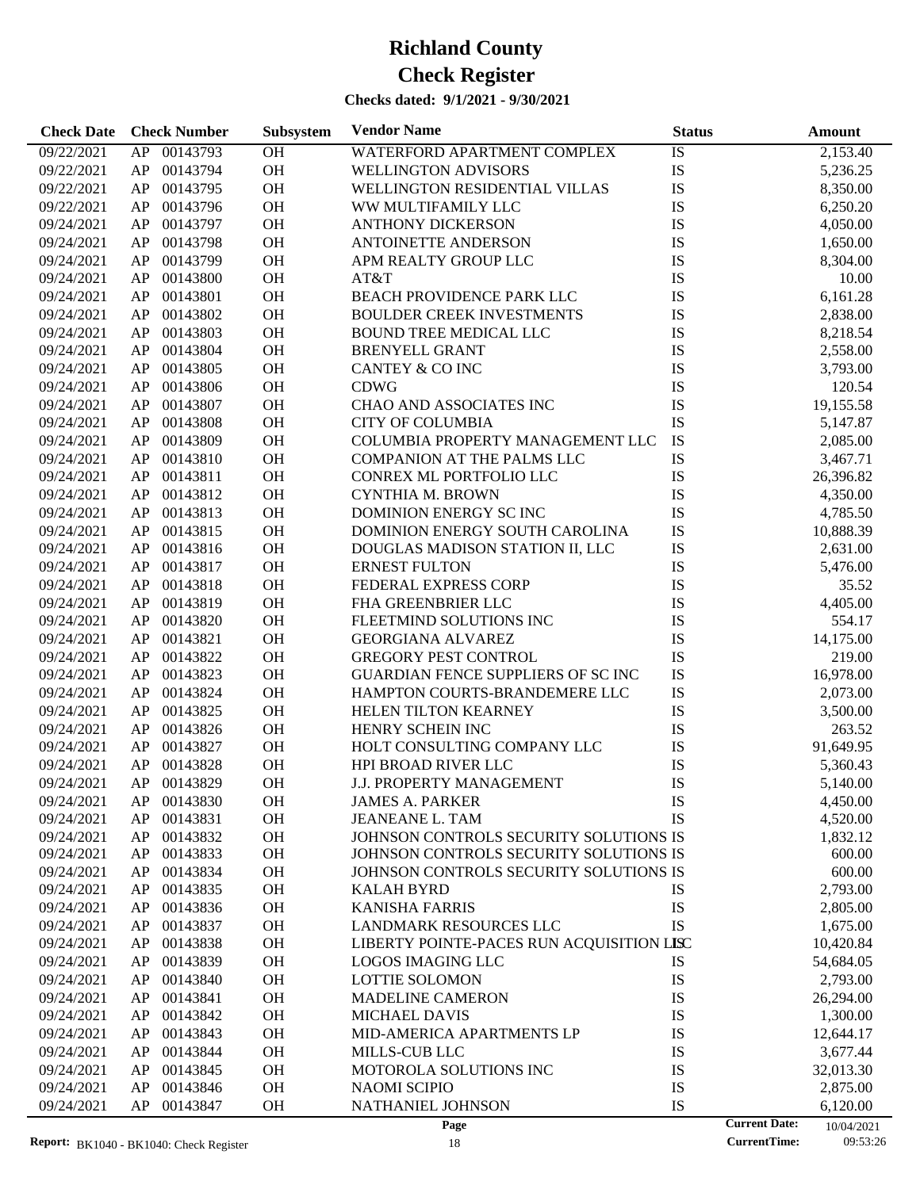# Richland County

# Check Register

**Checks dated: 9/1/2021 - 9/30/2021**

| Check Date | Check Number | | Subsystem | Vendor Name | Status | Amount |
|---|---|---|---|---|---|---|
| 09/22/2021 | AP | 00143793 | OH | WATERFORD APARTMENT COMPLEX | IS | 2,153.40 |
| 09/22/2021 | AP | 00143794 | OH | WELLINGTON ADVISORS | IS | 5,236.25 |
| 09/22/2021 | AP | 00143795 | OH | WELLINGTON RESIDENTIAL VILLAS | IS | 8,350.00 |
| 09/22/2021 | AP | 00143796 | OH | WW MULTIFAMILY LLC | IS | 6,250.20 |
| 09/24/2021 | AP | 00143797 | OH | ANTHONY DICKERSON | IS | 4,050.00 |
| 09/24/2021 | AP | 00143798 | OH | ANTOINETTE ANDERSON | IS | 1,650.00 |
| 09/24/2021 | AP | 00143799 | OH | APM REALTY GROUP LLC | IS | 8,304.00 |
| 09/24/2021 | AP | 00143800 | OH | AT&T | IS | 10.00 |
| 09/24/2021 | AP | 00143801 | OH | BEACH PROVIDENCE PARK LLC | IS | 6,161.28 |
| 09/24/2021 | AP | 00143802 | OH | BOULDER CREEK INVESTMENTS | IS | 2,838.00 |
| 09/24/2021 | AP | 00143803 | OH | BOUND TREE MEDICAL LLC | IS | 8,218.54 |
| 09/24/2021 | AP | 00143804 | OH | BRENYELL GRANT | IS | 2,558.00 |
| 09/24/2021 | AP | 00143805 | OH | CANTEY & CO INC | IS | 3,793.00 |
| 09/24/2021 | AP | 00143806 | OH | CDWG | IS | 120.54 |
| 09/24/2021 | AP | 00143807 | OH | CHAO AND ASSOCIATES INC | IS | 19,155.58 |
| 09/24/2021 | AP | 00143808 | OH | CITY OF COLUMBIA | IS | 5,147.87 |
| 09/24/2021 | AP | 00143809 | OH | COLUMBIA PROPERTY MANAGEMENT LLC | IS | 2,085.00 |
| 09/24/2021 | AP | 00143810 | OH | COMPANION AT THE PALMS LLC | IS | 3,467.71 |
| 09/24/2021 | AP | 00143811 | OH | CONREX ML PORTFOLIO LLC | IS | 26,396.82 |
| 09/24/2021 | AP | 00143812 | OH | CYNTHIA M. BROWN | IS | 4,350.00 |
| 09/24/2021 | AP | 00143813 | OH | DOMINION ENERGY SC INC | IS | 4,785.50 |
| 09/24/2021 | AP | 00143815 | OH | DOMINION ENERGY SOUTH CAROLINA | IS | 10,888.39 |
| 09/24/2021 | AP | 00143816 | OH | DOUGLAS MADISON STATION II, LLC | IS | 2,631.00 |
| 09/24/2021 | AP | 00143817 | OH | ERNEST FULTON | IS | 5,476.00 |
| 09/24/2021 | AP | 00143818 | OH | FEDERAL EXPRESS CORP | IS | 35.52 |
| 09/24/2021 | AP | 00143819 | OH | FHA GREENBRIER LLC | IS | 4,405.00 |
| 09/24/2021 | AP | 00143820 | OH | FLEETMIND SOLUTIONS INC | IS | 554.17 |
| 09/24/2021 | AP | 00143821 | OH | GEORGIANA ALVAREZ | IS | 14,175.00 |
| 09/24/2021 | AP | 00143822 | OH | GREGORY PEST CONTROL | IS | 219.00 |
| 09/24/2021 | AP | 00143823 | OH | GUARDIAN FENCE SUPPLIERS OF SC INC | IS | 16,978.00 |
| 09/24/2021 | AP | 00143824 | OH | HAMPTON COURTS-BRANDEMERE LLC | IS | 2,073.00 |
| 09/24/2021 | AP | 00143825 | OH | HELEN TILTON KEARNEY | IS | 3,500.00 |
| 09/24/2021 | AP | 00143826 | OH | HENRY SCHEIN INC | IS | 263.52 |
| 09/24/2021 | AP | 00143827 | OH | HOLT CONSULTING COMPANY LLC | IS | 91,649.95 |
| 09/24/2021 | AP | 00143828 | OH | HPI BROAD RIVER LLC | IS | 5,360.43 |
| 09/24/2021 | AP | 00143829 | OH | J.J. PROPERTY MANAGEMENT | IS | 5,140.00 |
| 09/24/2021 | AP | 00143830 | OH | JAMES A. PARKER | IS | 4,450.00 |
| 09/24/2021 | AP | 00143831 | OH | JEANEANE L. TAM | IS | 4,520.00 |
| 09/24/2021 | AP | 00143832 | OH | JOHNSON CONTROLS SECURITY SOLUTIONS | IS | 1,832.12 |
| 09/24/2021 | AP | 00143833 | OH | JOHNSON CONTROLS SECURITY SOLUTIONS | IS | 600.00 |
| 09/24/2021 | AP | 00143834 | OH | JOHNSON CONTROLS SECURITY SOLUTIONS | IS | 600.00 |
| 09/24/2021 | AP | 00143835 | OH | KALAH BYRD | IS | 2,793.00 |
| 09/24/2021 | AP | 00143836 | OH | KANISHA FARRIS | IS | 2,805.00 |
| 09/24/2021 | AP | 00143837 | OH | LANDMARK RESOURCES LLC | IS | 1,675.00 |
| 09/24/2021 | AP | 00143838 | OH | LIBERTY POINTE-PACES RUN ACQUISITION LLC | IS | 10,420.84 |
| 09/24/2021 | AP | 00143839 | OH | LOGOS IMAGING LLC | IS | 54,684.05 |
| 09/24/2021 | AP | 00143840 | OH | LOTTIE SOLOMON | IS | 2,793.00 |
| 09/24/2021 | AP | 00143841 | OH | MADELINE CAMERON | IS | 26,294.00 |
| 09/24/2021 | AP | 00143842 | OH | MICHAEL DAVIS | IS | 1,300.00 |
| 09/24/2021 | AP | 00143843 | OH | MID-AMERICA APARTMENTS LP | IS | 12,644.17 |
| 09/24/2021 | AP | 00143844 | OH | MILLS-CUB LLC | IS | 3,677.44 |
| 09/24/2021 | AP | 00143845 | OH | MOTOROLA SOLUTIONS INC | IS | 32,013.30 |
| 09/24/2021 | AP | 00143846 | OH | NAOMI SCIPIO | IS | 2,875.00 |
| 09/24/2021 | AP | 00143847 | OH | NATHANIEL JOHNSON | IS | 6,120.00 |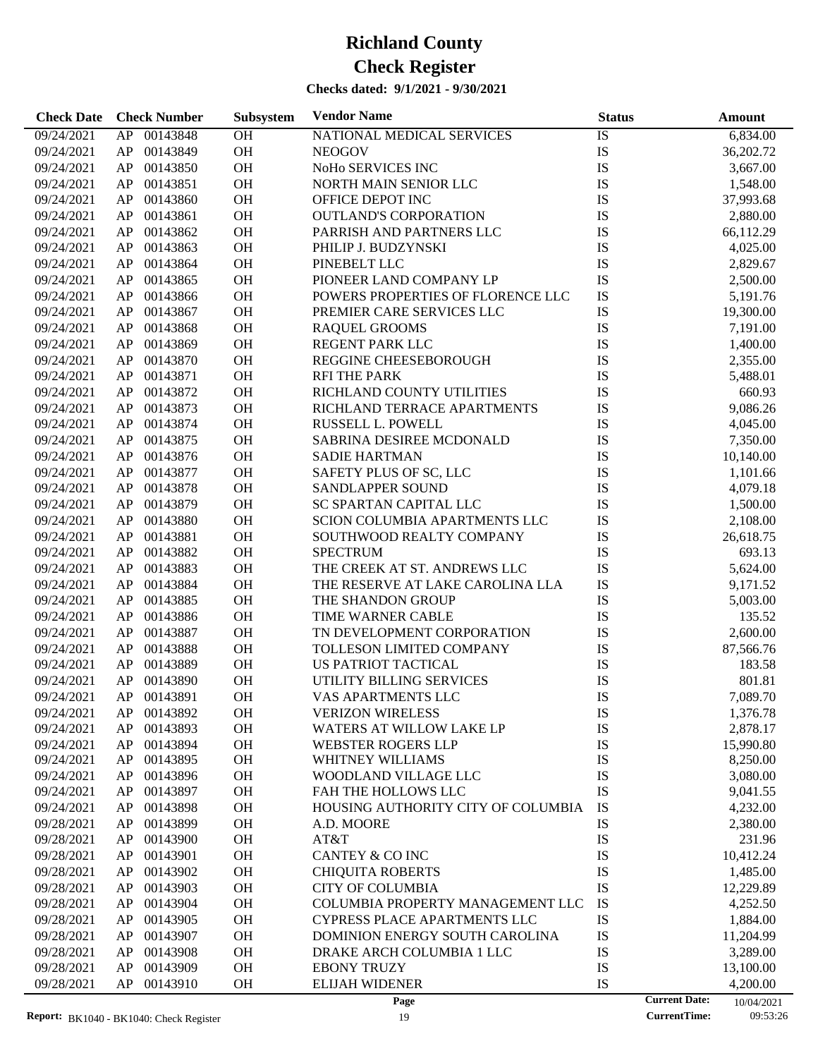# Richland County

# Check Register

**Checks dated: 9/1/2021 - 9/30/2021**

| Check Date | Check Number | | Subsystem | Vendor Name | Status | Amount |
|---|---|---|---|---|---|---|
| 09/24/2021 | AP | 00143848 | OH | NATIONAL MEDICAL SERVICES | IS | 6,834.00 |
| 09/24/2021 | AP | 00143849 | OH | NEOGOV | IS | 36,202.72 |
| 09/24/2021 | AP | 00143850 | OH | NoHo SERVICES INC | IS | 3,667.00 |
| 09/24/2021 | AP | 00143851 | OH | NORTH MAIN SENIOR LLC | IS | 1,548.00 |
| 09/24/2021 | AP | 00143860 | OH | OFFICE DEPOT INC | IS | 37,993.68 |
| 09/24/2021 | AP | 00143861 | OH | OUTLAND'S CORPORATION | IS | 2,880.00 |
| 09/24/2021 | AP | 00143862 | OH | PARRISH AND PARTNERS LLC | IS | 66,112.29 |
| 09/24/2021 | AP | 00143863 | OH | PHILIP J. BUDZYNSKI | IS | 4,025.00 |
| 09/24/2021 | AP | 00143864 | OH | PINEBELT LLC | IS | 2,829.67 |
| 09/24/2021 | AP | 00143865 | OH | PIONEER LAND COMPANY LP | IS | 2,500.00 |
| 09/24/2021 | AP | 00143866 | OH | POWERS PROPERTIES OF FLORENCE LLC | IS | 5,191.76 |
| 09/24/2021 | AP | 00143867 | OH | PREMIER CARE SERVICES LLC | IS | 19,300.00 |
| 09/24/2021 | AP | 00143868 | OH | RAQUEL GROOMS | IS | 7,191.00 |
| 09/24/2021 | AP | 00143869 | OH | REGENT PARK LLC | IS | 1,400.00 |
| 09/24/2021 | AP | 00143870 | OH | REGGINE CHEESEBOROUGH | IS | 2,355.00 |
| 09/24/2021 | AP | 00143871 | OH | RFI THE PARK | IS | 5,488.01 |
| 09/24/2021 | AP | 00143872 | OH | RICHLAND COUNTY UTILITIES | IS | 660.93 |
| 09/24/2021 | AP | 00143873 | OH | RICHLAND TERRACE APARTMENTS | IS | 9,086.26 |
| 09/24/2021 | AP | 00143874 | OH | RUSSELL L. POWELL | IS | 4,045.00 |
| 09/24/2021 | AP | 00143875 | OH | SABRINA DESIREE MCDONALD | IS | 7,350.00 |
| 09/24/2021 | AP | 00143876 | OH | SADIE HARTMAN | IS | 10,140.00 |
| 09/24/2021 | AP | 00143877 | OH | SAFETY PLUS OF SC, LLC | IS | 1,101.66 |
| 09/24/2021 | AP | 00143878 | OH | SANDLAPPER SOUND | IS | 4,079.18 |
| 09/24/2021 | AP | 00143879 | OH | SC SPARTAN CAPITAL LLC | IS | 1,500.00 |
| 09/24/2021 | AP | 00143880 | OH | SCION COLUMBIA APARTMENTS LLC | IS | 2,108.00 |
| 09/24/2021 | AP | 00143881 | OH | SOUTHWOOD REALTY COMPANY | IS | 26,618.75 |
| 09/24/2021 | AP | 00143882 | OH | SPECTRUM | IS | 693.13 |
| 09/24/2021 | AP | 00143883 | OH | THE CREEK AT ST. ANDREWS LLC | IS | 5,624.00 |
| 09/24/2021 | AP | 00143884 | OH | THE RESERVE AT LAKE CAROLINA LLA | IS | 9,171.52 |
| 09/24/2021 | AP | 00143885 | OH | THE SHANDON GROUP | IS | 5,003.00 |
| 09/24/2021 | AP | 00143886 | OH | TIME WARNER CABLE | IS | 135.52 |
| 09/24/2021 | AP | 00143887 | OH | TN DEVELOPMENT CORPORATION | IS | 2,600.00 |
| 09/24/2021 | AP | 00143888 | OH | TOLLESON LIMITED COMPANY | IS | 87,566.76 |
| 09/24/2021 | AP | 00143889 | OH | US PATRIOT TACTICAL | IS | 183.58 |
| 09/24/2021 | AP | 00143890 | OH | UTILITY BILLING SERVICES | IS | 801.81 |
| 09/24/2021 | AP | 00143891 | OH | VAS APARTMENTS LLC | IS | 7,089.70 |
| 09/24/2021 | AP | 00143892 | OH | VERIZON WIRELESS | IS | 1,376.78 |
| 09/24/2021 | AP | 00143893 | OH | WATERS AT WILLOW LAKE LP | IS | 2,878.17 |
| 09/24/2021 | AP | 00143894 | OH | WEBSTER ROGERS LLP | IS | 15,990.80 |
| 09/24/2021 | AP | 00143895 | OH | WHITNEY WILLIAMS | IS | 8,250.00 |
| 09/24/2021 | AP | 00143896 | OH | WOODLAND VILLAGE LLC | IS | 3,080.00 |
| 09/24/2021 | AP | 00143897 | OH | FAH THE HOLLOWS LLC | IS | 9,041.55 |
| 09/24/2021 | AP | 00143898 | OH | HOUSING AUTHORITY CITY OF COLUMBIA | IS | 4,232.00 |
| 09/28/2021 | AP | 00143899 | OH | A.D. MOORE | IS | 2,380.00 |
| 09/28/2021 | AP | 00143900 | OH | AT&T | IS | 231.96 |
| 09/28/2021 | AP | 00143901 | OH | CANTEY & CO INC | IS | 10,412.24 |
| 09/28/2021 | AP | 00143902 | OH | CHIQUITA ROBERTS | IS | 1,485.00 |
| 09/28/2021 | AP | 00143903 | OH | CITY OF COLUMBIA | IS | 12,229.89 |
| 09/28/2021 | AP | 00143904 | OH | COLUMBIA PROPERTY MANAGEMENT LLC | IS | 4,252.50 |
| 09/28/2021 | AP | 00143905 | OH | CYPRESS PLACE APARTMENTS LLC | IS | 1,884.00 |
| 09/28/2021 | AP | 00143907 | OH | DOMINION ENERGY SOUTH CAROLINA | IS | 11,204.99 |
| 09/28/2021 | AP | 00143908 | OH | DRAKE ARCH COLUMBIA 1 LLC | IS | 3,289.00 |
| 09/28/2021 | AP | 00143909 | OH | EBONY TRUZY | IS | 13,100.00 |
| 09/28/2021 | AP | 00143910 | OH | ELIJAH WIDENER | IS | 4,200.00 |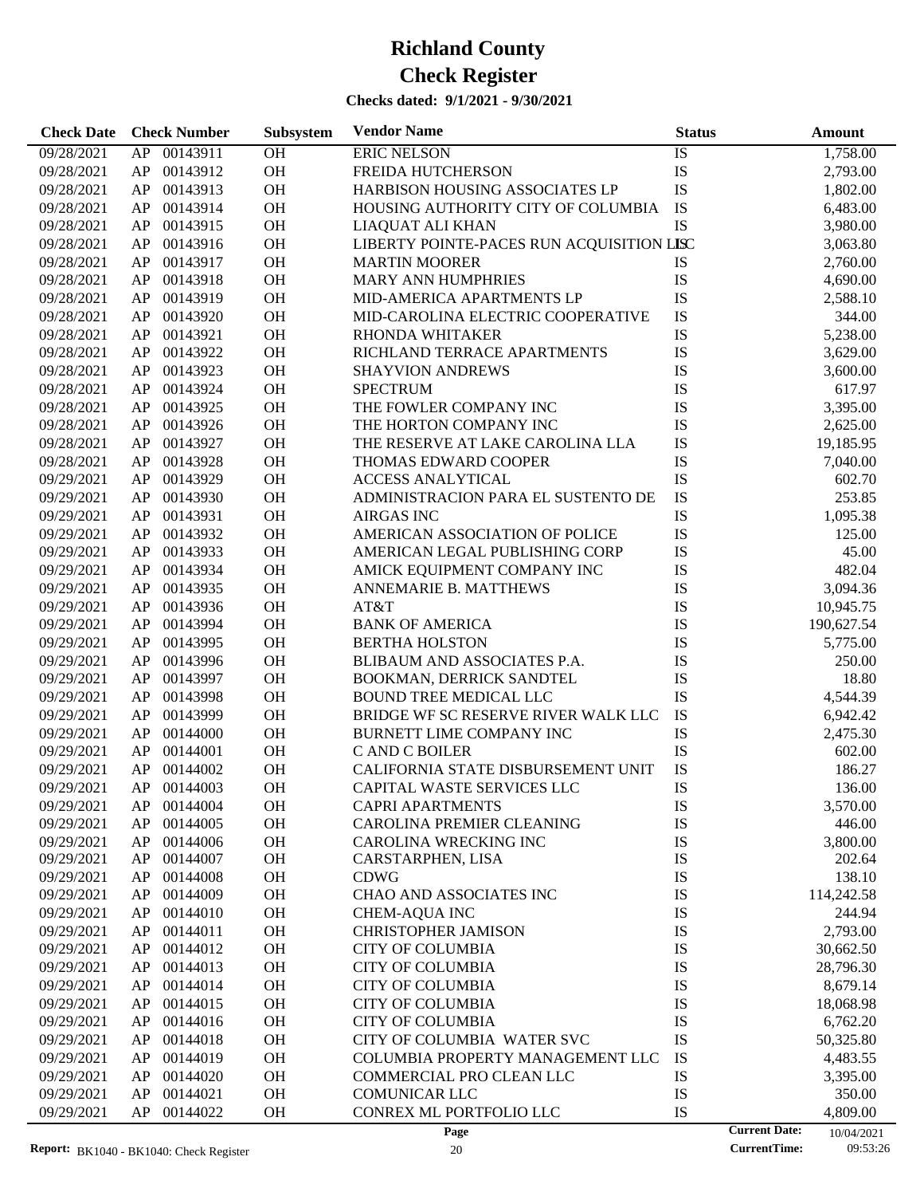# Richland County

# Check Register

**Checks dated: 9/1/2021 - 9/30/2021**

| Check Date | Check Number | | Subsystem | Vendor Name | Status | Amount |
|---|---|---|---|---|---|---|
| 09/28/2021 | AP | 00143911 | OH | ERIC NELSON | IS | 1,758.00 |
| 09/28/2021 | AP | 00143912 | OH | FREIDA HUTCHERSON | IS | 2,793.00 |
| 09/28/2021 | AP | 00143913 | OH | HARBISON HOUSING ASSOCIATES LP | IS | 1,802.00 |
| 09/28/2021 | AP | 00143914 | OH | HOUSING AUTHORITY CITY OF COLUMBIA | IS | 6,483.00 |
| 09/28/2021 | AP | 00143915 | OH | LIAQUAT ALI KHAN | IS | 3,980.00 |
| 09/28/2021 | AP | 00143916 | OH | LIBERTY POINTE-PACES RUN ACQUISITION LLC | IS | 3,063.80 |
| 09/28/2021 | AP | 00143917 | OH | MARTIN MOORER | IS | 2,760.00 |
| 09/28/2021 | AP | 00143918 | OH | MARY ANN HUMPHRIES | IS | 4,690.00 |
| 09/28/2021 | AP | 00143919 | OH | MID-AMERICA APARTMENTS LP | IS | 2,588.10 |
| 09/28/2021 | AP | 00143920 | OH | MID-CAROLINA ELECTRIC COOPERATIVE | IS | 344.00 |
| 09/28/2021 | AP | 00143921 | OH | RHONDA WHITAKER | IS | 5,238.00 |
| 09/28/2021 | AP | 00143922 | OH | RICHLAND TERRACE APARTMENTS | IS | 3,629.00 |
| 09/28/2021 | AP | 00143923 | OH | SHAYVION ANDREWS | IS | 3,600.00 |
| 09/28/2021 | AP | 00143924 | OH | SPECTRUM | IS | 617.97 |
| 09/28/2021 | AP | 00143925 | OH | THE FOWLER COMPANY INC | IS | 3,395.00 |
| 09/28/2021 | AP | 00143926 | OH | THE HORTON COMPANY INC | IS | 2,625.00 |
| 09/28/2021 | AP | 00143927 | OH | THE RESERVE AT LAKE CAROLINA LLA | IS | 19,185.95 |
| 09/28/2021 | AP | 00143928 | OH | THOMAS EDWARD COOPER | IS | 7,040.00 |
| 09/29/2021 | AP | 00143929 | OH | ACCESS ANALYTICAL | IS | 602.70 |
| 09/29/2021 | AP | 00143930 | OH | ADMINISTRACION PARA EL SUSTENTO DE | IS | 253.85 |
| 09/29/2021 | AP | 00143931 | OH | AIRGAS INC | IS | 1,095.38 |
| 09/29/2021 | AP | 00143932 | OH | AMERICAN ASSOCIATION OF POLICE | IS | 125.00 |
| 09/29/2021 | AP | 00143933 | OH | AMERICAN LEGAL PUBLISHING CORP | IS | 45.00 |
| 09/29/2021 | AP | 00143934 | OH | AMICK EQUIPMENT COMPANY INC | IS | 482.04 |
| 09/29/2021 | AP | 00143935 | OH | ANNEMARIE B. MATTHEWS | IS | 3,094.36 |
| 09/29/2021 | AP | 00143936 | OH | AT&T | IS | 10,945.75 |
| 09/29/2021 | AP | 00143994 | OH | BANK OF AMERICA | IS | 190,627.54 |
| 09/29/2021 | AP | 00143995 | OH | BERTHA HOLSTON | IS | 5,775.00 |
| 09/29/2021 | AP | 00143996 | OH | BLIBAUM AND ASSOCIATES P.A. | IS | 250.00 |
| 09/29/2021 | AP | 00143997 | OH | BOOKMAN, DERRICK SANDTEL | IS | 18.80 |
| 09/29/2021 | AP | 00143998 | OH | BOUND TREE MEDICAL LLC | IS | 4,544.39 |
| 09/29/2021 | AP | 00143999 | OH | BRIDGE WF SC RESERVE RIVER WALK LLC | IS | 6,942.42 |
| 09/29/2021 | AP | 00144000 | OH | BURNETT LIME COMPANY INC | IS | 2,475.30 |
| 09/29/2021 | AP | 00144001 | OH | C AND C BOILER | IS | 602.00 |
| 09/29/2021 | AP | 00144002 | OH | CALIFORNIA STATE DISBURSEMENT UNIT | IS | 186.27 |
| 09/29/2021 | AP | 00144003 | OH | CAPITAL WASTE SERVICES LLC | IS | 136.00 |
| 09/29/2021 | AP | 00144004 | OH | CAPRI APARTMENTS | IS | 3,570.00 |
| 09/29/2021 | AP | 00144005 | OH | CAROLINA PREMIER CLEANING | IS | 446.00 |
| 09/29/2021 | AP | 00144006 | OH | CAROLINA WRECKING INC | IS | 3,800.00 |
| 09/29/2021 | AP | 00144007 | OH | CARSTARPHEN, LISA | IS | 202.64 |
| 09/29/2021 | AP | 00144008 | OH | CDWG | IS | 138.10 |
| 09/29/2021 | AP | 00144009 | OH | CHAO AND ASSOCIATES INC | IS | 114,242.58 |
| 09/29/2021 | AP | 00144010 | OH | CHEM-AQUA INC | IS | 244.94 |
| 09/29/2021 | AP | 00144011 | OH | CHRISTOPHER JAMISON | IS | 2,793.00 |
| 09/29/2021 | AP | 00144012 | OH | CITY OF COLUMBIA | IS | 30,662.50 |
| 09/29/2021 | AP | 00144013 | OH | CITY OF COLUMBIA | IS | 28,796.30 |
| 09/29/2021 | AP | 00144014 | OH | CITY OF COLUMBIA | IS | 8,679.14 |
| 09/29/2021 | AP | 00144015 | OH | CITY OF COLUMBIA | IS | 18,068.98 |
| 09/29/2021 | AP | 00144016 | OH | CITY OF COLUMBIA | IS | 6,762.20 |
| 09/29/2021 | AP | 00144018 | OH | CITY OF COLUMBIA WATER SVC | IS | 50,325.80 |
| 09/29/2021 | AP | 00144019 | OH | COLUMBIA PROPERTY MANAGEMENT LLC | IS | 4,483.55 |
| 09/29/2021 | AP | 00144020 | OH | COMMERCIAL PRO CLEAN LLC | IS | 3,395.00 |
| 09/29/2021 | AP | 00144021 | OH | COMUNICAR LLC | IS | 350.00 |
| 09/29/2021 | AP | 00144022 | OH | CONREX ML PORTFOLIO LLC | IS | 4,809.00 |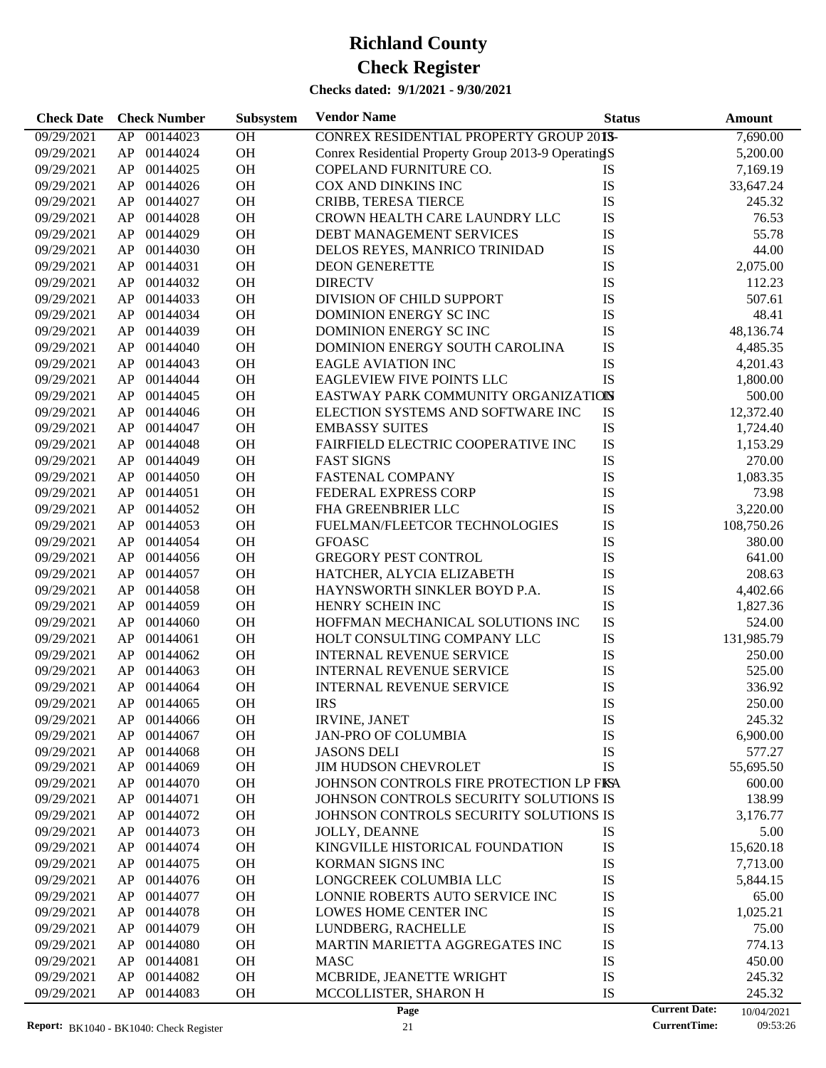# Richland County

# Check Register

**Checks dated: 9/1/2021 - 9/30/2021**

| Check Date | Check Number | | Subsystem | Vendor Name | Status | Amount |
|---|---|---|---|---|---|---|
| 09/29/2021 | AP | 00144023 | OH | CONREX RESIDENTIAL PROPERTY GROUP 2013- | IS | 7,690.00 |
| 09/29/2021 | AP | 00144024 | OH | Conrex Residential Property Group 2013-9 Operating | IS | 5,200.00 |
| 09/29/2021 | AP | 00144025 | OH | COPELAND FURNITURE CO. | IS | 7,169.19 |
| 09/29/2021 | AP | 00144026 | OH | COX AND DINKINS INC | IS | 33,647.24 |
| 09/29/2021 | AP | 00144027 | OH | CRIBB, TERESA TIERCE | IS | 245.32 |
| 09/29/2021 | AP | 00144028 | OH | CROWN HEALTH CARE LAUNDRY LLC | IS | 76.53 |
| 09/29/2021 | AP | 00144029 | OH | DEBT MANAGEMENT SERVICES | IS | 55.78 |
| 09/29/2021 | AP | 00144030 | OH | DELOS REYES, MANRICO TRINIDAD | IS | 44.00 |
| 09/29/2021 | AP | 00144031 | OH | DEON GENERETTE | IS | 2,075.00 |
| 09/29/2021 | AP | 00144032 | OH | DIRECTV | IS | 112.23 |
| 09/29/2021 | AP | 00144033 | OH | DIVISION OF CHILD SUPPORT | IS | 507.61 |
| 09/29/2021 | AP | 00144034 | OH | DOMINION ENERGY SC INC | IS | 48.41 |
| 09/29/2021 | AP | 00144039 | OH | DOMINION ENERGY SC INC | IS | 48,136.74 |
| 09/29/2021 | AP | 00144040 | OH | DOMINION ENERGY SOUTH CAROLINA | IS | 4,485.35 |
| 09/29/2021 | AP | 00144043 | OH | EAGLE AVIATION INC | IS | 4,201.43 |
| 09/29/2021 | AP | 00144044 | OH | EAGLEVIEW FIVE POINTS LLC | IS | 1,800.00 |
| 09/29/2021 | AP | 00144045 | OH | EASTWAY PARK COMMUNITY ORGANIZATION | IS | 500.00 |
| 09/29/2021 | AP | 00144046 | OH | ELECTION SYSTEMS AND SOFTWARE INC | IS | 12,372.40 |
| 09/29/2021 | AP | 00144047 | OH | EMBASSY SUITES | IS | 1,724.40 |
| 09/29/2021 | AP | 00144048 | OH | FAIRFIELD ELECTRIC COOPERATIVE INC | IS | 1,153.29 |
| 09/29/2021 | AP | 00144049 | OH | FAST SIGNS | IS | 270.00 |
| 09/29/2021 | AP | 00144050 | OH | FASTENAL COMPANY | IS | 1,083.35 |
| 09/29/2021 | AP | 00144051 | OH | FEDERAL EXPRESS CORP | IS | 73.98 |
| 09/29/2021 | AP | 00144052 | OH | FHA GREENBRIER LLC | IS | 3,220.00 |
| 09/29/2021 | AP | 00144053 | OH | FUELMAN/FLEETCOR TECHNOLOGIES | IS | 108,750.26 |
| 09/29/2021 | AP | 00144054 | OH | GFOASC | IS | 380.00 |
| 09/29/2021 | AP | 00144056 | OH | GREGORY PEST CONTROL | IS | 641.00 |
| 09/29/2021 | AP | 00144057 | OH | HATCHER, ALYCIA ELIZABETH | IS | 208.63 |
| 09/29/2021 | AP | 00144058 | OH | HAYNSWORTH SINKLER BOYD P.A. | IS | 4,402.66 |
| 09/29/2021 | AP | 00144059 | OH | HENRY SCHEIN INC | IS | 1,827.36 |
| 09/29/2021 | AP | 00144060 | OH | HOFFMAN MECHANICAL SOLUTIONS INC | IS | 524.00 |
| 09/29/2021 | AP | 00144061 | OH | HOLT CONSULTING COMPANY LLC | IS | 131,985.79 |
| 09/29/2021 | AP | 00144062 | OH | INTERNAL REVENUE SERVICE | IS | 250.00 |
| 09/29/2021 | AP | 00144063 | OH | INTERNAL REVENUE SERVICE | IS | 525.00 |
| 09/29/2021 | AP | 00144064 | OH | INTERNAL REVENUE SERVICE | IS | 336.92 |
| 09/29/2021 | AP | 00144065 | OH | IRS | IS | 250.00 |
| 09/29/2021 | AP | 00144066 | OH | IRVINE, JANET | IS | 245.32 |
| 09/29/2021 | AP | 00144067 | OH | JAN-PRO OF COLUMBIA | IS | 6,900.00 |
| 09/29/2021 | AP | 00144068 | OH | JASONS DELI | IS | 577.27 |
| 09/29/2021 | AP | 00144069 | OH | JIM HUDSON CHEVROLET | IS | 55,695.50 |
| 09/29/2021 | AP | 00144070 | OH | JOHNSON CONTROLS FIRE PROTECTION LP FKA | IS | 600.00 |
| 09/29/2021 | AP | 00144071 | OH | JOHNSON CONTROLS SECURITY SOLUTIONS | IS | 138.99 |
| 09/29/2021 | AP | 00144072 | OH | JOHNSON CONTROLS SECURITY SOLUTIONS | IS | 3,176.77 |
| 09/29/2021 | AP | 00144073 | OH | JOLLY, DEANNE | IS | 5.00 |
| 09/29/2021 | AP | 00144074 | OH | KINGVILLE HISTORICAL FOUNDATION | IS | 15,620.18 |
| 09/29/2021 | AP | 00144075 | OH | KORMAN SIGNS INC | IS | 7,713.00 |
| 09/29/2021 | AP | 00144076 | OH | LONGCREEK COLUMBIA LLC | IS | 5,844.15 |
| 09/29/2021 | AP | 00144077 | OH | LONNIE ROBERTS AUTO SERVICE INC | IS | 65.00 |
| 09/29/2021 | AP | 00144078 | OH | LOWES HOME CENTER INC | IS | 1,025.21 |
| 09/29/2021 | AP | 00144079 | OH | LUNDBERG, RACHELLE | IS | 75.00 |
| 09/29/2021 | AP | 00144080 | OH | MARTIN MARIETTA AGGREGATES INC | IS | 774.13 |
| 09/29/2021 | AP | 00144081 | OH | MASC | IS | 450.00 |
| 09/29/2021 | AP | 00144082 | OH | MCBRIDE, JEANETTE WRIGHT | IS | 245.32 |
| 09/29/2021 | AP | 00144083 | OH | MCCOLLISTER, SHARON H | IS | 245.32 |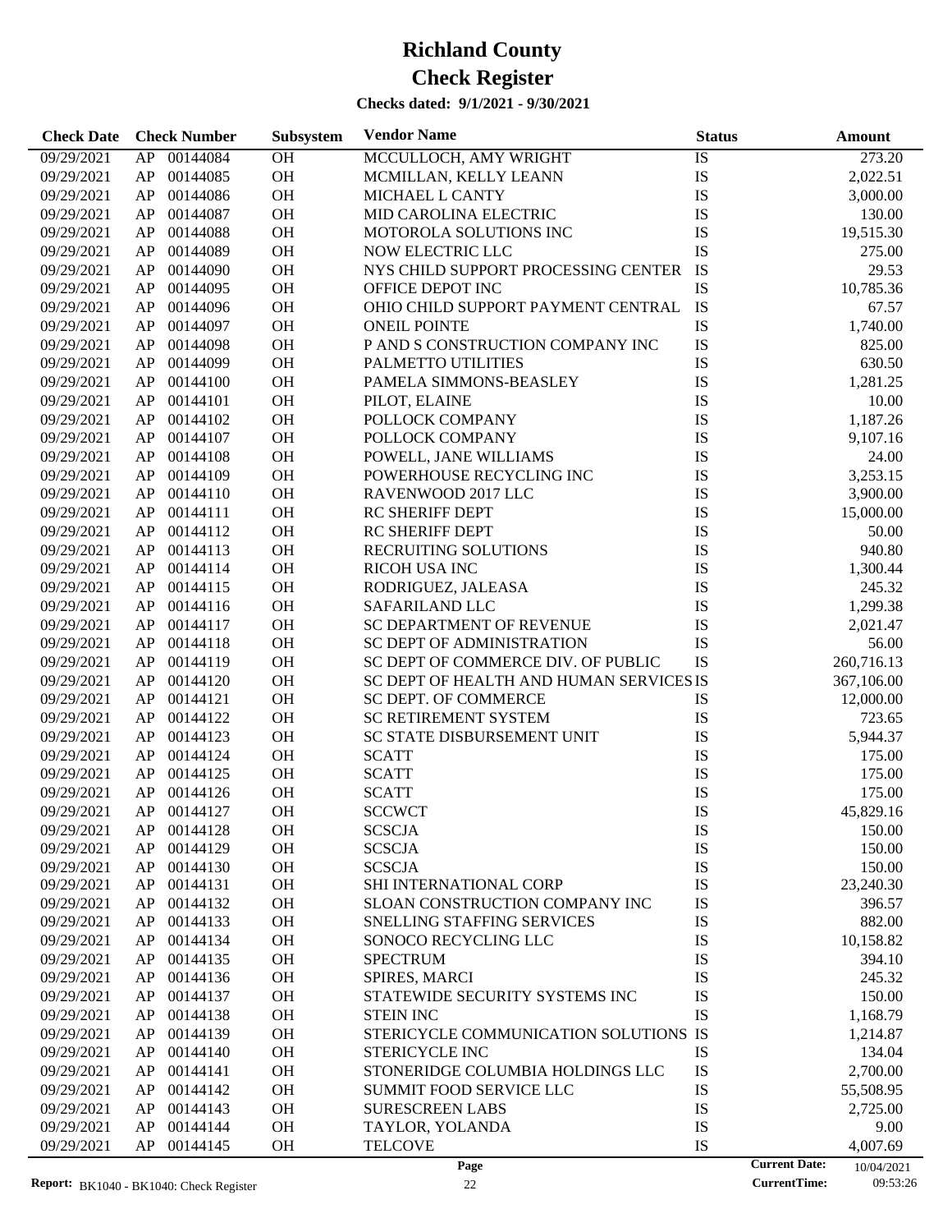# Richland County

# Check Register

**Checks dated: 9/1/2021 - 9/30/2021**

| Check Date | Check Number | | Subsystem | Vendor Name | Status | Amount |
|---|---|---|---|---|---|---|
| 09/29/2021 | AP | 00144084 | OH | MCCULLOCH, AMY WRIGHT | IS | 273.20 |
| 09/29/2021 | AP | 00144085 | OH | MCMILLAN, KELLY LEANN | IS | 2,022.51 |
| 09/29/2021 | AP | 00144086 | OH | MICHAEL L CANTY | IS | 3,000.00 |
| 09/29/2021 | AP | 00144087 | OH | MID CAROLINA ELECTRIC | IS | 130.00 |
| 09/29/2021 | AP | 00144088 | OH | MOTOROLA SOLUTIONS INC | IS | 19,515.30 |
| 09/29/2021 | AP | 00144089 | OH | NOW ELECTRIC LLC | IS | 275.00 |
| 09/29/2021 | AP | 00144090 | OH | NYS CHILD SUPPORT PROCESSING CENTER | IS | 29.53 |
| 09/29/2021 | AP | 00144095 | OH | OFFICE DEPOT INC | IS | 10,785.36 |
| 09/29/2021 | AP | 00144096 | OH | OHIO CHILD SUPPORT PAYMENT CENTRAL | IS | 67.57 |
| 09/29/2021 | AP | 00144097 | OH | ONEIL POINTE | IS | 1,740.00 |
| 09/29/2021 | AP | 00144098 | OH | P AND S CONSTRUCTION COMPANY INC | IS | 825.00 |
| 09/29/2021 | AP | 00144099 | OH | PALMETTO UTILITIES | IS | 630.50 |
| 09/29/2021 | AP | 00144100 | OH | PAMELA SIMMONS-BEASLEY | IS | 1,281.25 |
| 09/29/2021 | AP | 00144101 | OH | PILOT, ELAINE | IS | 10.00 |
| 09/29/2021 | AP | 00144102 | OH | POLLOCK COMPANY | IS | 1,187.26 |
| 09/29/2021 | AP | 00144107 | OH | POLLOCK COMPANY | IS | 9,107.16 |
| 09/29/2021 | AP | 00144108 | OH | POWELL, JANE WILLIAMS | IS | 24.00 |
| 09/29/2021 | AP | 00144109 | OH | POWERHOUSE RECYCLING INC | IS | 3,253.15 |
| 09/29/2021 | AP | 00144110 | OH | RAVENWOOD 2017 LLC | IS | 3,900.00 |
| 09/29/2021 | AP | 00144111 | OH | RC SHERIFF DEPT | IS | 15,000.00 |
| 09/29/2021 | AP | 00144112 | OH | RC SHERIFF DEPT | IS | 50.00 |
| 09/29/2021 | AP | 00144113 | OH | RECRUITING SOLUTIONS | IS | 940.80 |
| 09/29/2021 | AP | 00144114 | OH | RICOH USA INC | IS | 1,300.44 |
| 09/29/2021 | AP | 00144115 | OH | RODRIGUEZ, JALEASA | IS | 245.32 |
| 09/29/2021 | AP | 00144116 | OH | SAFARILAND LLC | IS | 1,299.38 |
| 09/29/2021 | AP | 00144117 | OH | SC DEPARTMENT OF REVENUE | IS | 2,021.47 |
| 09/29/2021 | AP | 00144118 | OH | SC DEPT OF ADMINISTRATION | IS | 56.00 |
| 09/29/2021 | AP | 00144119 | OH | SC DEPT OF COMMERCE DIV. OF PUBLIC | IS | 260,716.13 |
| 09/29/2021 | AP | 00144120 | OH | SC DEPT OF HEALTH AND HUMAN SERVICES | IS | 367,106.00 |
| 09/29/2021 | AP | 00144121 | OH | SC DEPT. OF COMMERCE | IS | 12,000.00 |
| 09/29/2021 | AP | 00144122 | OH | SC RETIREMENT SYSTEM | IS | 723.65 |
| 09/29/2021 | AP | 00144123 | OH | SC STATE DISBURSEMENT UNIT | IS | 5,944.37 |
| 09/29/2021 | AP | 00144124 | OH | SCATT | IS | 175.00 |
| 09/29/2021 | AP | 00144125 | OH | SCATT | IS | 175.00 |
| 09/29/2021 | AP | 00144126 | OH | SCATT | IS | 175.00 |
| 09/29/2021 | AP | 00144127 | OH | SCCWCT | IS | 45,829.16 |
| 09/29/2021 | AP | 00144128 | OH | SCSCJA | IS | 150.00 |
| 09/29/2021 | AP | 00144129 | OH | SCSCJA | IS | 150.00 |
| 09/29/2021 | AP | 00144130 | OH | SCSCJA | IS | 150.00 |
| 09/29/2021 | AP | 00144131 | OH | SHI INTERNATIONAL CORP | IS | 23,240.30 |
| 09/29/2021 | AP | 00144132 | OH | SLOAN CONSTRUCTION COMPANY INC | IS | 396.57 |
| 09/29/2021 | AP | 00144133 | OH | SNELLING STAFFING SERVICES | IS | 882.00 |
| 09/29/2021 | AP | 00144134 | OH | SONOCO RECYCLING LLC | IS | 10,158.82 |
| 09/29/2021 | AP | 00144135 | OH | SPECTRUM | IS | 394.10 |
| 09/29/2021 | AP | 00144136 | OH | SPIRES, MARCI | IS | 245.32 |
| 09/29/2021 | AP | 00144137 | OH | STATEWIDE SECURITY SYSTEMS INC | IS | 150.00 |
| 09/29/2021 | AP | 00144138 | OH | STEIN INC | IS | 1,168.79 |
| 09/29/2021 | AP | 00144139 | OH | STERICYCLE COMMUNICATION SOLUTIONS | IS | 1,214.87 |
| 09/29/2021 | AP | 00144140 | OH | STERICYCLE INC | IS | 134.04 |
| 09/29/2021 | AP | 00144141 | OH | STONERIDGE COLUMBIA HOLDINGS LLC | IS | 2,700.00 |
| 09/29/2021 | AP | 00144142 | OH | SUMMIT FOOD SERVICE LLC | IS | 55,508.95 |
| 09/29/2021 | AP | 00144143 | OH | SURESCREEN LABS | IS | 2,725.00 |
| 09/29/2021 | AP | 00144144 | OH | TAYLOR, YOLANDA | IS | 9.00 |
| 09/29/2021 | AP | 00144145 | OH | TELCOVE | IS | 4,007.69 |

Report: BK1040 - BK1040: Check Register

Current Date: 10/04/2021

CurrentTime: 09:53:26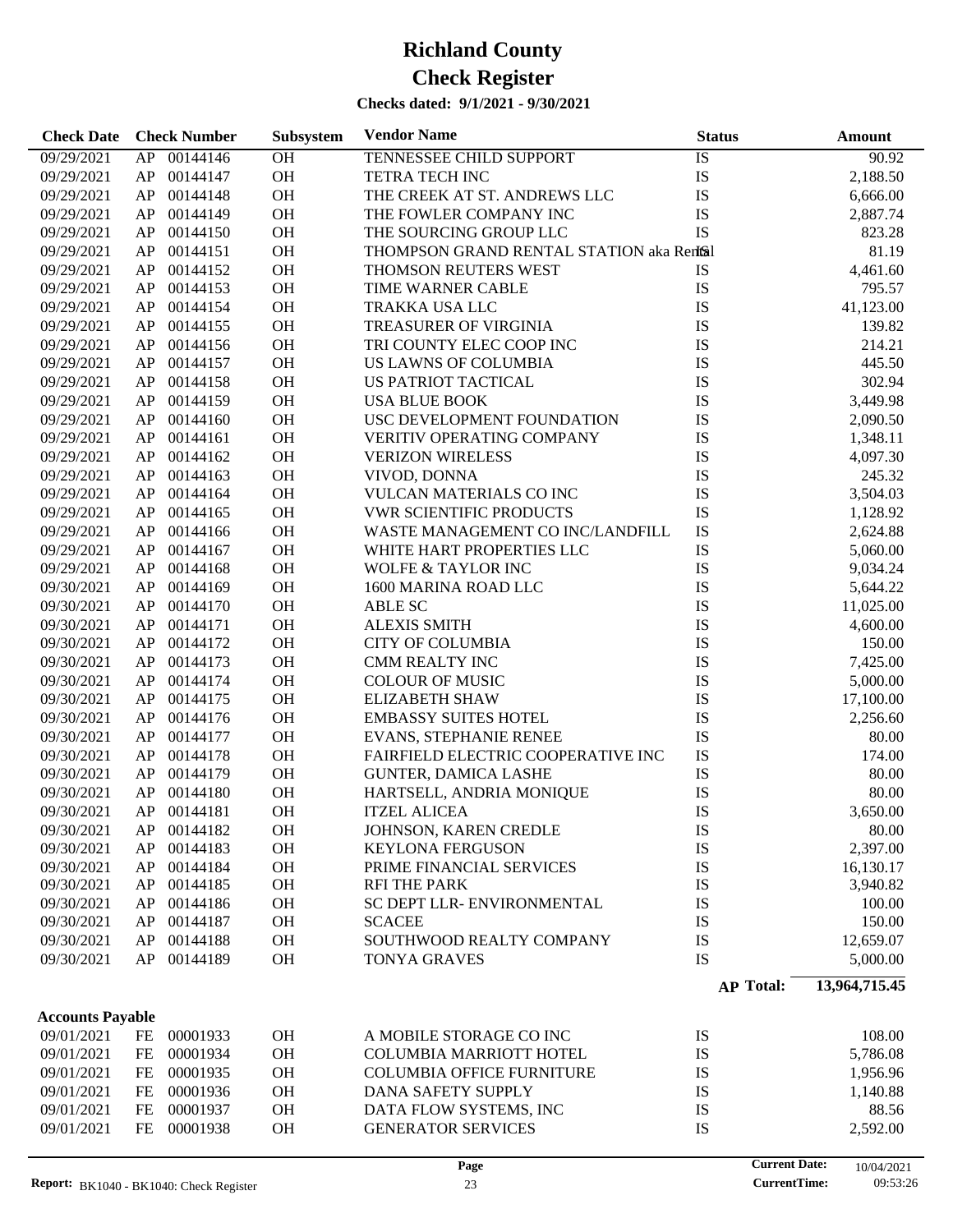# Richland County

# Check Register

**Checks dated: 9/1/2021 - 9/30/2021**

| Check Date | Check Number | | Subsystem | Vendor Name | Status | Amount |
|---|---|---|---|---|---|---|
| 09/29/2021 | AP | 00144146 | OH | TENNESSEE CHILD SUPPORT | IS | 90.92 |
| 09/29/2021 | AP | 00144147 | OH | TETRA TECH INC | IS | 2,188.50 |
| 09/29/2021 | AP | 00144148 | OH | THE CREEK AT ST. ANDREWS LLC | IS | 6,666.00 |
| 09/29/2021 | AP | 00144149 | OH | THE FOWLER COMPANY INC | IS | 2,887.74 |
| 09/29/2021 | AP | 00144150 | OH | THE SOURCING GROUP LLC | IS | 823.28 |
| 09/29/2021 | AP | 00144151 | OH | THOMPSON GRAND RENTAL STATION aka Rental | IS | 81.19 |
| 09/29/2021 | AP | 00144152 | OH | THOMSON REUTERS WEST | IS | 4,461.60 |
| 09/29/2021 | AP | 00144153 | OH | TIME WARNER CABLE | IS | 795.57 |
| 09/29/2021 | AP | 00144154 | OH | TRAKKA USA LLC | IS | 41,123.00 |
| 09/29/2021 | AP | 00144155 | OH | TREASURER OF VIRGINIA | IS | 139.82 |
| 09/29/2021 | AP | 00144156 | OH | TRI COUNTY ELEC COOP INC | IS | 214.21 |
| 09/29/2021 | AP | 00144157 | OH | US LAWNS OF COLUMBIA | IS | 445.50 |
| 09/29/2021 | AP | 00144158 | OH | US PATRIOT TACTICAL | IS | 302.94 |
| 09/29/2021 | AP | 00144159 | OH | USA BLUE BOOK | IS | 3,449.98 |
| 09/29/2021 | AP | 00144160 | OH | USC DEVELOPMENT FOUNDATION | IS | 2,090.50 |
| 09/29/2021 | AP | 00144161 | OH | VERITIV OPERATING COMPANY | IS | 1,348.11 |
| 09/29/2021 | AP | 00144162 | OH | VERIZON WIRELESS | IS | 4,097.30 |
| 09/29/2021 | AP | 00144163 | OH | VIVOD, DONNA | IS | 245.32 |
| 09/29/2021 | AP | 00144164 | OH | VULCAN MATERIALS CO INC | IS | 3,504.03 |
| 09/29/2021 | AP | 00144165 | OH | VWR SCIENTIFIC PRODUCTS | IS | 1,128.92 |
| 09/29/2021 | AP | 00144166 | OH | WASTE MANAGEMENT CO INC/LANDFILL | IS | 2,624.88 |
| 09/29/2021 | AP | 00144167 | OH | WHITE HART PROPERTIES LLC | IS | 5,060.00 |
| 09/29/2021 | AP | 00144168 | OH | WOLFE & TAYLOR INC | IS | 9,034.24 |
| 09/30/2021 | AP | 00144169 | OH | 1600 MARINA ROAD LLC | IS | 5,644.22 |
| 09/30/2021 | AP | 00144170 | OH | ABLE SC | IS | 11,025.00 |
| 09/30/2021 | AP | 00144171 | OH | ALEXIS SMITH | IS | 4,600.00 |
| 09/30/2021 | AP | 00144172 | OH | CITY OF COLUMBIA | IS | 150.00 |
| 09/30/2021 | AP | 00144173 | OH | CMM REALTY INC | IS | 7,425.00 |
| 09/30/2021 | AP | 00144174 | OH | COLOUR OF MUSIC | IS | 5,000.00 |
| 09/30/2021 | AP | 00144175 | OH | ELIZABETH SHAW | IS | 17,100.00 |
| 09/30/2021 | AP | 00144176 | OH | EMBASSY SUITES HOTEL | IS | 2,256.60 |
| 09/30/2021 | AP | 00144177 | OH | EVANS, STEPHANIE RENEE | IS | 80.00 |
| 09/30/2021 | AP | 00144178 | OH | FAIRFIELD ELECTRIC COOPERATIVE INC | IS | 174.00 |
| 09/30/2021 | AP | 00144179 | OH | GUNTER, DAMICA LASHE | IS | 80.00 |
| 09/30/2021 | AP | 00144180 | OH | HARTSELL, ANDRIA MONIQUE | IS | 80.00 |
| 09/30/2021 | AP | 00144181 | OH | ITZEL ALICEA | IS | 3,650.00 |
| 09/30/2021 | AP | 00144182 | OH | JOHNSON, KAREN CREDLE | IS | 80.00 |
| 09/30/2021 | AP | 00144183 | OH | KEYLONA FERGUSON | IS | 2,397.00 |
| 09/30/2021 | AP | 00144184 | OH | PRIME FINANCIAL SERVICES | IS | 16,130.17 |
| 09/30/2021 | AP | 00144185 | OH | RFI THE PARK | IS | 3,940.82 |
| 09/30/2021 | AP | 00144186 | OH | SC DEPT LLR- ENVIRONMENTAL | IS | 100.00 |
| 09/30/2021 | AP | 00144187 | OH | SCACEE | IS | 150.00 |
| 09/30/2021 | AP | 00144188 | OH | SOUTHWOOD REALTY COMPANY | IS | 12,659.07 |
| 09/30/2021 | AP | 00144189 | OH | TONYA GRAVES | IS | 5,000.00 |
| | | | | | **AP Total:** | **13,964,715.45** |

**Accounts Payable**

| Check Date | Check Number | | Subsystem | Vendor Name | Status | Amount |
|---|---|---|---|---|---|---|
| 09/01/2021 | FE | 00001933 | OH | A MOBILE STORAGE CO INC | IS | 108.00 |
| 09/01/2021 | FE | 00001934 | OH | COLUMBIA MARRIOTT HOTEL | IS | 5,786.08 |
| 09/01/2021 | FE | 00001935 | OH | COLUMBIA OFFICE FURNITURE | IS | 1,956.96 |
| 09/01/2021 | FE | 00001936 | OH | DANA SAFETY SUPPLY | IS | 1,140.88 |
| 09/01/2021 | FE | 00001937 | OH | DATA FLOW SYSTEMS, INC | IS | 88.56 |
| 09/01/2021 | FE | 00001938 | OH | GENERATOR SERVICES | IS | 2,592.00 |

**Report:** BK1040 - BK1040: Check Register | **Current Date:** 10/04/2021 | **CurrentTime:** 09:53:26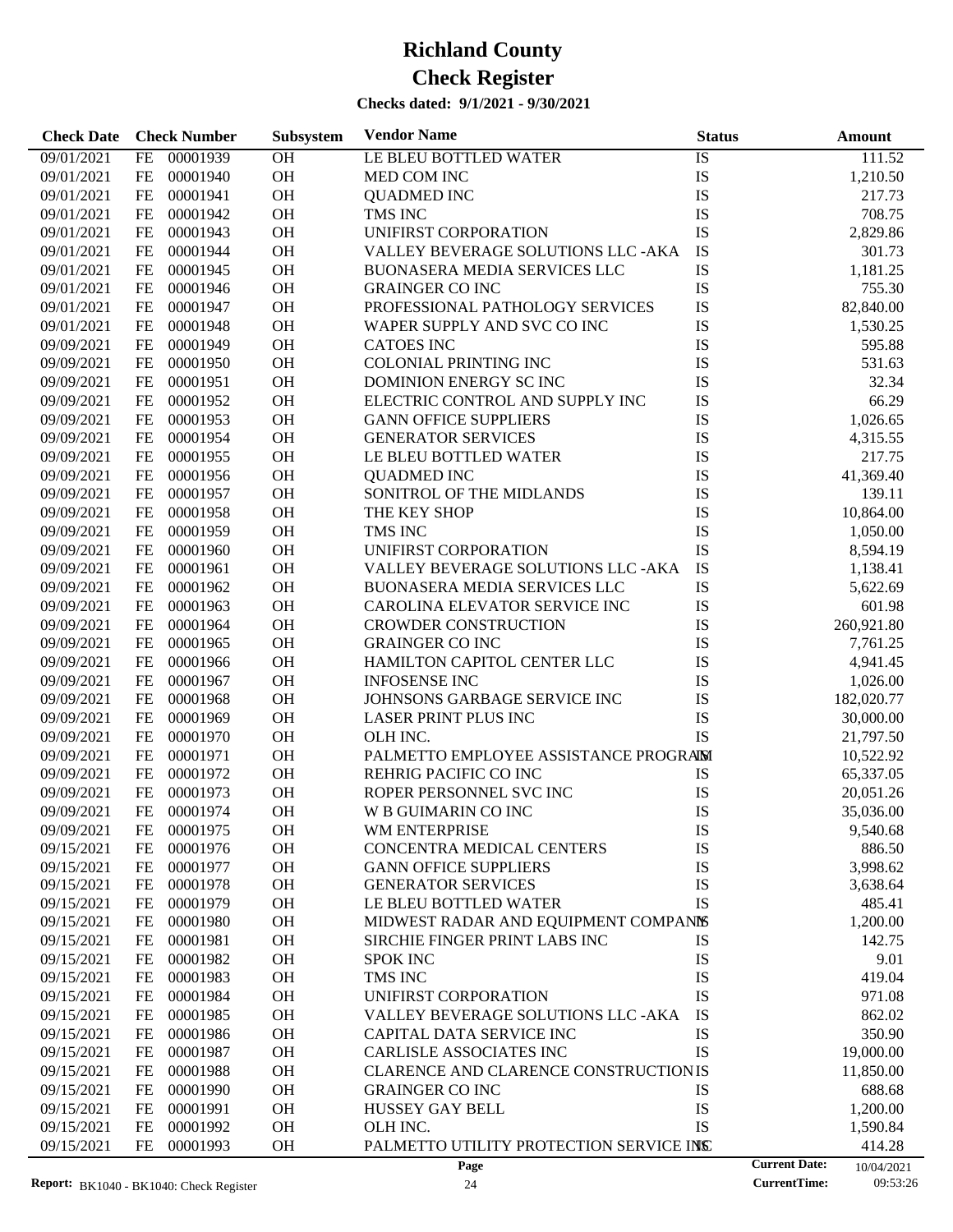# Richland County

# Check Register

**Checks dated: 9/1/2021 - 9/30/2021**

| Check Date | Check Number | | Subsystem | Vendor Name | Status | Amount |
|---|---|---|---|---|---|---|
| 09/01/2021 | FE | 00001939 | OH | LE BLEU BOTTLED WATER | IS | 111.52 |
| 09/01/2021 | FE | 00001940 | OH | MED COM INC | IS | 1,210.50 |
| 09/01/2021 | FE | 00001941 | OH | QUADMED INC | IS | 217.73 |
| 09/01/2021 | FE | 00001942 | OH | TMS INC | IS | 708.75 |
| 09/01/2021 | FE | 00001943 | OH | UNIFIRST CORPORATION | IS | 2,829.86 |
| 09/01/2021 | FE | 00001944 | OH | VALLEY BEVERAGE SOLUTIONS LLC -AKA | IS | 301.73 |
| 09/01/2021 | FE | 00001945 | OH | BUONASERA MEDIA SERVICES LLC | IS | 1,181.25 |
| 09/01/2021 | FE | 00001946 | OH | GRAINGER CO INC | IS | 755.30 |
| 09/01/2021 | FE | 00001947 | OH | PROFESSIONAL PATHOLOGY SERVICES | IS | 82,840.00 |
| 09/01/2021 | FE | 00001948 | OH | WAPER SUPPLY AND SVC CO INC | IS | 1,530.25 |
| 09/09/2021 | FE | 00001949 | OH | CATOES INC | IS | 595.88 |
| 09/09/2021 | FE | 00001950 | OH | COLONIAL PRINTING INC | IS | 531.63 |
| 09/09/2021 | FE | 00001951 | OH | DOMINION ENERGY SC INC | IS | 32.34 |
| 09/09/2021 | FE | 00001952 | OH | ELECTRIC CONTROL AND SUPPLY INC | IS | 66.29 |
| 09/09/2021 | FE | 00001953 | OH | GANN OFFICE SUPPLIERS | IS | 1,026.65 |
| 09/09/2021 | FE | 00001954 | OH | GENERATOR SERVICES | IS | 4,315.55 |
| 09/09/2021 | FE | 00001955 | OH | LE BLEU BOTTLED WATER | IS | 217.75 |
| 09/09/2021 | FE | 00001956 | OH | QUADMED INC | IS | 41,369.40 |
| 09/09/2021 | FE | 00001957 | OH | SONITROL OF THE MIDLANDS | IS | 139.11 |
| 09/09/2021 | FE | 00001958 | OH | THE KEY SHOP | IS | 10,864.00 |
| 09/09/2021 | FE | 00001959 | OH | TMS INC | IS | 1,050.00 |
| 09/09/2021 | FE | 00001960 | OH | UNIFIRST CORPORATION | IS | 8,594.19 |
| 09/09/2021 | FE | 00001961 | OH | VALLEY BEVERAGE SOLUTIONS LLC -AKA | IS | 1,138.41 |
| 09/09/2021 | FE | 00001962 | OH | BUONASERA MEDIA SERVICES LLC | IS | 5,622.69 |
| 09/09/2021 | FE | 00001963 | OH | CAROLINA ELEVATOR SERVICE INC | IS | 601.98 |
| 09/09/2021 | FE | 00001964 | OH | CROWDER CONSTRUCTION | IS | 260,921.80 |
| 09/09/2021 | FE | 00001965 | OH | GRAINGER CO INC | IS | 7,761.25 |
| 09/09/2021 | FE | 00001966 | OH | HAMILTON CAPITOL CENTER LLC | IS | 4,941.45 |
| 09/09/2021 | FE | 00001967 | OH | INFOSENSE INC | IS | 1,026.00 |
| 09/09/2021 | FE | 00001968 | OH | JOHNSONS GARBAGE SERVICE INC | IS | 182,020.77 |
| 09/09/2021 | FE | 00001969 | OH | LASER PRINT PLUS INC | IS | 30,000.00 |
| 09/09/2021 | FE | 00001970 | OH | OLH INC. | IS | 21,797.50 |
| 09/09/2021 | FE | 00001971 | OH | PALMETTO EMPLOYEE ASSISTANCE PROGRAM | IS | 10,522.92 |
| 09/09/2021 | FE | 00001972 | OH | REHRIG PACIFIC CO INC | IS | 65,337.05 |
| 09/09/2021 | FE | 00001973 | OH | ROPER PERSONNEL SVC INC | IS | 20,051.26 |
| 09/09/2021 | FE | 00001974 | OH | W B GUIMARIN CO INC | IS | 35,036.00 |
| 09/09/2021 | FE | 00001975 | OH | WM ENTERPRISE | IS | 9,540.68 |
| 09/15/2021 | FE | 00001976 | OH | CONCENTRA MEDICAL CENTERS | IS | 886.50 |
| 09/15/2021 | FE | 00001977 | OH | GANN OFFICE SUPPLIERS | IS | 3,998.62 |
| 09/15/2021 | FE | 00001978 | OH | GENERATOR SERVICES | IS | 3,638.64 |
| 09/15/2021 | FE | 00001979 | OH | LE BLEU BOTTLED WATER | IS | 485.41 |
| 09/15/2021 | FE | 00001980 | OH | MIDWEST RADAR AND EQUIPMENT COMPANY | IS | 1,200.00 |
| 09/15/2021 | FE | 00001981 | OH | SIRCHIE FINGER PRINT LABS INC | IS | 142.75 |
| 09/15/2021 | FE | 00001982 | OH | SPOK INC | IS | 9.01 |
| 09/15/2021 | FE | 00001983 | OH | TMS INC | IS | 419.04 |
| 09/15/2021 | FE | 00001984 | OH | UNIFIRST CORPORATION | IS | 971.08 |
| 09/15/2021 | FE | 00001985 | OH | VALLEY BEVERAGE SOLUTIONS LLC -AKA | IS | 862.02 |
| 09/15/2021 | FE | 00001986 | OH | CAPITAL DATA SERVICE INC | IS | 350.90 |
| 09/15/2021 | FE | 00001987 | OH | CARLISLE ASSOCIATES INC | IS | 19,000.00 |
| 09/15/2021 | FE | 00001988 | OH | CLARENCE AND CLARENCE CONSTRUCTION | IS | 11,850.00 |
| 09/15/2021 | FE | 00001990 | OH | GRAINGER CO INC | IS | 688.68 |
| 09/15/2021 | FE | 00001991 | OH | HUSSEY GAY BELL | IS | 1,200.00 |
| 09/15/2021 | FE | 00001992 | OH | OLH INC. | IS | 1,590.84 |
| 09/15/2021 | FE | 00001993 | OH | PALMETTO UTILITY PROTECTION SERVICE INC | IS | 414.28 |

Report: BK1040 - BK1040: Check Register

Current Date: 10/04/2021
CurrentTime: 09:53:26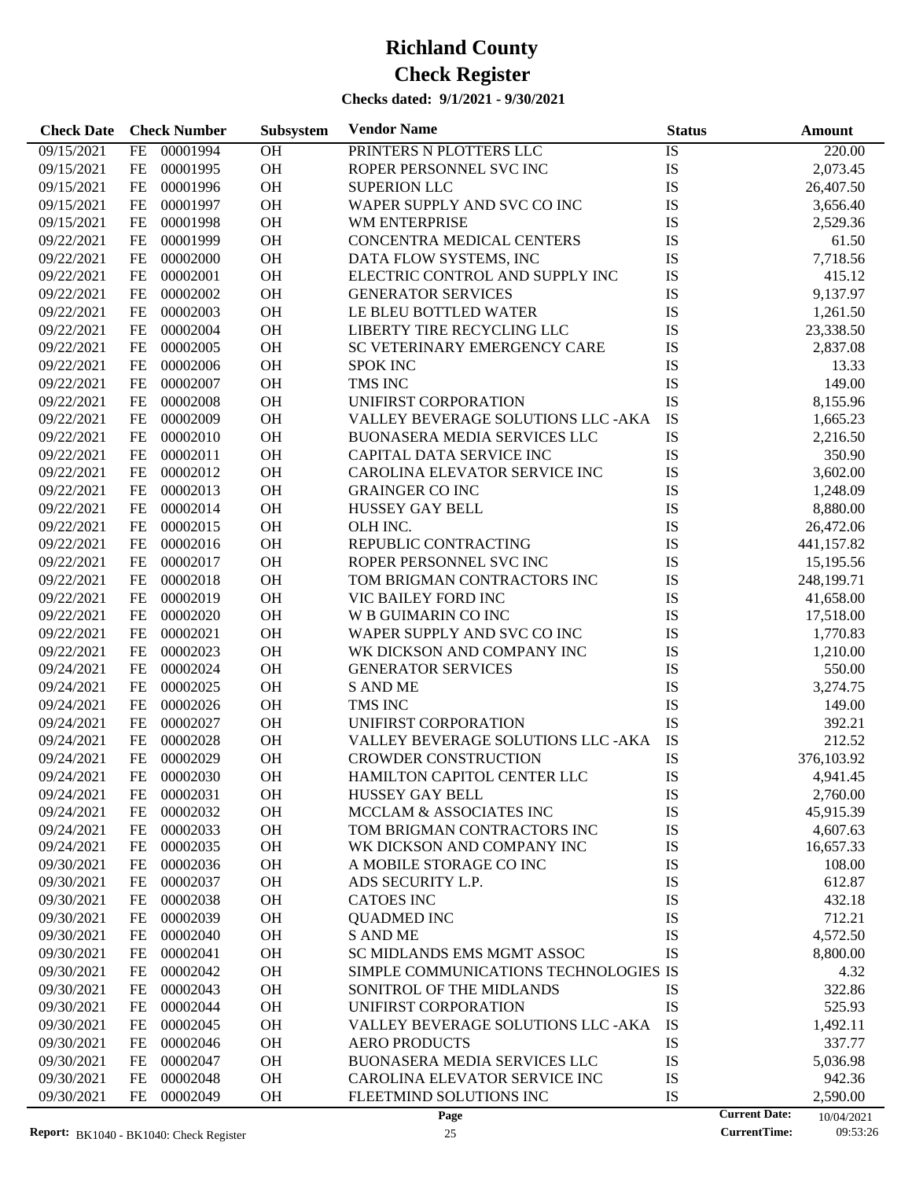# Richland County

# Check Register

**Checks dated: 9/1/2021 - 9/30/2021**

| Check Date | Check Number | | Subsystem | Vendor Name | Status | Amount |
|---|---|---|---|---|---|---|
| 09/15/2021 | FE | 00001994 | OH | PRINTERS N PLOTTERS LLC | IS | 220.00 |
| 09/15/2021 | FE | 00001995 | OH | ROPER PERSONNEL SVC INC | IS | 2,073.45 |
| 09/15/2021 | FE | 00001996 | OH | SUPERION LLC | IS | 26,407.50 |
| 09/15/2021 | FE | 00001997 | OH | WAPER SUPPLY AND SVC CO INC | IS | 3,656.40 |
| 09/15/2021 | FE | 00001998 | OH | WM ENTERPRISE | IS | 2,529.36 |
| 09/22/2021 | FE | 00001999 | OH | CONCENTRA MEDICAL CENTERS | IS | 61.50 |
| 09/22/2021 | FE | 00002000 | OH | DATA FLOW SYSTEMS, INC | IS | 7,718.56 |
| 09/22/2021 | FE | 00002001 | OH | ELECTRIC CONTROL AND SUPPLY INC | IS | 415.12 |
| 09/22/2021 | FE | 00002002 | OH | GENERATOR SERVICES | IS | 9,137.97 |
| 09/22/2021 | FE | 00002003 | OH | LE BLEU BOTTLED WATER | IS | 1,261.50 |
| 09/22/2021 | FE | 00002004 | OH | LIBERTY TIRE RECYCLING LLC | IS | 23,338.50 |
| 09/22/2021 | FE | 00002005 | OH | SC VETERINARY EMERGENCY CARE | IS | 2,837.08 |
| 09/22/2021 | FE | 00002006 | OH | SPOK INC | IS | 13.33 |
| 09/22/2021 | FE | 00002007 | OH | TMS INC | IS | 149.00 |
| 09/22/2021 | FE | 00002008 | OH | UNIFIRST CORPORATION | IS | 8,155.96 |
| 09/22/2021 | FE | 00002009 | OH | VALLEY BEVERAGE SOLUTIONS LLC -AKA | IS | 1,665.23 |
| 09/22/2021 | FE | 00002010 | OH | BUONASERA MEDIA SERVICES LLC | IS | 2,216.50 |
| 09/22/2021 | FE | 00002011 | OH | CAPITAL DATA SERVICE INC | IS | 350.90 |
| 09/22/2021 | FE | 00002012 | OH | CAROLINA ELEVATOR SERVICE INC | IS | 3,602.00 |
| 09/22/2021 | FE | 00002013 | OH | GRAINGER CO INC | IS | 1,248.09 |
| 09/22/2021 | FE | 00002014 | OH | HUSSEY GAY BELL | IS | 8,880.00 |
| 09/22/2021 | FE | 00002015 | OH | OLH INC. | IS | 26,472.06 |
| 09/22/2021 | FE | 00002016 | OH | REPUBLIC CONTRACTING | IS | 441,157.82 |
| 09/22/2021 | FE | 00002017 | OH | ROPER PERSONNEL SVC INC | IS | 15,195.56 |
| 09/22/2021 | FE | 00002018 | OH | TOM BRIGMAN CONTRACTORS INC | IS | 248,199.71 |
| 09/22/2021 | FE | 00002019 | OH | VIC BAILEY FORD INC | IS | 41,658.00 |
| 09/22/2021 | FE | 00002020 | OH | W B GUIMARIN CO INC | IS | 17,518.00 |
| 09/22/2021 | FE | 00002021 | OH | WAPER SUPPLY AND SVC CO INC | IS | 1,770.83 |
| 09/22/2021 | FE | 00002023 | OH | WK DICKSON AND COMPANY INC | IS | 1,210.00 |
| 09/24/2021 | FE | 00002024 | OH | GENERATOR SERVICES | IS | 550.00 |
| 09/24/2021 | FE | 00002025 | OH | S AND ME | IS | 3,274.75 |
| 09/24/2021 | FE | 00002026 | OH | TMS INC | IS | 149.00 |
| 09/24/2021 | FE | 00002027 | OH | UNIFIRST CORPORATION | IS | 392.21 |
| 09/24/2021 | FE | 00002028 | OH | VALLEY BEVERAGE SOLUTIONS LLC -AKA | IS | 212.52 |
| 09/24/2021 | FE | 00002029 | OH | CROWDER CONSTRUCTION | IS | 376,103.92 |
| 09/24/2021 | FE | 00002030 | OH | HAMILTON CAPITOL CENTER LLC | IS | 4,941.45 |
| 09/24/2021 | FE | 00002031 | OH | HUSSEY GAY BELL | IS | 2,760.00 |
| 09/24/2021 | FE | 00002032 | OH | MCCLAM & ASSOCIATES INC | IS | 45,915.39 |
| 09/24/2021 | FE | 00002033 | OH | TOM BRIGMAN CONTRACTORS INC | IS | 4,607.63 |
| 09/24/2021 | FE | 00002035 | OH | WK DICKSON AND COMPANY INC | IS | 16,657.33 |
| 09/30/2021 | FE | 00002036 | OH | A MOBILE STORAGE CO INC | IS | 108.00 |
| 09/30/2021 | FE | 00002037 | OH | ADS SECURITY L.P. | IS | 612.87 |
| 09/30/2021 | FE | 00002038 | OH | CATOES INC | IS | 432.18 |
| 09/30/2021 | FE | 00002039 | OH | QUADMED INC | IS | 712.21 |
| 09/30/2021 | FE | 00002040 | OH | S AND ME | IS | 4,572.50 |
| 09/30/2021 | FE | 00002041 | OH | SC MIDLANDS EMS MGMT ASSOC | IS | 8,800.00 |
| 09/30/2021 | FE | 00002042 | OH | SIMPLE COMMUNICATIONS TECHNOLOGIES | IS | 4.32 |
| 09/30/2021 | FE | 00002043 | OH | SONITROL OF THE MIDLANDS | IS | 322.86 |
| 09/30/2021 | FE | 00002044 | OH | UNIFIRST CORPORATION | IS | 525.93 |
| 09/30/2021 | FE | 00002045 | OH | VALLEY BEVERAGE SOLUTIONS LLC -AKA | IS | 1,492.11 |
| 09/30/2021 | FE | 00002046 | OH | AERO PRODUCTS | IS | 337.77 |
| 09/30/2021 | FE | 00002047 | OH | BUONASERA MEDIA SERVICES LLC | IS | 5,036.98 |
| 09/30/2021 | FE | 00002048 | OH | CAROLINA ELEVATOR SERVICE INC | IS | 942.36 |
| 09/30/2021 | FE | 00002049 | OH | FLEETMIND SOLUTIONS INC | IS | 2,590.00 |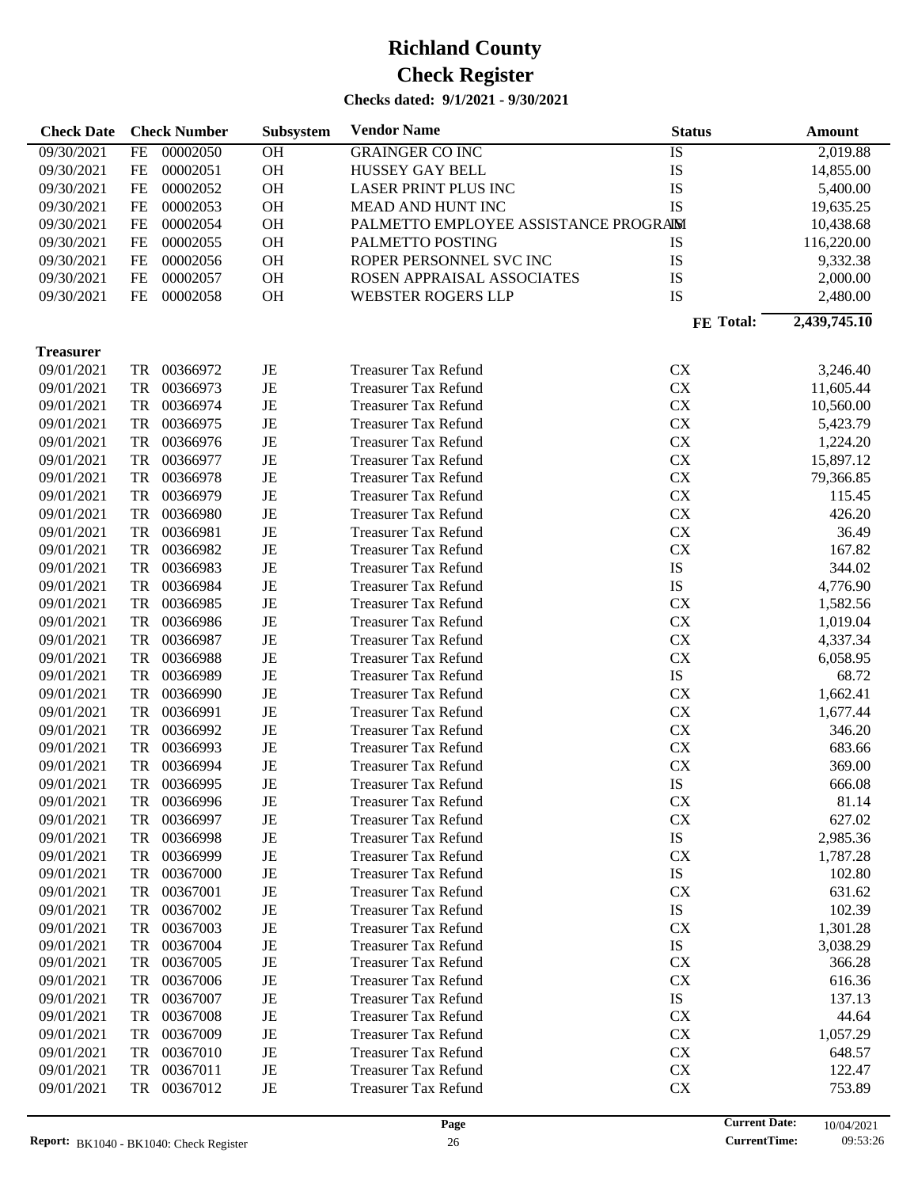# Richland County
# Check Register
**Checks dated: 9/1/2021 - 9/30/2021**

| Check Date | Check Number | | Subsystem | Vendor Name | Status | Amount |
|---|---|---|---|---|---|---|
| 09/30/2021 | FE | 00002050 | OH | GRAINGER CO INC | IS | 2,019.88 |
| 09/30/2021 | FE | 00002051 | OH | HUSSEY GAY BELL | IS | 14,855.00 |
| 09/30/2021 | FE | 00002052 | OH | LASER PRINT PLUS INC | IS | 5,400.00 |
| 09/30/2021 | FE | 00002053 | OH | MEAD AND HUNT INC | IS | 19,635.25 |
| 09/30/2021 | FE | 00002054 | OH | PALMETTO EMPLOYEE ASSISTANCE PROGRAM | IS | 10,438.68 |
| 09/30/2021 | FE | 00002055 | OH | PALMETTO POSTING | IS | 116,220.00 |
| 09/30/2021 | FE | 00002056 | OH | ROPER PERSONNEL SVC INC | IS | 9,332.38 |
| 09/30/2021 | FE | 00002057 | OH | ROSEN APPRAISAL ASSOCIATES | IS | 2,000.00 |
| 09/30/2021 | FE | 00002058 | OH | WEBSTER ROGERS LLP | IS | 2,480.00 |
| | | | | | **FE Total:** | **2,439,745.10** |
| **Treasurer** | | | | | | |
| 09/01/2021 | TR | 00366972 | JE | Treasurer Tax Refund | CX | 3,246.40 |
| 09/01/2021 | TR | 00366973 | JE | Treasurer Tax Refund | CX | 11,605.44 |
| 09/01/2021 | TR | 00366974 | JE | Treasurer Tax Refund | CX | 10,560.00 |
| 09/01/2021 | TR | 00366975 | JE | Treasurer Tax Refund | CX | 5,423.79 |
| 09/01/2021 | TR | 00366976 | JE | Treasurer Tax Refund | CX | 1,224.20 |
| 09/01/2021 | TR | 00366977 | JE | Treasurer Tax Refund | CX | 15,897.12 |
| 09/01/2021 | TR | 00366978 | JE | Treasurer Tax Refund | CX | 79,366.85 |
| 09/01/2021 | TR | 00366979 | JE | Treasurer Tax Refund | CX | 115.45 |
| 09/01/2021 | TR | 00366980 | JE | Treasurer Tax Refund | CX | 426.20 |
| 09/01/2021 | TR | 00366981 | JE | Treasurer Tax Refund | CX | 36.49 |
| 09/01/2021 | TR | 00366982 | JE | Treasurer Tax Refund | CX | 167.82 |
| 09/01/2021 | TR | 00366983 | JE | Treasurer Tax Refund | IS | 344.02 |
| 09/01/2021 | TR | 00366984 | JE | Treasurer Tax Refund | IS | 4,776.90 |
| 09/01/2021 | TR | 00366985 | JE | Treasurer Tax Refund | CX | 1,582.56 |
| 09/01/2021 | TR | 00366986 | JE | Treasurer Tax Refund | CX | 1,019.04 |
| 09/01/2021 | TR | 00366987 | JE | Treasurer Tax Refund | CX | 4,337.34 |
| 09/01/2021 | TR | 00366988 | JE | Treasurer Tax Refund | CX | 6,058.95 |
| 09/01/2021 | TR | 00366989 | JE | Treasurer Tax Refund | IS | 68.72 |
| 09/01/2021 | TR | 00366990 | JE | Treasurer Tax Refund | CX | 1,662.41 |
| 09/01/2021 | TR | 00366991 | JE | Treasurer Tax Refund | CX | 1,677.44 |
| 09/01/2021 | TR | 00366992 | JE | Treasurer Tax Refund | CX | 346.20 |
| 09/01/2021 | TR | 00366993 | JE | Treasurer Tax Refund | CX | 683.66 |
| 09/01/2021 | TR | 00366994 | JE | Treasurer Tax Refund | CX | 369.00 |
| 09/01/2021 | TR | 00366995 | JE | Treasurer Tax Refund | IS | 666.08 |
| 09/01/2021 | TR | 00366996 | JE | Treasurer Tax Refund | CX | 81.14 |
| 09/01/2021 | TR | 00366997 | JE | Treasurer Tax Refund | CX | 627.02 |
| 09/01/2021 | TR | 00366998 | JE | Treasurer Tax Refund | IS | 2,985.36 |
| 09/01/2021 | TR | 00366999 | JE | Treasurer Tax Refund | CX | 1,787.28 |
| 09/01/2021 | TR | 00367000 | JE | Treasurer Tax Refund | IS | 102.80 |
| 09/01/2021 | TR | 00367001 | JE | Treasurer Tax Refund | CX | 631.62 |
| 09/01/2021 | TR | 00367002 | JE | Treasurer Tax Refund | IS | 102.39 |
| 09/01/2021 | TR | 00367003 | JE | Treasurer Tax Refund | CX | 1,301.28 |
| 09/01/2021 | TR | 00367004 | JE | Treasurer Tax Refund | IS | 3,038.29 |
| 09/01/2021 | TR | 00367005 | JE | Treasurer Tax Refund | CX | 366.28 |
| 09/01/2021 | TR | 00367006 | JE | Treasurer Tax Refund | CX | 616.36 |
| 09/01/2021 | TR | 00367007 | JE | Treasurer Tax Refund | IS | 137.13 |
| 09/01/2021 | TR | 00367008 | JE | Treasurer Tax Refund | CX | 44.64 |
| 09/01/2021 | TR | 00367009 | JE | Treasurer Tax Refund | CX | 1,057.29 |
| 09/01/2021 | TR | 00367010 | JE | Treasurer Tax Refund | CX | 648.57 |
| 09/01/2021 | TR | 00367011 | JE | Treasurer Tax Refund | CX | 122.47 |
| 09/01/2021 | TR | 00367012 | JE | Treasurer Tax Refund | CX | 753.89 |

**Report:** BK1040 - BK1040: Check Register    **Current Date:** 10/04/2021    **CurrentTime:** 09:53:26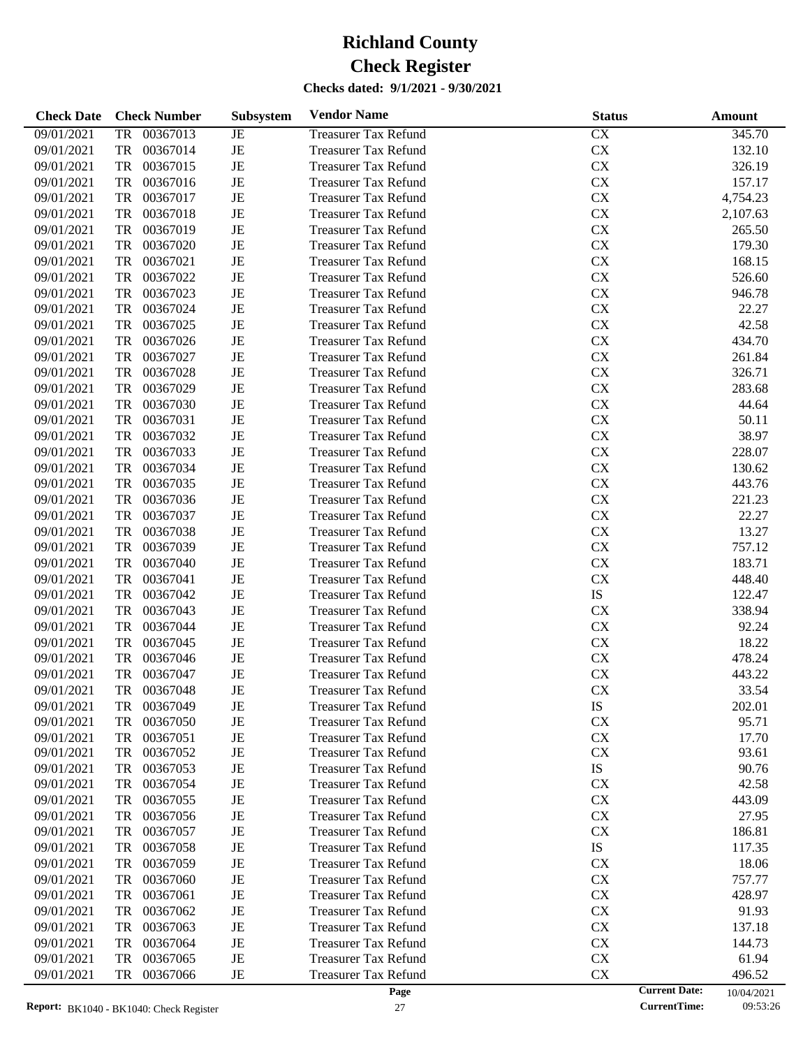# Richland County

# Check Register

**Checks dated: 9/1/2021 - 9/30/2021**

| Check Date | Check Number | Subsystem | Vendor Name | Status | Amount |
|---|---|---|---|---|---|
| 09/01/2021 | TR 00367013 | JE | Treasurer Tax Refund | CX | 345.70 |
| 09/01/2021 | TR 00367014 | JE | Treasurer Tax Refund | CX | 132.10 |
| 09/01/2021 | TR 00367015 | JE | Treasurer Tax Refund | CX | 326.19 |
| 09/01/2021 | TR 00367016 | JE | Treasurer Tax Refund | CX | 157.17 |
| 09/01/2021 | TR 00367017 | JE | Treasurer Tax Refund | CX | 4,754.23 |
| 09/01/2021 | TR 00367018 | JE | Treasurer Tax Refund | CX | 2,107.63 |
| 09/01/2021 | TR 00367019 | JE | Treasurer Tax Refund | CX | 265.50 |
| 09/01/2021 | TR 00367020 | JE | Treasurer Tax Refund | CX | 179.30 |
| 09/01/2021 | TR 00367021 | JE | Treasurer Tax Refund | CX | 168.15 |
| 09/01/2021 | TR 00367022 | JE | Treasurer Tax Refund | CX | 526.60 |
| 09/01/2021 | TR 00367023 | JE | Treasurer Tax Refund | CX | 946.78 |
| 09/01/2021 | TR 00367024 | JE | Treasurer Tax Refund | CX | 22.27 |
| 09/01/2021 | TR 00367025 | JE | Treasurer Tax Refund | CX | 42.58 |
| 09/01/2021 | TR 00367026 | JE | Treasurer Tax Refund | CX | 434.70 |
| 09/01/2021 | TR 00367027 | JE | Treasurer Tax Refund | CX | 261.84 |
| 09/01/2021 | TR 00367028 | JE | Treasurer Tax Refund | CX | 326.71 |
| 09/01/2021 | TR 00367029 | JE | Treasurer Tax Refund | CX | 283.68 |
| 09/01/2021 | TR 00367030 | JE | Treasurer Tax Refund | CX | 44.64 |
| 09/01/2021 | TR 00367031 | JE | Treasurer Tax Refund | CX | 50.11 |
| 09/01/2021 | TR 00367032 | JE | Treasurer Tax Refund | CX | 38.97 |
| 09/01/2021 | TR 00367033 | JE | Treasurer Tax Refund | CX | 228.07 |
| 09/01/2021 | TR 00367034 | JE | Treasurer Tax Refund | CX | 130.62 |
| 09/01/2021 | TR 00367035 | JE | Treasurer Tax Refund | CX | 443.76 |
| 09/01/2021 | TR 00367036 | JE | Treasurer Tax Refund | CX | 221.23 |
| 09/01/2021 | TR 00367037 | JE | Treasurer Tax Refund | CX | 22.27 |
| 09/01/2021 | TR 00367038 | JE | Treasurer Tax Refund | CX | 13.27 |
| 09/01/2021 | TR 00367039 | JE | Treasurer Tax Refund | CX | 757.12 |
| 09/01/2021 | TR 00367040 | JE | Treasurer Tax Refund | CX | 183.71 |
| 09/01/2021 | TR 00367041 | JE | Treasurer Tax Refund | CX | 448.40 |
| 09/01/2021 | TR 00367042 | JE | Treasurer Tax Refund | IS | 122.47 |
| 09/01/2021 | TR 00367043 | JE | Treasurer Tax Refund | CX | 338.94 |
| 09/01/2021 | TR 00367044 | JE | Treasurer Tax Refund | CX | 92.24 |
| 09/01/2021 | TR 00367045 | JE | Treasurer Tax Refund | CX | 18.22 |
| 09/01/2021 | TR 00367046 | JE | Treasurer Tax Refund | CX | 478.24 |
| 09/01/2021 | TR 00367047 | JE | Treasurer Tax Refund | CX | 443.22 |
| 09/01/2021 | TR 00367048 | JE | Treasurer Tax Refund | CX | 33.54 |
| 09/01/2021 | TR 00367049 | JE | Treasurer Tax Refund | IS | 202.01 |
| 09/01/2021 | TR 00367050 | JE | Treasurer Tax Refund | CX | 95.71 |
| 09/01/2021 | TR 00367051 | JE | Treasurer Tax Refund | CX | 17.70 |
| 09/01/2021 | TR 00367052 | JE | Treasurer Tax Refund | CX | 93.61 |
| 09/01/2021 | TR 00367053 | JE | Treasurer Tax Refund | IS | 90.76 |
| 09/01/2021 | TR 00367054 | JE | Treasurer Tax Refund | CX | 42.58 |
| 09/01/2021 | TR 00367055 | JE | Treasurer Tax Refund | CX | 443.09 |
| 09/01/2021 | TR 00367056 | JE | Treasurer Tax Refund | CX | 27.95 |
| 09/01/2021 | TR 00367057 | JE | Treasurer Tax Refund | CX | 186.81 |
| 09/01/2021 | TR 00367058 | JE | Treasurer Tax Refund | IS | 117.35 |
| 09/01/2021 | TR 00367059 | JE | Treasurer Tax Refund | CX | 18.06 |
| 09/01/2021 | TR 00367060 | JE | Treasurer Tax Refund | CX | 757.77 |
| 09/01/2021 | TR 00367061 | JE | Treasurer Tax Refund | CX | 428.97 |
| 09/01/2021 | TR 00367062 | JE | Treasurer Tax Refund | CX | 91.93 |
| 09/01/2021 | TR 00367063 | JE | Treasurer Tax Refund | CX | 137.18 |
| 09/01/2021 | TR 00367064 | JE | Treasurer Tax Refund | CX | 144.73 |
| 09/01/2021 | TR 00367065 | JE | Treasurer Tax Refund | CX | 61.94 |
| 09/01/2021 | TR 00367066 | JE | Treasurer Tax Refund | CX | 496.52 |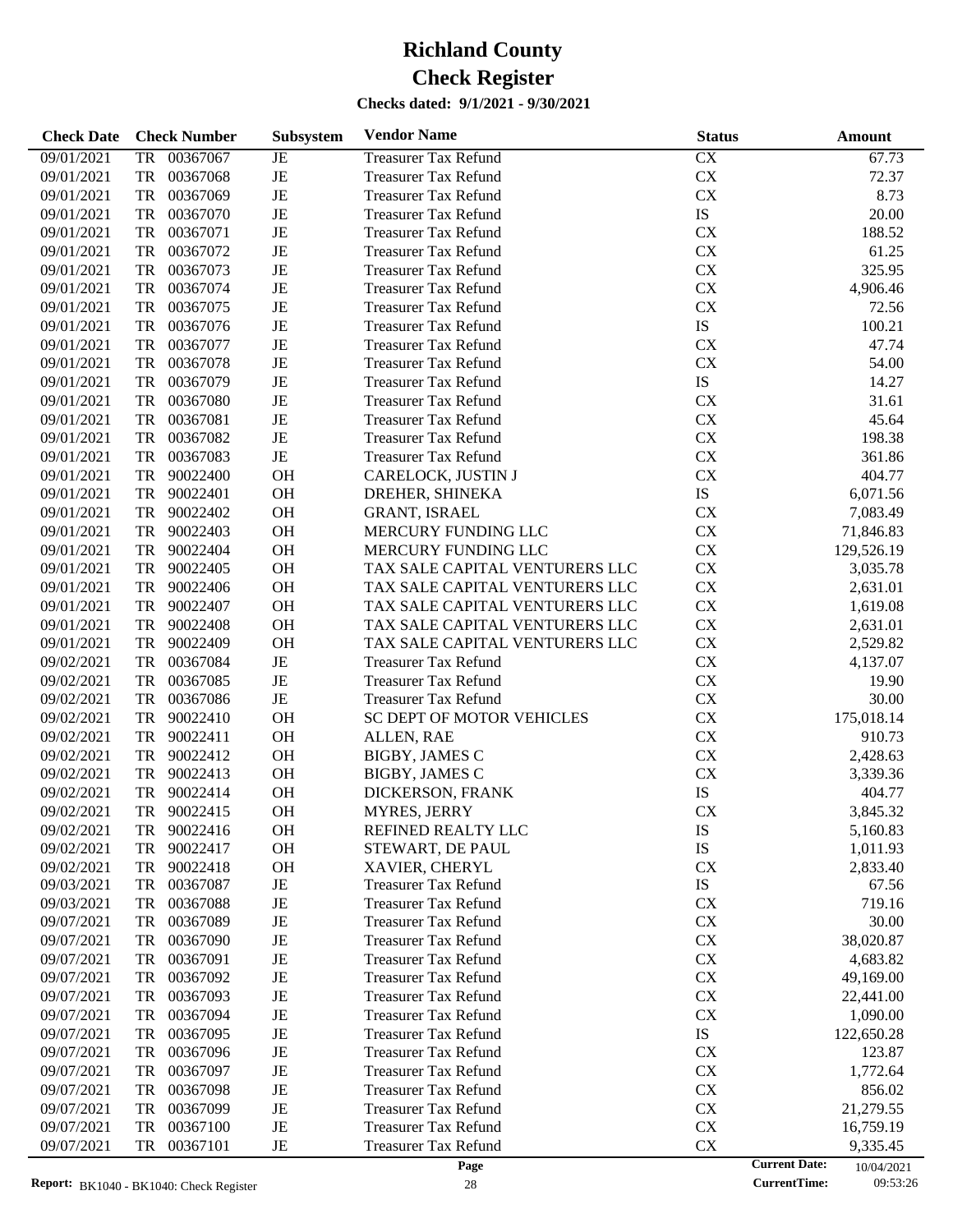# Richland County
# Check Register
**Checks dated: 9/1/2021 - 9/30/2021**

| Check Date | Check Number | Subsystem | Vendor Name | Status | Amount |
|---|---|---|---|---|---|
| 09/01/2021 | TR 00367067 | JE | Treasurer Tax Refund | CX | 67.73 |
| 09/01/2021 | TR 00367068 | JE | Treasurer Tax Refund | CX | 72.37 |
| 09/01/2021 | TR 00367069 | JE | Treasurer Tax Refund | CX | 8.73 |
| 09/01/2021 | TR 00367070 | JE | Treasurer Tax Refund | IS | 20.00 |
| 09/01/2021 | TR 00367071 | JE | Treasurer Tax Refund | CX | 188.52 |
| 09/01/2021 | TR 00367072 | JE | Treasurer Tax Refund | CX | 61.25 |
| 09/01/2021 | TR 00367073 | JE | Treasurer Tax Refund | CX | 325.95 |
| 09/01/2021 | TR 00367074 | JE | Treasurer Tax Refund | CX | 4,906.46 |
| 09/01/2021 | TR 00367075 | JE | Treasurer Tax Refund | CX | 72.56 |
| 09/01/2021 | TR 00367076 | JE | Treasurer Tax Refund | IS | 100.21 |
| 09/01/2021 | TR 00367077 | JE | Treasurer Tax Refund | CX | 47.74 |
| 09/01/2021 | TR 00367078 | JE | Treasurer Tax Refund | CX | 54.00 |
| 09/01/2021 | TR 00367079 | JE | Treasurer Tax Refund | IS | 14.27 |
| 09/01/2021 | TR 00367080 | JE | Treasurer Tax Refund | CX | 31.61 |
| 09/01/2021 | TR 00367081 | JE | Treasurer Tax Refund | CX | 45.64 |
| 09/01/2021 | TR 00367082 | JE | Treasurer Tax Refund | CX | 198.38 |
| 09/01/2021 | TR 00367083 | JE | Treasurer Tax Refund | CX | 361.86 |
| 09/01/2021 | TR 90022400 | OH | CARELOCK, JUSTIN J | CX | 404.77 |
| 09/01/2021 | TR 90022401 | OH | DREHER, SHINEKA | IS | 6,071.56 |
| 09/01/2021 | TR 90022402 | OH | GRANT, ISRAEL | CX | 7,083.49 |
| 09/01/2021 | TR 90022403 | OH | MERCURY FUNDING LLC | CX | 71,846.83 |
| 09/01/2021 | TR 90022404 | OH | MERCURY FUNDING LLC | CX | 129,526.19 |
| 09/01/2021 | TR 90022405 | OH | TAX SALE CAPITAL VENTURERS LLC | CX | 3,035.78 |
| 09/01/2021 | TR 90022406 | OH | TAX SALE CAPITAL VENTURERS LLC | CX | 2,631.01 |
| 09/01/2021 | TR 90022407 | OH | TAX SALE CAPITAL VENTURERS LLC | CX | 1,619.08 |
| 09/01/2021 | TR 90022408 | OH | TAX SALE CAPITAL VENTURERS LLC | CX | 2,631.01 |
| 09/01/2021 | TR 90022409 | OH | TAX SALE CAPITAL VENTURERS LLC | CX | 2,529.82 |
| 09/02/2021 | TR 00367084 | JE | Treasurer Tax Refund | CX | 4,137.07 |
| 09/02/2021 | TR 00367085 | JE | Treasurer Tax Refund | CX | 19.90 |
| 09/02/2021 | TR 00367086 | JE | Treasurer Tax Refund | CX | 30.00 |
| 09/02/2021 | TR 90022410 | OH | SC DEPT OF MOTOR VEHICLES | CX | 175,018.14 |
| 09/02/2021 | TR 90022411 | OH | ALLEN, RAE | CX | 910.73 |
| 09/02/2021 | TR 90022412 | OH | BIGBY, JAMES C | CX | 2,428.63 |
| 09/02/2021 | TR 90022413 | OH | BIGBY, JAMES C | CX | 3,339.36 |
| 09/02/2021 | TR 90022414 | OH | DICKERSON, FRANK | IS | 404.77 |
| 09/02/2021 | TR 90022415 | OH | MYRES, JERRY | CX | 3,845.32 |
| 09/02/2021 | TR 90022416 | OH | REFINED REALTY LLC | IS | 5,160.83 |
| 09/02/2021 | TR 90022417 | OH | STEWART, DE PAUL | IS | 1,011.93 |
| 09/02/2021 | TR 90022418 | OH | XAVIER, CHERYL | CX | 2,833.40 |
| 09/03/2021 | TR 00367087 | JE | Treasurer Tax Refund | IS | 67.56 |
| 09/03/2021 | TR 00367088 | JE | Treasurer Tax Refund | CX | 719.16 |
| 09/07/2021 | TR 00367089 | JE | Treasurer Tax Refund | CX | 30.00 |
| 09/07/2021 | TR 00367090 | JE | Treasurer Tax Refund | CX | 38,020.87 |
| 09/07/2021 | TR 00367091 | JE | Treasurer Tax Refund | CX | 4,683.82 |
| 09/07/2021 | TR 00367092 | JE | Treasurer Tax Refund | CX | 49,169.00 |
| 09/07/2021 | TR 00367093 | JE | Treasurer Tax Refund | CX | 22,441.00 |
| 09/07/2021 | TR 00367094 | JE | Treasurer Tax Refund | CX | 1,090.00 |
| 09/07/2021 | TR 00367095 | JE | Treasurer Tax Refund | IS | 122,650.28 |
| 09/07/2021 | TR 00367096 | JE | Treasurer Tax Refund | CX | 123.87 |
| 09/07/2021 | TR 00367097 | JE | Treasurer Tax Refund | CX | 1,772.64 |
| 09/07/2021 | TR 00367098 | JE | Treasurer Tax Refund | CX | 856.02 |
| 09/07/2021 | TR 00367099 | JE | Treasurer Tax Refund | CX | 21,279.55 |
| 09/07/2021 | TR 00367100 | JE | Treasurer Tax Refund | CX | 16,759.19 |
| 09/07/2021 | TR 00367101 | JE | Treasurer Tax Refund | CX | 9,335.45 |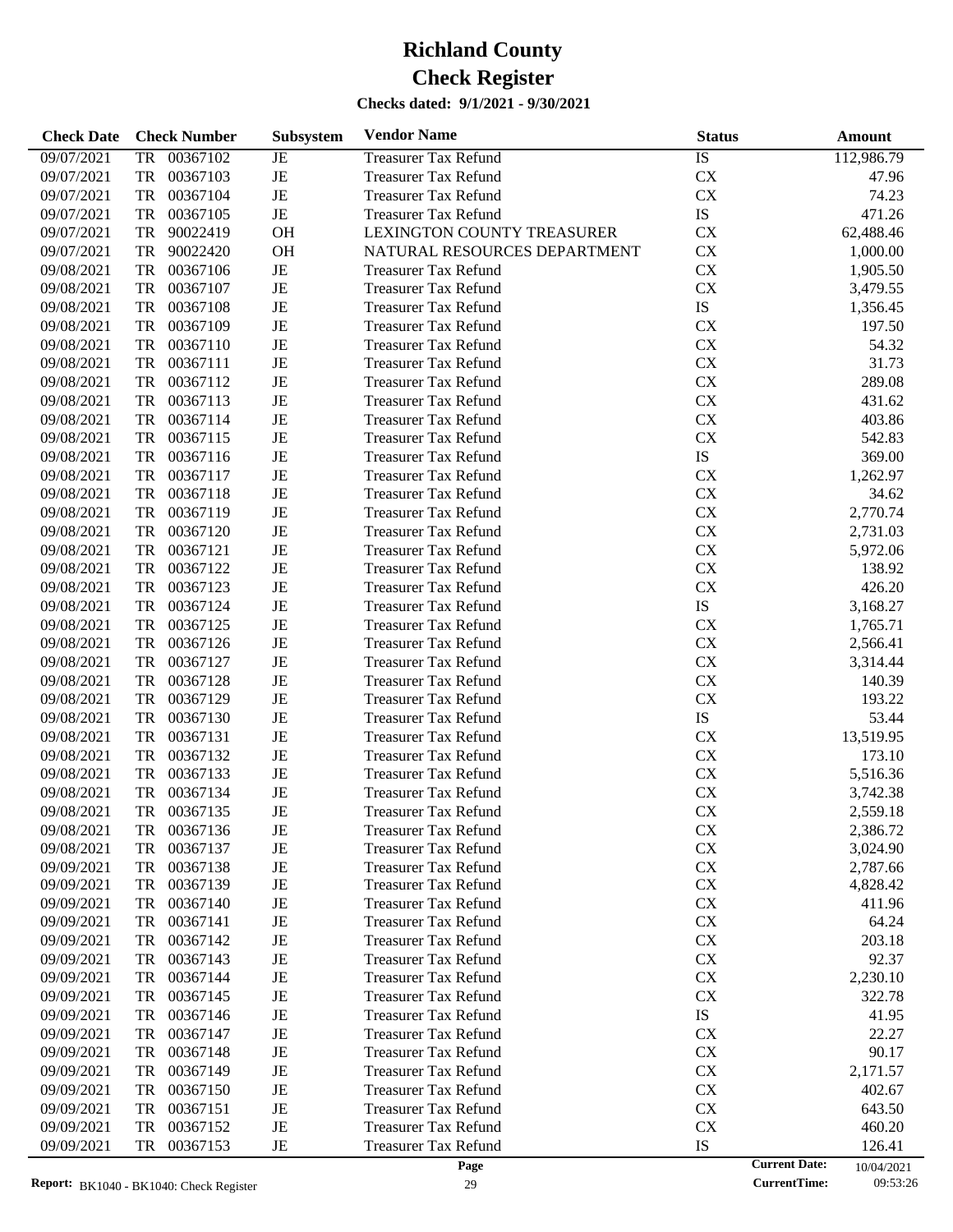# Richland County
# Check Register

**Checks dated: 9/1/2021 - 9/30/2021**

| Check Date | Check Number | Subsystem | Vendor Name | Status | Amount |
|---|---|---|---|---|---|
| 09/07/2021 | TR 00367102 | JE | Treasurer Tax Refund | IS | 112,986.79 |
| 09/07/2021 | TR 00367103 | JE | Treasurer Tax Refund | CX | 47.96 |
| 09/07/2021 | TR 00367104 | JE | Treasurer Tax Refund | CX | 74.23 |
| 09/07/2021 | TR 00367105 | JE | Treasurer Tax Refund | IS | 471.26 |
| 09/07/2021 | TR 90022419 | OH | LEXINGTON COUNTY TREASURER | CX | 62,488.46 |
| 09/07/2021 | TR 90022420 | OH | NATURAL RESOURCES DEPARTMENT | CX | 1,000.00 |
| 09/08/2021 | TR 00367106 | JE | Treasurer Tax Refund | CX | 1,905.50 |
| 09/08/2021 | TR 00367107 | JE | Treasurer Tax Refund | CX | 3,479.55 |
| 09/08/2021 | TR 00367108 | JE | Treasurer Tax Refund | IS | 1,356.45 |
| 09/08/2021 | TR 00367109 | JE | Treasurer Tax Refund | CX | 197.50 |
| 09/08/2021 | TR 00367110 | JE | Treasurer Tax Refund | CX | 54.32 |
| 09/08/2021 | TR 00367111 | JE | Treasurer Tax Refund | CX | 31.73 |
| 09/08/2021 | TR 00367112 | JE | Treasurer Tax Refund | CX | 289.08 |
| 09/08/2021 | TR 00367113 | JE | Treasurer Tax Refund | CX | 431.62 |
| 09/08/2021 | TR 00367114 | JE | Treasurer Tax Refund | CX | 403.86 |
| 09/08/2021 | TR 00367115 | JE | Treasurer Tax Refund | CX | 542.83 |
| 09/08/2021 | TR 00367116 | JE | Treasurer Tax Refund | IS | 369.00 |
| 09/08/2021 | TR 00367117 | JE | Treasurer Tax Refund | CX | 1,262.97 |
| 09/08/2021 | TR 00367118 | JE | Treasurer Tax Refund | CX | 34.62 |
| 09/08/2021 | TR 00367119 | JE | Treasurer Tax Refund | CX | 2,770.74 |
| 09/08/2021 | TR 00367120 | JE | Treasurer Tax Refund | CX | 2,731.03 |
| 09/08/2021 | TR 00367121 | JE | Treasurer Tax Refund | CX | 5,972.06 |
| 09/08/2021 | TR 00367122 | JE | Treasurer Tax Refund | CX | 138.92 |
| 09/08/2021 | TR 00367123 | JE | Treasurer Tax Refund | CX | 426.20 |
| 09/08/2021 | TR 00367124 | JE | Treasurer Tax Refund | IS | 3,168.27 |
| 09/08/2021 | TR 00367125 | JE | Treasurer Tax Refund | CX | 1,765.71 |
| 09/08/2021 | TR 00367126 | JE | Treasurer Tax Refund | CX | 2,566.41 |
| 09/08/2021 | TR 00367127 | JE | Treasurer Tax Refund | CX | 3,314.44 |
| 09/08/2021 | TR 00367128 | JE | Treasurer Tax Refund | CX | 140.39 |
| 09/08/2021 | TR 00367129 | JE | Treasurer Tax Refund | CX | 193.22 |
| 09/08/2021 | TR 00367130 | JE | Treasurer Tax Refund | IS | 53.44 |
| 09/08/2021 | TR 00367131 | JE | Treasurer Tax Refund | CX | 13,519.95 |
| 09/08/2021 | TR 00367132 | JE | Treasurer Tax Refund | CX | 173.10 |
| 09/08/2021 | TR 00367133 | JE | Treasurer Tax Refund | CX | 5,516.36 |
| 09/08/2021 | TR 00367134 | JE | Treasurer Tax Refund | CX | 3,742.38 |
| 09/08/2021 | TR 00367135 | JE | Treasurer Tax Refund | CX | 2,559.18 |
| 09/08/2021 | TR 00367136 | JE | Treasurer Tax Refund | CX | 2,386.72 |
| 09/08/2021 | TR 00367137 | JE | Treasurer Tax Refund | CX | 3,024.90 |
| 09/09/2021 | TR 00367138 | JE | Treasurer Tax Refund | CX | 2,787.66 |
| 09/09/2021 | TR 00367139 | JE | Treasurer Tax Refund | CX | 4,828.42 |
| 09/09/2021 | TR 00367140 | JE | Treasurer Tax Refund | CX | 411.96 |
| 09/09/2021 | TR 00367141 | JE | Treasurer Tax Refund | CX | 64.24 |
| 09/09/2021 | TR 00367142 | JE | Treasurer Tax Refund | CX | 203.18 |
| 09/09/2021 | TR 00367143 | JE | Treasurer Tax Refund | CX | 92.37 |
| 09/09/2021 | TR 00367144 | JE | Treasurer Tax Refund | CX | 2,230.10 |
| 09/09/2021 | TR 00367145 | JE | Treasurer Tax Refund | CX | 322.78 |
| 09/09/2021 | TR 00367146 | JE | Treasurer Tax Refund | IS | 41.95 |
| 09/09/2021 | TR 00367147 | JE | Treasurer Tax Refund | CX | 22.27 |
| 09/09/2021 | TR 00367148 | JE | Treasurer Tax Refund | CX | 90.17 |
| 09/09/2021 | TR 00367149 | JE | Treasurer Tax Refund | CX | 2,171.57 |
| 09/09/2021 | TR 00367150 | JE | Treasurer Tax Refund | CX | 402.67 |
| 09/09/2021 | TR 00367151 | JE | Treasurer Tax Refund | CX | 643.50 |
| 09/09/2021 | TR 00367152 | JE | Treasurer Tax Refund | CX | 460.20 |
| 09/09/2021 | TR 00367153 | JE | Treasurer Tax Refund | IS | 126.41 |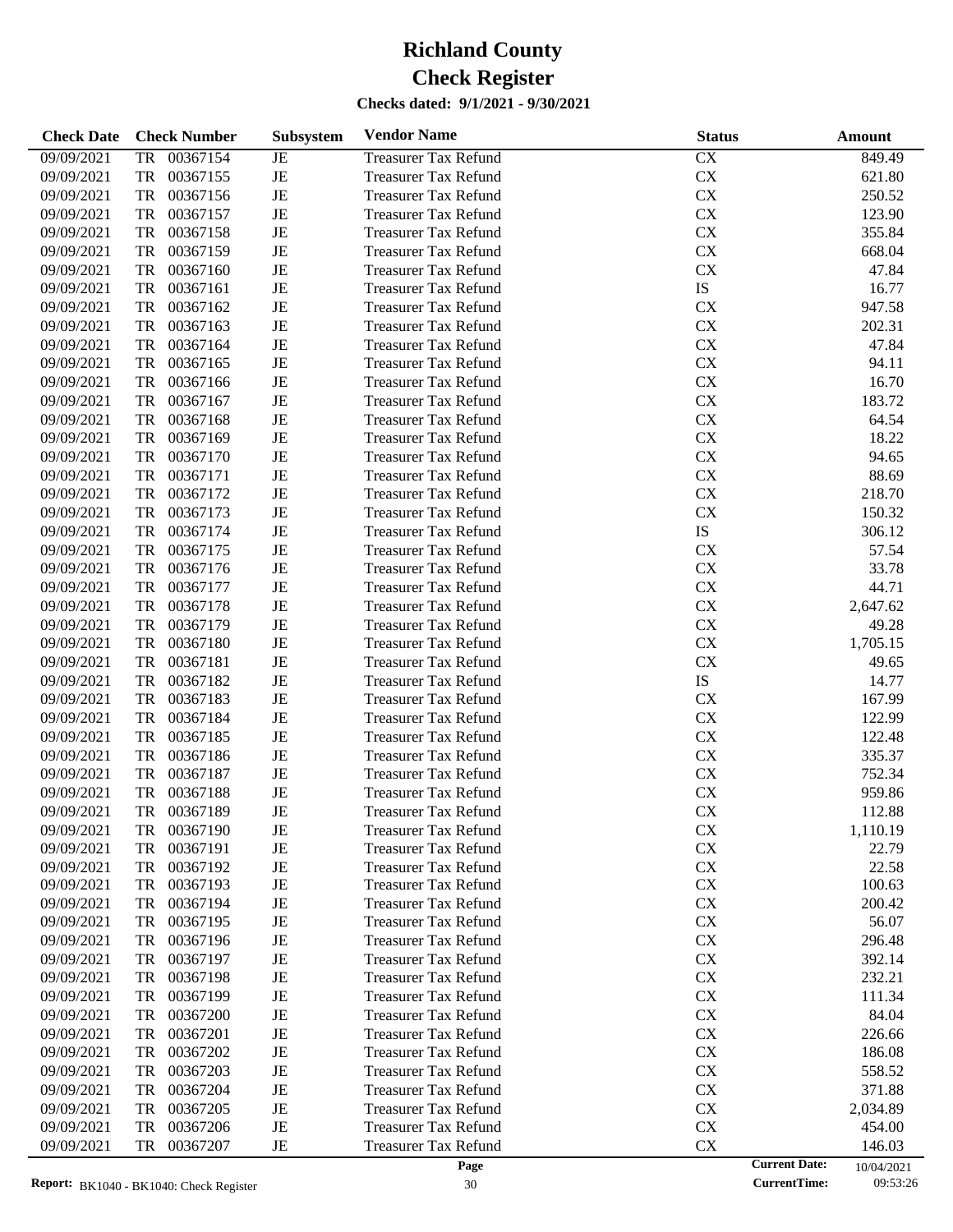# Richland County
# Check Register
### Checks dated: 9/1/2021 - 9/30/2021

| Check Date | Check Number | Subsystem | Vendor Name | Status | Amount |
|---|---|---|---|---|---|
| 09/09/2021 | TR 00367154 | JE | Treasurer Tax Refund | CX | 849.49 |
| 09/09/2021 | TR 00367155 | JE | Treasurer Tax Refund | CX | 621.80 |
| 09/09/2021 | TR 00367156 | JE | Treasurer Tax Refund | CX | 250.52 |
| 09/09/2021 | TR 00367157 | JE | Treasurer Tax Refund | CX | 123.90 |
| 09/09/2021 | TR 00367158 | JE | Treasurer Tax Refund | CX | 355.84 |
| 09/09/2021 | TR 00367159 | JE | Treasurer Tax Refund | CX | 668.04 |
| 09/09/2021 | TR 00367160 | JE | Treasurer Tax Refund | CX | 47.84 |
| 09/09/2021 | TR 00367161 | JE | Treasurer Tax Refund | IS | 16.77 |
| 09/09/2021 | TR 00367162 | JE | Treasurer Tax Refund | CX | 947.58 |
| 09/09/2021 | TR 00367163 | JE | Treasurer Tax Refund | CX | 202.31 |
| 09/09/2021 | TR 00367164 | JE | Treasurer Tax Refund | CX | 47.84 |
| 09/09/2021 | TR 00367165 | JE | Treasurer Tax Refund | CX | 94.11 |
| 09/09/2021 | TR 00367166 | JE | Treasurer Tax Refund | CX | 16.70 |
| 09/09/2021 | TR 00367167 | JE | Treasurer Tax Refund | CX | 183.72 |
| 09/09/2021 | TR 00367168 | JE | Treasurer Tax Refund | CX | 64.54 |
| 09/09/2021 | TR 00367169 | JE | Treasurer Tax Refund | CX | 18.22 |
| 09/09/2021 | TR 00367170 | JE | Treasurer Tax Refund | CX | 94.65 |
| 09/09/2021 | TR 00367171 | JE | Treasurer Tax Refund | CX | 88.69 |
| 09/09/2021 | TR 00367172 | JE | Treasurer Tax Refund | CX | 218.70 |
| 09/09/2021 | TR 00367173 | JE | Treasurer Tax Refund | CX | 150.32 |
| 09/09/2021 | TR 00367174 | JE | Treasurer Tax Refund | IS | 306.12 |
| 09/09/2021 | TR 00367175 | JE | Treasurer Tax Refund | CX | 57.54 |
| 09/09/2021 | TR 00367176 | JE | Treasurer Tax Refund | CX | 33.78 |
| 09/09/2021 | TR 00367177 | JE | Treasurer Tax Refund | CX | 44.71 |
| 09/09/2021 | TR 00367178 | JE | Treasurer Tax Refund | CX | 2,647.62 |
| 09/09/2021 | TR 00367179 | JE | Treasurer Tax Refund | CX | 49.28 |
| 09/09/2021 | TR 00367180 | JE | Treasurer Tax Refund | CX | 1,705.15 |
| 09/09/2021 | TR 00367181 | JE | Treasurer Tax Refund | CX | 49.65 |
| 09/09/2021 | TR 00367182 | JE | Treasurer Tax Refund | IS | 14.77 |
| 09/09/2021 | TR 00367183 | JE | Treasurer Tax Refund | CX | 167.99 |
| 09/09/2021 | TR 00367184 | JE | Treasurer Tax Refund | CX | 122.99 |
| 09/09/2021 | TR 00367185 | JE | Treasurer Tax Refund | CX | 122.48 |
| 09/09/2021 | TR 00367186 | JE | Treasurer Tax Refund | CX | 335.37 |
| 09/09/2021 | TR 00367187 | JE | Treasurer Tax Refund | CX | 752.34 |
| 09/09/2021 | TR 00367188 | JE | Treasurer Tax Refund | CX | 959.86 |
| 09/09/2021 | TR 00367189 | JE | Treasurer Tax Refund | CX | 112.88 |
| 09/09/2021 | TR 00367190 | JE | Treasurer Tax Refund | CX | 1,110.19 |
| 09/09/2021 | TR 00367191 | JE | Treasurer Tax Refund | CX | 22.79 |
| 09/09/2021 | TR 00367192 | JE | Treasurer Tax Refund | CX | 22.58 |
| 09/09/2021 | TR 00367193 | JE | Treasurer Tax Refund | CX | 100.63 |
| 09/09/2021 | TR 00367194 | JE | Treasurer Tax Refund | CX | 200.42 |
| 09/09/2021 | TR 00367195 | JE | Treasurer Tax Refund | CX | 56.07 |
| 09/09/2021 | TR 00367196 | JE | Treasurer Tax Refund | CX | 296.48 |
| 09/09/2021 | TR 00367197 | JE | Treasurer Tax Refund | CX | 392.14 |
| 09/09/2021 | TR 00367198 | JE | Treasurer Tax Refund | CX | 232.21 |
| 09/09/2021 | TR 00367199 | JE | Treasurer Tax Refund | CX | 111.34 |
| 09/09/2021 | TR 00367200 | JE | Treasurer Tax Refund | CX | 84.04 |
| 09/09/2021 | TR 00367201 | JE | Treasurer Tax Refund | CX | 226.66 |
| 09/09/2021 | TR 00367202 | JE | Treasurer Tax Refund | CX | 186.08 |
| 09/09/2021 | TR 00367203 | JE | Treasurer Tax Refund | CX | 558.52 |
| 09/09/2021 | TR 00367204 | JE | Treasurer Tax Refund | CX | 371.88 |
| 09/09/2021 | TR 00367205 | JE | Treasurer Tax Refund | CX | 2,034.89 |
| 09/09/2021 | TR 00367206 | JE | Treasurer Tax Refund | CX | 454.00 |
| 09/09/2021 | TR 00367207 | JE | Treasurer Tax Refund | CX | 146.03 |

Report: BK1040 - BK1040: Check Register | Current Date: 10/04/2021 | CurrentTime: 09:53:26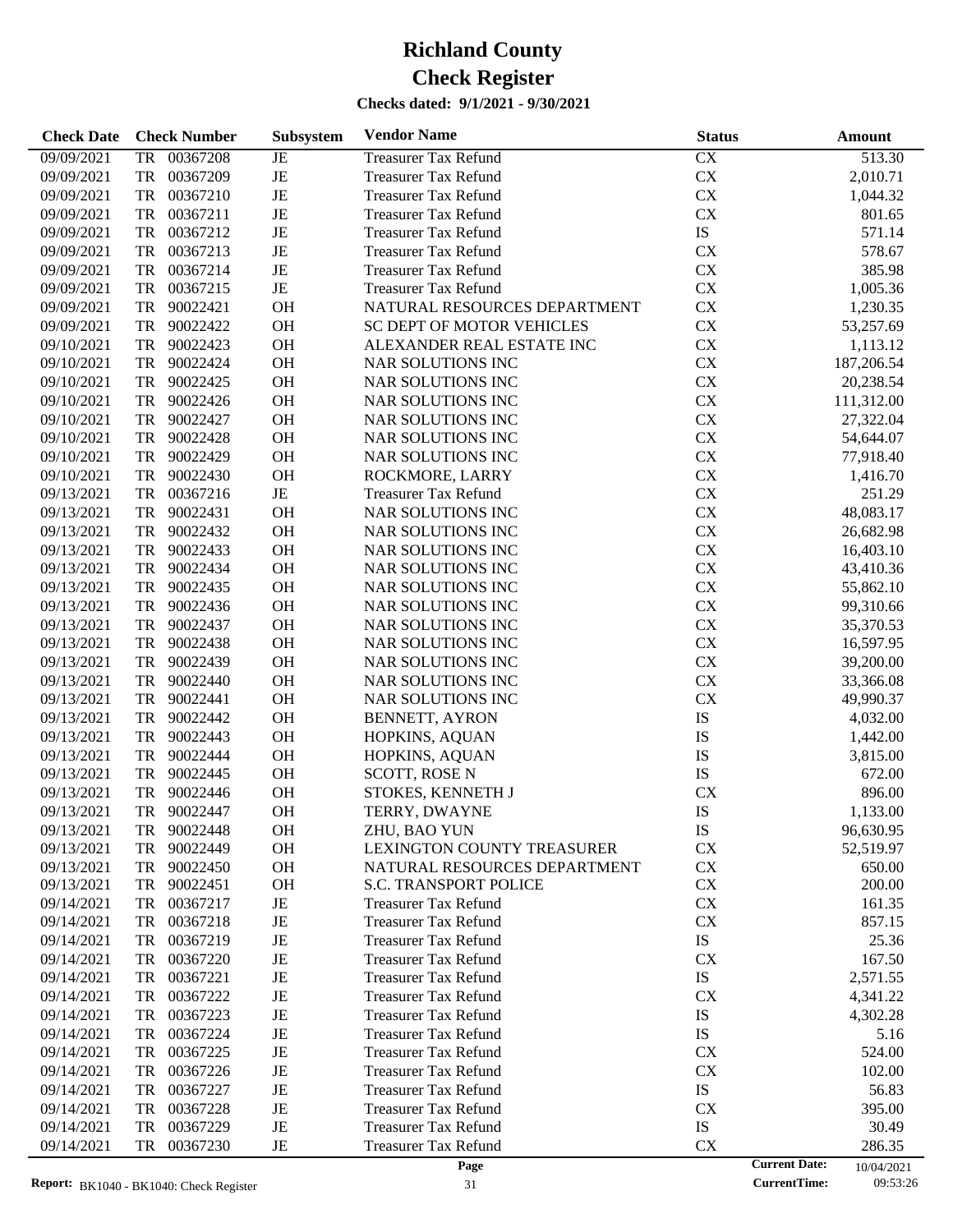# Richland County
# Check Register

**Checks dated: 9/1/2021 - 9/30/2021**

| Check Date | Check Number | Subsystem | Vendor Name | Status | Amount |
|---|---|---|---|---|---|
| 09/09/2021 | TR 00367208 | JE | Treasurer Tax Refund | CX | 513.30 |
| 09/09/2021 | TR 00367209 | JE | Treasurer Tax Refund | CX | 2,010.71 |
| 09/09/2021 | TR 00367210 | JE | Treasurer Tax Refund | CX | 1,044.32 |
| 09/09/2021 | TR 00367211 | JE | Treasurer Tax Refund | CX | 801.65 |
| 09/09/2021 | TR 00367212 | JE | Treasurer Tax Refund | IS | 571.14 |
| 09/09/2021 | TR 00367213 | JE | Treasurer Tax Refund | CX | 578.67 |
| 09/09/2021 | TR 00367214 | JE | Treasurer Tax Refund | CX | 385.98 |
| 09/09/2021 | TR 00367215 | JE | Treasurer Tax Refund | CX | 1,005.36 |
| 09/09/2021 | TR 90022421 | OH | NATURAL RESOURCES DEPARTMENT | CX | 1,230.35 |
| 09/09/2021 | TR 90022422 | OH | SC DEPT OF MOTOR VEHICLES | CX | 53,257.69 |
| 09/10/2021 | TR 90022423 | OH | ALEXANDER REAL ESTATE INC | CX | 1,113.12 |
| 09/10/2021 | TR 90022424 | OH | NAR SOLUTIONS INC | CX | 187,206.54 |
| 09/10/2021 | TR 90022425 | OH | NAR SOLUTIONS INC | CX | 20,238.54 |
| 09/10/2021 | TR 90022426 | OH | NAR SOLUTIONS INC | CX | 111,312.00 |
| 09/10/2021 | TR 90022427 | OH | NAR SOLUTIONS INC | CX | 27,322.04 |
| 09/10/2021 | TR 90022428 | OH | NAR SOLUTIONS INC | CX | 54,644.07 |
| 09/10/2021 | TR 90022429 | OH | NAR SOLUTIONS INC | CX | 77,918.40 |
| 09/10/2021 | TR 90022430 | OH | ROCKMORE, LARRY | CX | 1,416.70 |
| 09/13/2021 | TR 00367216 | JE | Treasurer Tax Refund | CX | 251.29 |
| 09/13/2021 | TR 90022431 | OH | NAR SOLUTIONS INC | CX | 48,083.17 |
| 09/13/2021 | TR 90022432 | OH | NAR SOLUTIONS INC | CX | 26,682.98 |
| 09/13/2021 | TR 90022433 | OH | NAR SOLUTIONS INC | CX | 16,403.10 |
| 09/13/2021 | TR 90022434 | OH | NAR SOLUTIONS INC | CX | 43,410.36 |
| 09/13/2021 | TR 90022435 | OH | NAR SOLUTIONS INC | CX | 55,862.10 |
| 09/13/2021 | TR 90022436 | OH | NAR SOLUTIONS INC | CX | 99,310.66 |
| 09/13/2021 | TR 90022437 | OH | NAR SOLUTIONS INC | CX | 35,370.53 |
| 09/13/2021 | TR 90022438 | OH | NAR SOLUTIONS INC | CX | 16,597.95 |
| 09/13/2021 | TR 90022439 | OH | NAR SOLUTIONS INC | CX | 39,200.00 |
| 09/13/2021 | TR 90022440 | OH | NAR SOLUTIONS INC | CX | 33,366.08 |
| 09/13/2021 | TR 90022441 | OH | NAR SOLUTIONS INC | CX | 49,990.37 |
| 09/13/2021 | TR 90022442 | OH | BENNETT, AYRON | IS | 4,032.00 |
| 09/13/2021 | TR 90022443 | OH | HOPKINS, AQUAN | IS | 1,442.00 |
| 09/13/2021 | TR 90022444 | OH | HOPKINS, AQUAN | IS | 3,815.00 |
| 09/13/2021 | TR 90022445 | OH | SCOTT, ROSE N | IS | 672.00 |
| 09/13/2021 | TR 90022446 | OH | STOKES, KENNETH J | CX | 896.00 |
| 09/13/2021 | TR 90022447 | OH | TERRY, DWAYNE | IS | 1,133.00 |
| 09/13/2021 | TR 90022448 | OH | ZHU, BAO YUN | IS | 96,630.95 |
| 09/13/2021 | TR 90022449 | OH | LEXINGTON COUNTY TREASURER | CX | 52,519.97 |
| 09/13/2021 | TR 90022450 | OH | NATURAL RESOURCES DEPARTMENT | CX | 650.00 |
| 09/13/2021 | TR 90022451 | OH | S.C. TRANSPORT POLICE | CX | 200.00 |
| 09/14/2021 | TR 00367217 | JE | Treasurer Tax Refund | CX | 161.35 |
| 09/14/2021 | TR 00367218 | JE | Treasurer Tax Refund | CX | 857.15 |
| 09/14/2021 | TR 00367219 | JE | Treasurer Tax Refund | IS | 25.36 |
| 09/14/2021 | TR 00367220 | JE | Treasurer Tax Refund | CX | 167.50 |
| 09/14/2021 | TR 00367221 | JE | Treasurer Tax Refund | IS | 2,571.55 |
| 09/14/2021 | TR 00367222 | JE | Treasurer Tax Refund | CX | 4,341.22 |
| 09/14/2021 | TR 00367223 | JE | Treasurer Tax Refund | IS | 4,302.28 |
| 09/14/2021 | TR 00367224 | JE | Treasurer Tax Refund | IS | 5.16 |
| 09/14/2021 | TR 00367225 | JE | Treasurer Tax Refund | CX | 524.00 |
| 09/14/2021 | TR 00367226 | JE | Treasurer Tax Refund | CX | 102.00 |
| 09/14/2021 | TR 00367227 | JE | Treasurer Tax Refund | IS | 56.83 |
| 09/14/2021 | TR 00367228 | JE | Treasurer Tax Refund | CX | 395.00 |
| 09/14/2021 | TR 00367229 | JE | Treasurer Tax Refund | IS | 30.49 |
| 09/14/2021 | TR 00367230 | JE | Treasurer Tax Refund | CX | 286.35 |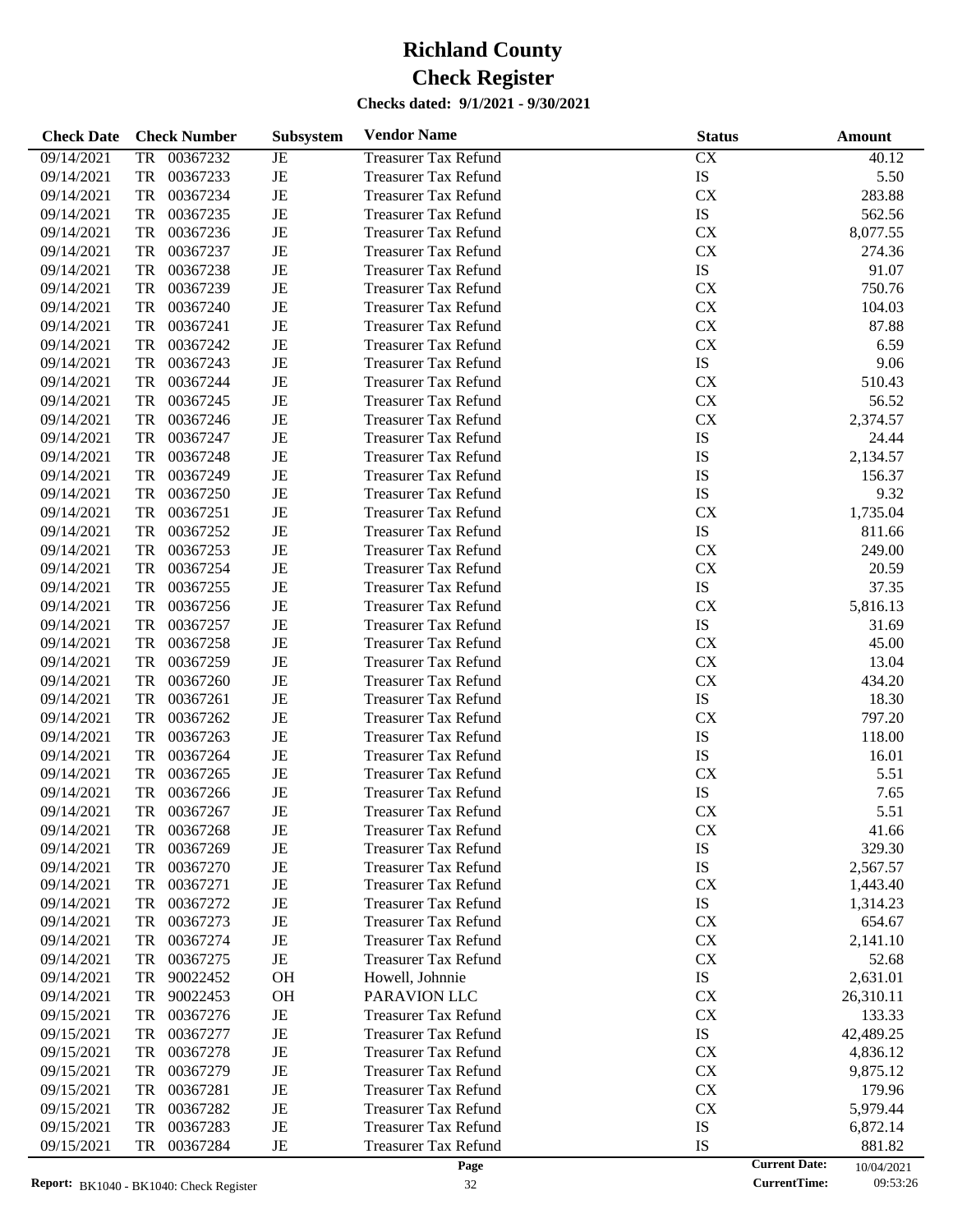# Richland County

# Check Register

**Checks dated: 9/1/2021 - 9/30/2021**

| Check Date | Check Number | | Subsystem | Vendor Name | Status | Amount |
|---|---|---|---|---|---|---|
| 09/14/2021 | TR | 00367232 | JE | Treasurer Tax Refund | CX | 40.12 |
| 09/14/2021 | TR | 00367233 | JE | Treasurer Tax Refund | IS | 5.50 |
| 09/14/2021 | TR | 00367234 | JE | Treasurer Tax Refund | CX | 283.88 |
| 09/14/2021 | TR | 00367235 | JE | Treasurer Tax Refund | IS | 562.56 |
| 09/14/2021 | TR | 00367236 | JE | Treasurer Tax Refund | CX | 8,077.55 |
| 09/14/2021 | TR | 00367237 | JE | Treasurer Tax Refund | CX | 274.36 |
| 09/14/2021 | TR | 00367238 | JE | Treasurer Tax Refund | IS | 91.07 |
| 09/14/2021 | TR | 00367239 | JE | Treasurer Tax Refund | CX | 750.76 |
| 09/14/2021 | TR | 00367240 | JE | Treasurer Tax Refund | CX | 104.03 |
| 09/14/2021 | TR | 00367241 | JE | Treasurer Tax Refund | CX | 87.88 |
| 09/14/2021 | TR | 00367242 | JE | Treasurer Tax Refund | CX | 6.59 |
| 09/14/2021 | TR | 00367243 | JE | Treasurer Tax Refund | IS | 9.06 |
| 09/14/2021 | TR | 00367244 | JE | Treasurer Tax Refund | CX | 510.43 |
| 09/14/2021 | TR | 00367245 | JE | Treasurer Tax Refund | CX | 56.52 |
| 09/14/2021 | TR | 00367246 | JE | Treasurer Tax Refund | CX | 2,374.57 |
| 09/14/2021 | TR | 00367247 | JE | Treasurer Tax Refund | IS | 24.44 |
| 09/14/2021 | TR | 00367248 | JE | Treasurer Tax Refund | IS | 2,134.57 |
| 09/14/2021 | TR | 00367249 | JE | Treasurer Tax Refund | IS | 156.37 |
| 09/14/2021 | TR | 00367250 | JE | Treasurer Tax Refund | IS | 9.32 |
| 09/14/2021 | TR | 00367251 | JE | Treasurer Tax Refund | CX | 1,735.04 |
| 09/14/2021 | TR | 00367252 | JE | Treasurer Tax Refund | IS | 811.66 |
| 09/14/2021 | TR | 00367253 | JE | Treasurer Tax Refund | CX | 249.00 |
| 09/14/2021 | TR | 00367254 | JE | Treasurer Tax Refund | CX | 20.59 |
| 09/14/2021 | TR | 00367255 | JE | Treasurer Tax Refund | IS | 37.35 |
| 09/14/2021 | TR | 00367256 | JE | Treasurer Tax Refund | CX | 5,816.13 |
| 09/14/2021 | TR | 00367257 | JE | Treasurer Tax Refund | IS | 31.69 |
| 09/14/2021 | TR | 00367258 | JE | Treasurer Tax Refund | CX | 45.00 |
| 09/14/2021 | TR | 00367259 | JE | Treasurer Tax Refund | CX | 13.04 |
| 09/14/2021 | TR | 00367260 | JE | Treasurer Tax Refund | CX | 434.20 |
| 09/14/2021 | TR | 00367261 | JE | Treasurer Tax Refund | IS | 18.30 |
| 09/14/2021 | TR | 00367262 | JE | Treasurer Tax Refund | CX | 797.20 |
| 09/14/2021 | TR | 00367263 | JE | Treasurer Tax Refund | IS | 118.00 |
| 09/14/2021 | TR | 00367264 | JE | Treasurer Tax Refund | IS | 16.01 |
| 09/14/2021 | TR | 00367265 | JE | Treasurer Tax Refund | CX | 5.51 |
| 09/14/2021 | TR | 00367266 | JE | Treasurer Tax Refund | IS | 7.65 |
| 09/14/2021 | TR | 00367267 | JE | Treasurer Tax Refund | CX | 5.51 |
| 09/14/2021 | TR | 00367268 | JE | Treasurer Tax Refund | CX | 41.66 |
| 09/14/2021 | TR | 00367269 | JE | Treasurer Tax Refund | IS | 329.30 |
| 09/14/2021 | TR | 00367270 | JE | Treasurer Tax Refund | IS | 2,567.57 |
| 09/14/2021 | TR | 00367271 | JE | Treasurer Tax Refund | CX | 1,443.40 |
| 09/14/2021 | TR | 00367272 | JE | Treasurer Tax Refund | IS | 1,314.23 |
| 09/14/2021 | TR | 00367273 | JE | Treasurer Tax Refund | CX | 654.67 |
| 09/14/2021 | TR | 00367274 | JE | Treasurer Tax Refund | CX | 2,141.10 |
| 09/14/2021 | TR | 00367275 | JE | Treasurer Tax Refund | CX | 52.68 |
| 09/14/2021 | TR | 90022452 | OH | Howell, Johnnie | IS | 2,631.01 |
| 09/14/2021 | TR | 90022453 | OH | PARAVION LLC | CX | 26,310.11 |
| 09/15/2021 | TR | 00367276 | JE | Treasurer Tax Refund | CX | 133.33 |
| 09/15/2021 | TR | 00367277 | JE | Treasurer Tax Refund | IS | 42,489.25 |
| 09/15/2021 | TR | 00367278 | JE | Treasurer Tax Refund | CX | 4,836.12 |
| 09/15/2021 | TR | 00367279 | JE | Treasurer Tax Refund | CX | 9,875.12 |
| 09/15/2021 | TR | 00367281 | JE | Treasurer Tax Refund | CX | 179.96 |
| 09/15/2021 | TR | 00367282 | JE | Treasurer Tax Refund | CX | 5,979.44 |
| 09/15/2021 | TR | 00367283 | JE | Treasurer Tax Refund | IS | 6,872.14 |
| 09/15/2021 | TR | 00367284 | JE | Treasurer Tax Refund | IS | 881.82 |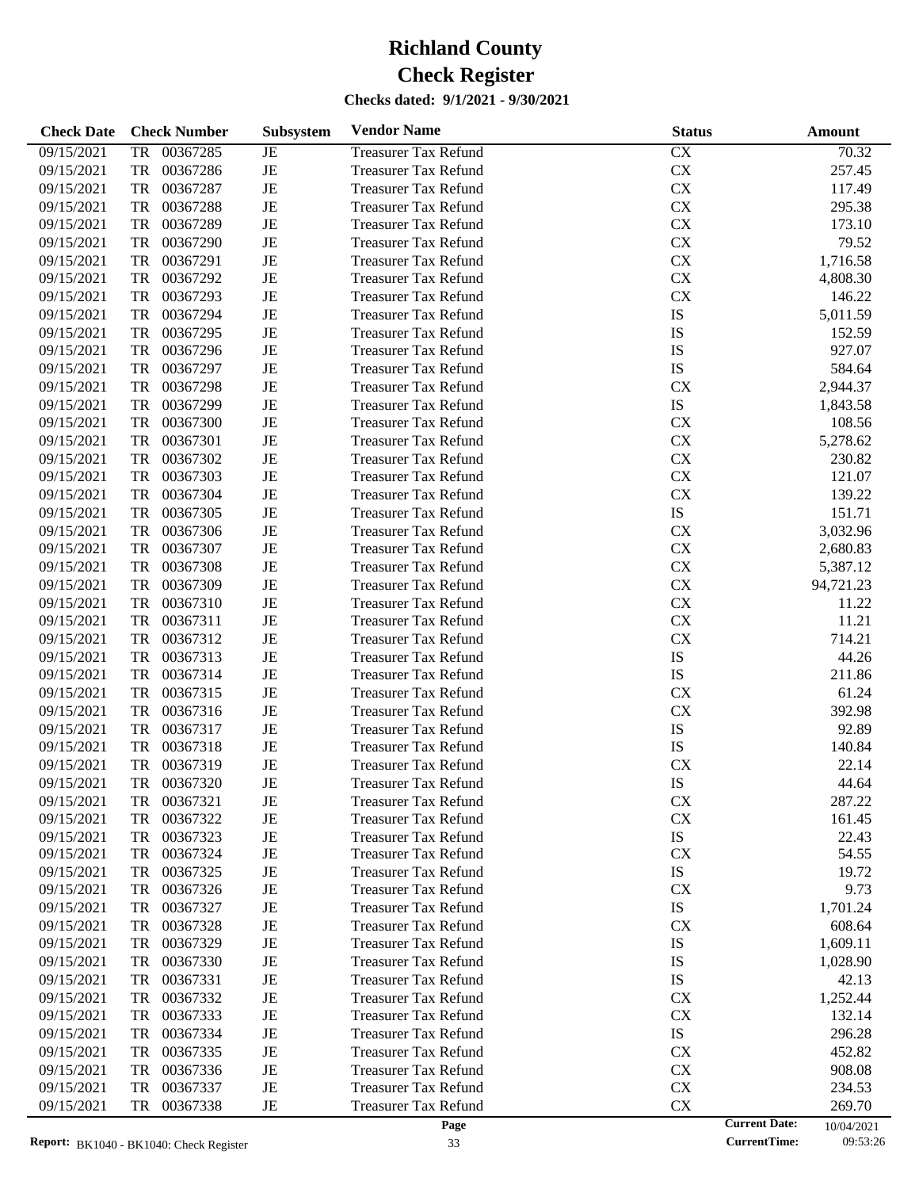# Richland County
# Check Register

**Checks dated: 9/1/2021 - 9/30/2021**

| Check Date | Check Number | | Subsystem | Vendor Name | Status | Amount |
|---|---|---|---|---|---|---|
| 09/15/2021 | TR | 00367285 | JE | Treasurer Tax Refund | CX | 70.32 |
| 09/15/2021 | TR | 00367286 | JE | Treasurer Tax Refund | CX | 257.45 |
| 09/15/2021 | TR | 00367287 | JE | Treasurer Tax Refund | CX | 117.49 |
| 09/15/2021 | TR | 00367288 | JE | Treasurer Tax Refund | CX | 295.38 |
| 09/15/2021 | TR | 00367289 | JE | Treasurer Tax Refund | CX | 173.10 |
| 09/15/2021 | TR | 00367290 | JE | Treasurer Tax Refund | CX | 79.52 |
| 09/15/2021 | TR | 00367291 | JE | Treasurer Tax Refund | CX | 1,716.58 |
| 09/15/2021 | TR | 00367292 | JE | Treasurer Tax Refund | CX | 4,808.30 |
| 09/15/2021 | TR | 00367293 | JE | Treasurer Tax Refund | CX | 146.22 |
| 09/15/2021 | TR | 00367294 | JE | Treasurer Tax Refund | IS | 5,011.59 |
| 09/15/2021 | TR | 00367295 | JE | Treasurer Tax Refund | IS | 152.59 |
| 09/15/2021 | TR | 00367296 | JE | Treasurer Tax Refund | IS | 927.07 |
| 09/15/2021 | TR | 00367297 | JE | Treasurer Tax Refund | IS | 584.64 |
| 09/15/2021 | TR | 00367298 | JE | Treasurer Tax Refund | CX | 2,944.37 |
| 09/15/2021 | TR | 00367299 | JE | Treasurer Tax Refund | IS | 1,843.58 |
| 09/15/2021 | TR | 00367300 | JE | Treasurer Tax Refund | CX | 108.56 |
| 09/15/2021 | TR | 00367301 | JE | Treasurer Tax Refund | CX | 5,278.62 |
| 09/15/2021 | TR | 00367302 | JE | Treasurer Tax Refund | CX | 230.82 |
| 09/15/2021 | TR | 00367303 | JE | Treasurer Tax Refund | CX | 121.07 |
| 09/15/2021 | TR | 00367304 | JE | Treasurer Tax Refund | CX | 139.22 |
| 09/15/2021 | TR | 00367305 | JE | Treasurer Tax Refund | IS | 151.71 |
| 09/15/2021 | TR | 00367306 | JE | Treasurer Tax Refund | CX | 3,032.96 |
| 09/15/2021 | TR | 00367307 | JE | Treasurer Tax Refund | CX | 2,680.83 |
| 09/15/2021 | TR | 00367308 | JE | Treasurer Tax Refund | CX | 5,387.12 |
| 09/15/2021 | TR | 00367309 | JE | Treasurer Tax Refund | CX | 94,721.23 |
| 09/15/2021 | TR | 00367310 | JE | Treasurer Tax Refund | CX | 11.22 |
| 09/15/2021 | TR | 00367311 | JE | Treasurer Tax Refund | CX | 11.21 |
| 09/15/2021 | TR | 00367312 | JE | Treasurer Tax Refund | CX | 714.21 |
| 09/15/2021 | TR | 00367313 | JE | Treasurer Tax Refund | IS | 44.26 |
| 09/15/2021 | TR | 00367314 | JE | Treasurer Tax Refund | IS | 211.86 |
| 09/15/2021 | TR | 00367315 | JE | Treasurer Tax Refund | CX | 61.24 |
| 09/15/2021 | TR | 00367316 | JE | Treasurer Tax Refund | CX | 392.98 |
| 09/15/2021 | TR | 00367317 | JE | Treasurer Tax Refund | IS | 92.89 |
| 09/15/2021 | TR | 00367318 | JE | Treasurer Tax Refund | IS | 140.84 |
| 09/15/2021 | TR | 00367319 | JE | Treasurer Tax Refund | CX | 22.14 |
| 09/15/2021 | TR | 00367320 | JE | Treasurer Tax Refund | IS | 44.64 |
| 09/15/2021 | TR | 00367321 | JE | Treasurer Tax Refund | CX | 287.22 |
| 09/15/2021 | TR | 00367322 | JE | Treasurer Tax Refund | CX | 161.45 |
| 09/15/2021 | TR | 00367323 | JE | Treasurer Tax Refund | IS | 22.43 |
| 09/15/2021 | TR | 00367324 | JE | Treasurer Tax Refund | CX | 54.55 |
| 09/15/2021 | TR | 00367325 | JE | Treasurer Tax Refund | IS | 19.72 |
| 09/15/2021 | TR | 00367326 | JE | Treasurer Tax Refund | CX | 9.73 |
| 09/15/2021 | TR | 00367327 | JE | Treasurer Tax Refund | IS | 1,701.24 |
| 09/15/2021 | TR | 00367328 | JE | Treasurer Tax Refund | CX | 608.64 |
| 09/15/2021 | TR | 00367329 | JE | Treasurer Tax Refund | IS | 1,609.11 |
| 09/15/2021 | TR | 00367330 | JE | Treasurer Tax Refund | IS | 1,028.90 |
| 09/15/2021 | TR | 00367331 | JE | Treasurer Tax Refund | IS | 42.13 |
| 09/15/2021 | TR | 00367332 | JE | Treasurer Tax Refund | CX | 1,252.44 |
| 09/15/2021 | TR | 00367333 | JE | Treasurer Tax Refund | CX | 132.14 |
| 09/15/2021 | TR | 00367334 | JE | Treasurer Tax Refund | IS | 296.28 |
| 09/15/2021 | TR | 00367335 | JE | Treasurer Tax Refund | CX | 452.82 |
| 09/15/2021 | TR | 00367336 | JE | Treasurer Tax Refund | CX | 908.08 |
| 09/15/2021 | TR | 00367337 | JE | Treasurer Tax Refund | CX | 234.53 |
| 09/15/2021 | TR | 00367338 | JE | Treasurer Tax Refund | CX | 269.70 |

**Report:** BK1040 - BK1040: Check Register

**Current Date:** 10/04/2021
**CurrentTime:** 09:53:26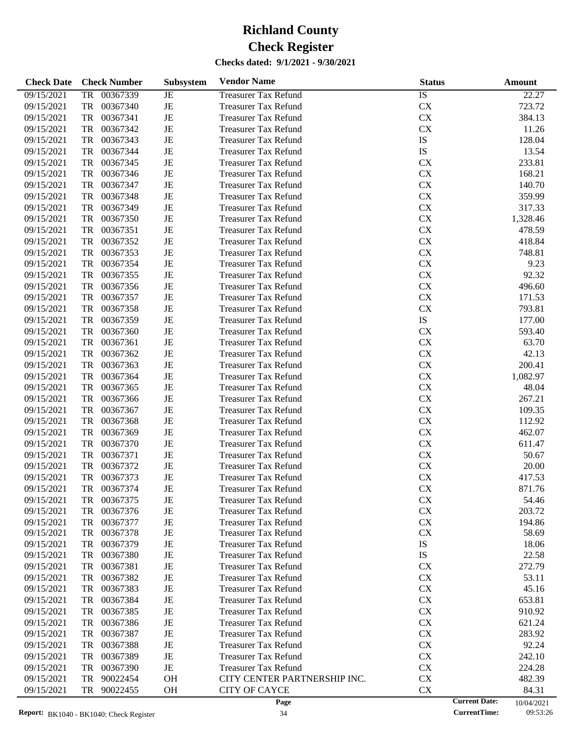# Richland County
# Check Register
### Checks dated: 9/1/2021 - 9/30/2021

| Check Date | Check Number | Subsystem | Vendor Name | Status | Amount |
|---|---|---|---|---|---|
| 09/15/2021 | TR 00367339 | JE | Treasurer Tax Refund | IS | 22.27 |
| 09/15/2021 | TR 00367340 | JE | Treasurer Tax Refund | CX | 723.72 |
| 09/15/2021 | TR 00367341 | JE | Treasurer Tax Refund | CX | 384.13 |
| 09/15/2021 | TR 00367342 | JE | Treasurer Tax Refund | CX | 11.26 |
| 09/15/2021 | TR 00367343 | JE | Treasurer Tax Refund | IS | 128.04 |
| 09/15/2021 | TR 00367344 | JE | Treasurer Tax Refund | IS | 13.54 |
| 09/15/2021 | TR 00367345 | JE | Treasurer Tax Refund | CX | 233.81 |
| 09/15/2021 | TR 00367346 | JE | Treasurer Tax Refund | CX | 168.21 |
| 09/15/2021 | TR 00367347 | JE | Treasurer Tax Refund | CX | 140.70 |
| 09/15/2021 | TR 00367348 | JE | Treasurer Tax Refund | CX | 359.99 |
| 09/15/2021 | TR 00367349 | JE | Treasurer Tax Refund | CX | 317.33 |
| 09/15/2021 | TR 00367350 | JE | Treasurer Tax Refund | CX | 1,328.46 |
| 09/15/2021 | TR 00367351 | JE | Treasurer Tax Refund | CX | 478.59 |
| 09/15/2021 | TR 00367352 | JE | Treasurer Tax Refund | CX | 418.84 |
| 09/15/2021 | TR 00367353 | JE | Treasurer Tax Refund | CX | 748.81 |
| 09/15/2021 | TR 00367354 | JE | Treasurer Tax Refund | CX | 9.23 |
| 09/15/2021 | TR 00367355 | JE | Treasurer Tax Refund | CX | 92.32 |
| 09/15/2021 | TR 00367356 | JE | Treasurer Tax Refund | CX | 496.60 |
| 09/15/2021 | TR 00367357 | JE | Treasurer Tax Refund | CX | 171.53 |
| 09/15/2021 | TR 00367358 | JE | Treasurer Tax Refund | CX | 793.81 |
| 09/15/2021 | TR 00367359 | JE | Treasurer Tax Refund | IS | 177.00 |
| 09/15/2021 | TR 00367360 | JE | Treasurer Tax Refund | CX | 593.40 |
| 09/15/2021 | TR 00367361 | JE | Treasurer Tax Refund | CX | 63.70 |
| 09/15/2021 | TR 00367362 | JE | Treasurer Tax Refund | CX | 42.13 |
| 09/15/2021 | TR 00367363 | JE | Treasurer Tax Refund | CX | 200.41 |
| 09/15/2021 | TR 00367364 | JE | Treasurer Tax Refund | CX | 1,082.97 |
| 09/15/2021 | TR 00367365 | JE | Treasurer Tax Refund | CX | 48.04 |
| 09/15/2021 | TR 00367366 | JE | Treasurer Tax Refund | CX | 267.21 |
| 09/15/2021 | TR 00367367 | JE | Treasurer Tax Refund | CX | 109.35 |
| 09/15/2021 | TR 00367368 | JE | Treasurer Tax Refund | CX | 112.92 |
| 09/15/2021 | TR 00367369 | JE | Treasurer Tax Refund | CX | 462.07 |
| 09/15/2021 | TR 00367370 | JE | Treasurer Tax Refund | CX | 611.47 |
| 09/15/2021 | TR 00367371 | JE | Treasurer Tax Refund | CX | 50.67 |
| 09/15/2021 | TR 00367372 | JE | Treasurer Tax Refund | CX | 20.00 |
| 09/15/2021 | TR 00367373 | JE | Treasurer Tax Refund | CX | 417.53 |
| 09/15/2021 | TR 00367374 | JE | Treasurer Tax Refund | CX | 871.76 |
| 09/15/2021 | TR 00367375 | JE | Treasurer Tax Refund | CX | 54.46 |
| 09/15/2021 | TR 00367376 | JE | Treasurer Tax Refund | CX | 203.72 |
| 09/15/2021 | TR 00367377 | JE | Treasurer Tax Refund | CX | 194.86 |
| 09/15/2021 | TR 00367378 | JE | Treasurer Tax Refund | CX | 58.69 |
| 09/15/2021 | TR 00367379 | JE | Treasurer Tax Refund | IS | 18.06 |
| 09/15/2021 | TR 00367380 | JE | Treasurer Tax Refund | IS | 22.58 |
| 09/15/2021 | TR 00367381 | JE | Treasurer Tax Refund | CX | 272.79 |
| 09/15/2021 | TR 00367382 | JE | Treasurer Tax Refund | CX | 53.11 |
| 09/15/2021 | TR 00367383 | JE | Treasurer Tax Refund | CX | 45.16 |
| 09/15/2021 | TR 00367384 | JE | Treasurer Tax Refund | CX | 653.81 |
| 09/15/2021 | TR 00367385 | JE | Treasurer Tax Refund | CX | 910.92 |
| 09/15/2021 | TR 00367386 | JE | Treasurer Tax Refund | CX | 621.24 |
| 09/15/2021 | TR 00367387 | JE | Treasurer Tax Refund | CX | 283.92 |
| 09/15/2021 | TR 00367388 | JE | Treasurer Tax Refund | CX | 92.24 |
| 09/15/2021 | TR 00367389 | JE | Treasurer Tax Refund | CX | 242.10 |
| 09/15/2021 | TR 00367390 | JE | Treasurer Tax Refund | CX | 224.28 |
| 09/15/2021 | TR 90022454 | OH | CITY CENTER PARTNERSHIP INC. | CX | 482.39 |
| 09/15/2021 | TR 90022455 | OH | CITY OF CAYCE | CX | 84.31 |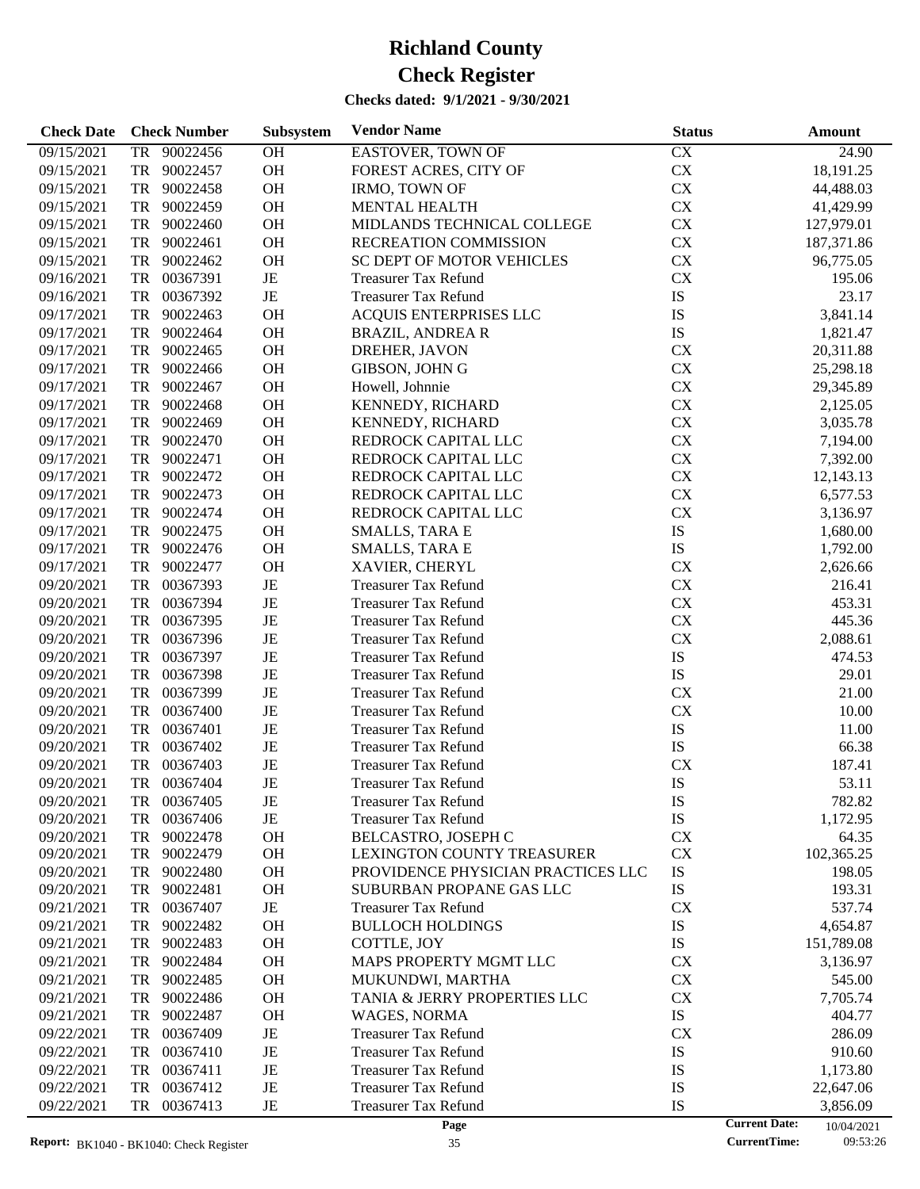# Richland County

# Check Register

**Checks dated: 9/1/2021 - 9/30/2021**

| Check Date | Check Number | Subsystem | Vendor Name | Status | Amount |
|---|---|---|---|---|---|
| 09/15/2021 | TR 90022456 | OH | EASTOVER, TOWN OF | CX | 24.90 |
| 09/15/2021 | TR 90022457 | OH | FOREST ACRES, CITY OF | CX | 18,191.25 |
| 09/15/2021 | TR 90022458 | OH | IRMO, TOWN OF | CX | 44,488.03 |
| 09/15/2021 | TR 90022459 | OH | MENTAL HEALTH | CX | 41,429.99 |
| 09/15/2021 | TR 90022460 | OH | MIDLANDS TECHNICAL COLLEGE | CX | 127,979.01 |
| 09/15/2021 | TR 90022461 | OH | RECREATION COMMISSION | CX | 187,371.86 |
| 09/15/2021 | TR 90022462 | OH | SC DEPT OF MOTOR VEHICLES | CX | 96,775.05 |
| 09/16/2021 | TR 00367391 | JE | Treasurer Tax Refund | CX | 195.06 |
| 09/16/2021 | TR 00367392 | JE | Treasurer Tax Refund | IS | 23.17 |
| 09/17/2021 | TR 90022463 | OH | ACQUIS ENTERPRISES LLC | IS | 3,841.14 |
| 09/17/2021 | TR 90022464 | OH | BRAZIL, ANDREA R | IS | 1,821.47 |
| 09/17/2021 | TR 90022465 | OH | DREHER, JAVON | CX | 20,311.88 |
| 09/17/2021 | TR 90022466 | OH | GIBSON, JOHN G | CX | 25,298.18 |
| 09/17/2021 | TR 90022467 | OH | Howell, Johnnie | CX | 29,345.89 |
| 09/17/2021 | TR 90022468 | OH | KENNEDY, RICHARD | CX | 2,125.05 |
| 09/17/2021 | TR 90022469 | OH | KENNEDY, RICHARD | CX | 3,035.78 |
| 09/17/2021 | TR 90022470 | OH | REDROCK CAPITAL LLC | CX | 7,194.00 |
| 09/17/2021 | TR 90022471 | OH | REDROCK CAPITAL LLC | CX | 7,392.00 |
| 09/17/2021 | TR 90022472 | OH | REDROCK CAPITAL LLC | CX | 12,143.13 |
| 09/17/2021 | TR 90022473 | OH | REDROCK CAPITAL LLC | CX | 6,577.53 |
| 09/17/2021 | TR 90022474 | OH | REDROCK CAPITAL LLC | CX | 3,136.97 |
| 09/17/2021 | TR 90022475 | OH | SMALLS, TARA E | IS | 1,680.00 |
| 09/17/2021 | TR 90022476 | OH | SMALLS, TARA E | IS | 1,792.00 |
| 09/17/2021 | TR 90022477 | OH | XAVIER, CHERYL | CX | 2,626.66 |
| 09/20/2021 | TR 00367393 | JE | Treasurer Tax Refund | CX | 216.41 |
| 09/20/2021 | TR 00367394 | JE | Treasurer Tax Refund | CX | 453.31 |
| 09/20/2021 | TR 00367395 | JE | Treasurer Tax Refund | CX | 445.36 |
| 09/20/2021 | TR 00367396 | JE | Treasurer Tax Refund | CX | 2,088.61 |
| 09/20/2021 | TR 00367397 | JE | Treasurer Tax Refund | IS | 474.53 |
| 09/20/2021 | TR 00367398 | JE | Treasurer Tax Refund | IS | 29.01 |
| 09/20/2021 | TR 00367399 | JE | Treasurer Tax Refund | CX | 21.00 |
| 09/20/2021 | TR 00367400 | JE | Treasurer Tax Refund | CX | 10.00 |
| 09/20/2021 | TR 00367401 | JE | Treasurer Tax Refund | IS | 11.00 |
| 09/20/2021 | TR 00367402 | JE | Treasurer Tax Refund | IS | 66.38 |
| 09/20/2021 | TR 00367403 | JE | Treasurer Tax Refund | CX | 187.41 |
| 09/20/2021 | TR 00367404 | JE | Treasurer Tax Refund | IS | 53.11 |
| 09/20/2021 | TR 00367405 | JE | Treasurer Tax Refund | IS | 782.82 |
| 09/20/2021 | TR 00367406 | JE | Treasurer Tax Refund | IS | 1,172.95 |
| 09/20/2021 | TR 90022478 | OH | BELCASTRO, JOSEPH C | CX | 64.35 |
| 09/20/2021 | TR 90022479 | OH | LEXINGTON COUNTY TREASURER | CX | 102,365.25 |
| 09/20/2021 | TR 90022480 | OH | PROVIDENCE PHYSICIAN PRACTICES LLC | IS | 198.05 |
| 09/20/2021 | TR 90022481 | OH | SUBURBAN PROPANE GAS LLC | IS | 193.31 |
| 09/21/2021 | TR 00367407 | JE | Treasurer Tax Refund | CX | 537.74 |
| 09/21/2021 | TR 90022482 | OH | BULLOCH HOLDINGS | IS | 4,654.87 |
| 09/21/2021 | TR 90022483 | OH | COTTLE, JOY | IS | 151,789.08 |
| 09/21/2021 | TR 90022484 | OH | MAPS PROPERTY MGMT LLC | CX | 3,136.97 |
| 09/21/2021 | TR 90022485 | OH | MUKUNDWI, MARTHA | CX | 545.00 |
| 09/21/2021 | TR 90022486 | OH | TANIA & JERRY PROPERTIES LLC | CX | 7,705.74 |
| 09/21/2021 | TR 90022487 | OH | WAGES, NORMA | IS | 404.77 |
| 09/22/2021 | TR 00367409 | JE | Treasurer Tax Refund | CX | 286.09 |
| 09/22/2021 | TR 00367410 | JE | Treasurer Tax Refund | IS | 910.60 |
| 09/22/2021 | TR 00367411 | JE | Treasurer Tax Refund | IS | 1,173.80 |
| 09/22/2021 | TR 00367412 | JE | Treasurer Tax Refund | IS | 22,647.06 |
| 09/22/2021 | TR 00367413 | JE | Treasurer Tax Refund | IS | 3,856.09 |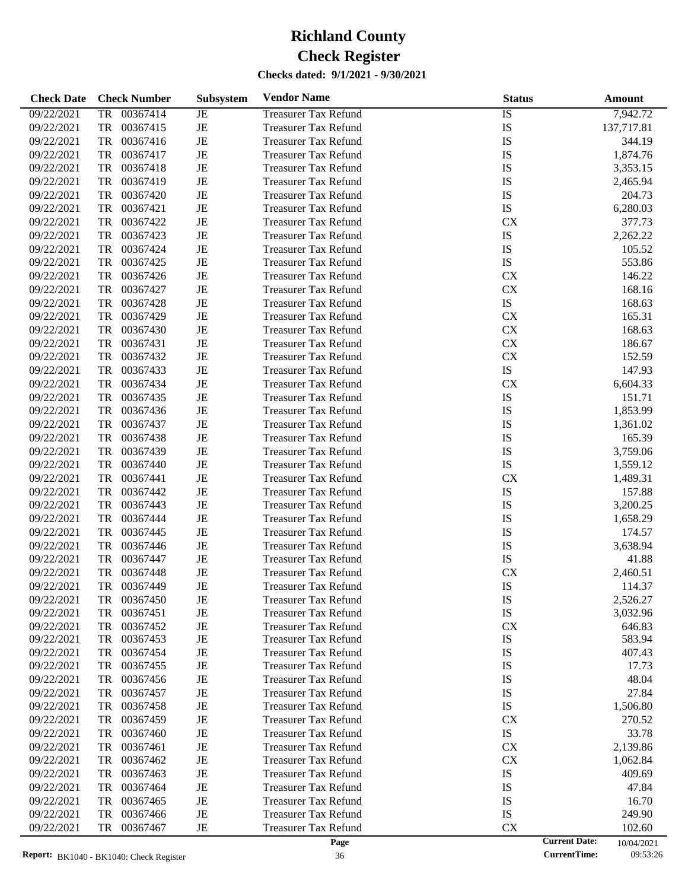# Richland County

# Check Register

**Checks dated: 9/1/2021 - 9/30/2021**

| Check Date | Check Number | Subsystem | Vendor Name | Status | Amount |
|---|---|---|---|---|---|
| 09/22/2021 | TR 00367414 | JE | Treasurer Tax Refund | IS | 7,942.72 |
| 09/22/2021 | TR 00367415 | JE | Treasurer Tax Refund | IS | 137,717.81 |
| 09/22/2021 | TR 00367416 | JE | Treasurer Tax Refund | IS | 344.19 |
| 09/22/2021 | TR 00367417 | JE | Treasurer Tax Refund | IS | 1,874.76 |
| 09/22/2021 | TR 00367418 | JE | Treasurer Tax Refund | IS | 3,353.15 |
| 09/22/2021 | TR 00367419 | JE | Treasurer Tax Refund | IS | 2,465.94 |
| 09/22/2021 | TR 00367420 | JE | Treasurer Tax Refund | IS | 204.73 |
| 09/22/2021 | TR 00367421 | JE | Treasurer Tax Refund | IS | 6,280.03 |
| 09/22/2021 | TR 00367422 | JE | Treasurer Tax Refund | CX | 377.73 |
| 09/22/2021 | TR 00367423 | JE | Treasurer Tax Refund | IS | 2,262.22 |
| 09/22/2021 | TR 00367424 | JE | Treasurer Tax Refund | IS | 105.52 |
| 09/22/2021 | TR 00367425 | JE | Treasurer Tax Refund | IS | 553.86 |
| 09/22/2021 | TR 00367426 | JE | Treasurer Tax Refund | CX | 146.22 |
| 09/22/2021 | TR 00367427 | JE | Treasurer Tax Refund | CX | 168.16 |
| 09/22/2021 | TR 00367428 | JE | Treasurer Tax Refund | IS | 168.63 |
| 09/22/2021 | TR 00367429 | JE | Treasurer Tax Refund | CX | 165.31 |
| 09/22/2021 | TR 00367430 | JE | Treasurer Tax Refund | CX | 168.63 |
| 09/22/2021 | TR 00367431 | JE | Treasurer Tax Refund | CX | 186.67 |
| 09/22/2021 | TR 00367432 | JE | Treasurer Tax Refund | CX | 152.59 |
| 09/22/2021 | TR 00367433 | JE | Treasurer Tax Refund | IS | 147.93 |
| 09/22/2021 | TR 00367434 | JE | Treasurer Tax Refund | CX | 6,604.33 |
| 09/22/2021 | TR 00367435 | JE | Treasurer Tax Refund | IS | 151.71 |
| 09/22/2021 | TR 00367436 | JE | Treasurer Tax Refund | IS | 1,853.99 |
| 09/22/2021 | TR 00367437 | JE | Treasurer Tax Refund | IS | 1,361.02 |
| 09/22/2021 | TR 00367438 | JE | Treasurer Tax Refund | IS | 165.39 |
| 09/22/2021 | TR 00367439 | JE | Treasurer Tax Refund | IS | 3,759.06 |
| 09/22/2021 | TR 00367440 | JE | Treasurer Tax Refund | IS | 1,559.12 |
| 09/22/2021 | TR 00367441 | JE | Treasurer Tax Refund | CX | 1,489.31 |
| 09/22/2021 | TR 00367442 | JE | Treasurer Tax Refund | IS | 157.88 |
| 09/22/2021 | TR 00367443 | JE | Treasurer Tax Refund | IS | 3,200.25 |
| 09/22/2021 | TR 00367444 | JE | Treasurer Tax Refund | IS | 1,658.29 |
| 09/22/2021 | TR 00367445 | JE | Treasurer Tax Refund | IS | 174.57 |
| 09/22/2021 | TR 00367446 | JE | Treasurer Tax Refund | IS | 3,638.94 |
| 09/22/2021 | TR 00367447 | JE | Treasurer Tax Refund | IS | 41.88 |
| 09/22/2021 | TR 00367448 | JE | Treasurer Tax Refund | CX | 2,460.51 |
| 09/22/2021 | TR 00367449 | JE | Treasurer Tax Refund | IS | 114.37 |
| 09/22/2021 | TR 00367450 | JE | Treasurer Tax Refund | IS | 2,526.27 |
| 09/22/2021 | TR 00367451 | JE | Treasurer Tax Refund | IS | 3,032.96 |
| 09/22/2021 | TR 00367452 | JE | Treasurer Tax Refund | CX | 646.83 |
| 09/22/2021 | TR 00367453 | JE | Treasurer Tax Refund | IS | 583.94 |
| 09/22/2021 | TR 00367454 | JE | Treasurer Tax Refund | IS | 407.43 |
| 09/22/2021 | TR 00367455 | JE | Treasurer Tax Refund | IS | 17.73 |
| 09/22/2021 | TR 00367456 | JE | Treasurer Tax Refund | IS | 48.04 |
| 09/22/2021 | TR 00367457 | JE | Treasurer Tax Refund | IS | 27.84 |
| 09/22/2021 | TR 00367458 | JE | Treasurer Tax Refund | IS | 1,506.80 |
| 09/22/2021 | TR 00367459 | JE | Treasurer Tax Refund | CX | 270.52 |
| 09/22/2021 | TR 00367460 | JE | Treasurer Tax Refund | IS | 33.78 |
| 09/22/2021 | TR 00367461 | JE | Treasurer Tax Refund | CX | 2,139.86 |
| 09/22/2021 | TR 00367462 | JE | Treasurer Tax Refund | CX | 1,062.84 |
| 09/22/2021 | TR 00367463 | JE | Treasurer Tax Refund | IS | 409.69 |
| 09/22/2021 | TR 00367464 | JE | Treasurer Tax Refund | IS | 47.84 |
| 09/22/2021 | TR 00367465 | JE | Treasurer Tax Refund | IS | 16.70 |
| 09/22/2021 | TR 00367466 | JE | Treasurer Tax Refund | IS | 249.90 |
| 09/22/2021 | TR 00367467 | JE | Treasurer Tax Refund | CX | 102.60 |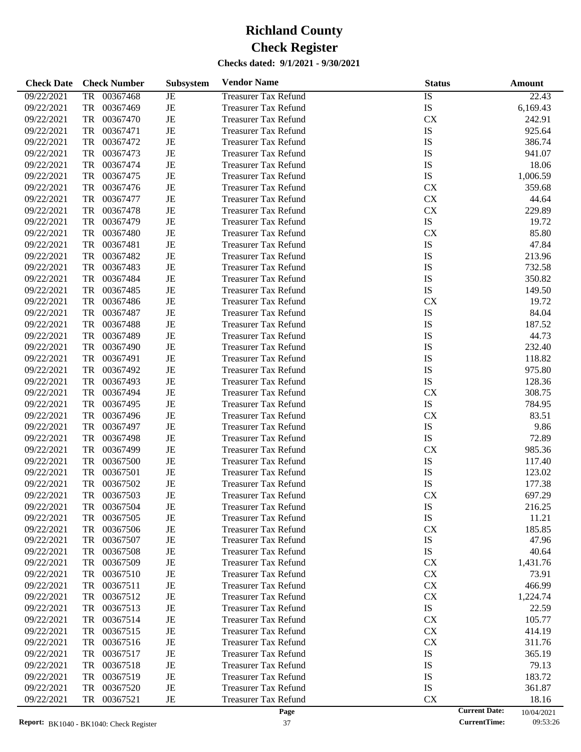# Richland County
# Check Register

**Checks dated: 9/1/2021 - 9/30/2021**

| Check Date | Check Number | Subsystem | Vendor Name | Status | Amount |
|---|---|---|---|---|---|
| 09/22/2021 | TR 00367468 | JE | Treasurer Tax Refund | IS | 22.43 |
| 09/22/2021 | TR 00367469 | JE | Treasurer Tax Refund | IS | 6,169.43 |
| 09/22/2021 | TR 00367470 | JE | Treasurer Tax Refund | CX | 242.91 |
| 09/22/2021 | TR 00367471 | JE | Treasurer Tax Refund | IS | 925.64 |
| 09/22/2021 | TR 00367472 | JE | Treasurer Tax Refund | IS | 386.74 |
| 09/22/2021 | TR 00367473 | JE | Treasurer Tax Refund | IS | 941.07 |
| 09/22/2021 | TR 00367474 | JE | Treasurer Tax Refund | IS | 18.06 |
| 09/22/2021 | TR 00367475 | JE | Treasurer Tax Refund | IS | 1,006.59 |
| 09/22/2021 | TR 00367476 | JE | Treasurer Tax Refund | CX | 359.68 |
| 09/22/2021 | TR 00367477 | JE | Treasurer Tax Refund | CX | 44.64 |
| 09/22/2021 | TR 00367478 | JE | Treasurer Tax Refund | CX | 229.89 |
| 09/22/2021 | TR 00367479 | JE | Treasurer Tax Refund | IS | 19.72 |
| 09/22/2021 | TR 00367480 | JE | Treasurer Tax Refund | CX | 85.80 |
| 09/22/2021 | TR 00367481 | JE | Treasurer Tax Refund | IS | 47.84 |
| 09/22/2021 | TR 00367482 | JE | Treasurer Tax Refund | IS | 213.96 |
| 09/22/2021 | TR 00367483 | JE | Treasurer Tax Refund | IS | 732.58 |
| 09/22/2021 | TR 00367484 | JE | Treasurer Tax Refund | IS | 350.82 |
| 09/22/2021 | TR 00367485 | JE | Treasurer Tax Refund | IS | 149.50 |
| 09/22/2021 | TR 00367486 | JE | Treasurer Tax Refund | CX | 19.72 |
| 09/22/2021 | TR 00367487 | JE | Treasurer Tax Refund | IS | 84.04 |
| 09/22/2021 | TR 00367488 | JE | Treasurer Tax Refund | IS | 187.52 |
| 09/22/2021 | TR 00367489 | JE | Treasurer Tax Refund | IS | 44.73 |
| 09/22/2021 | TR 00367490 | JE | Treasurer Tax Refund | IS | 232.40 |
| 09/22/2021 | TR 00367491 | JE | Treasurer Tax Refund | IS | 118.82 |
| 09/22/2021 | TR 00367492 | JE | Treasurer Tax Refund | IS | 975.80 |
| 09/22/2021 | TR 00367493 | JE | Treasurer Tax Refund | IS | 128.36 |
| 09/22/2021 | TR 00367494 | JE | Treasurer Tax Refund | CX | 308.75 |
| 09/22/2021 | TR 00367495 | JE | Treasurer Tax Refund | IS | 784.95 |
| 09/22/2021 | TR 00367496 | JE | Treasurer Tax Refund | CX | 83.51 |
| 09/22/2021 | TR 00367497 | JE | Treasurer Tax Refund | IS | 9.86 |
| 09/22/2021 | TR 00367498 | JE | Treasurer Tax Refund | IS | 72.89 |
| 09/22/2021 | TR 00367499 | JE | Treasurer Tax Refund | CX | 985.36 |
| 09/22/2021 | TR 00367500 | JE | Treasurer Tax Refund | IS | 117.40 |
| 09/22/2021 | TR 00367501 | JE | Treasurer Tax Refund | IS | 123.02 |
| 09/22/2021 | TR 00367502 | JE | Treasurer Tax Refund | IS | 177.38 |
| 09/22/2021 | TR 00367503 | JE | Treasurer Tax Refund | CX | 697.29 |
| 09/22/2021 | TR 00367504 | JE | Treasurer Tax Refund | IS | 216.25 |
| 09/22/2021 | TR 00367505 | JE | Treasurer Tax Refund | IS | 11.21 |
| 09/22/2021 | TR 00367506 | JE | Treasurer Tax Refund | CX | 185.85 |
| 09/22/2021 | TR 00367507 | JE | Treasurer Tax Refund | IS | 47.96 |
| 09/22/2021 | TR 00367508 | JE | Treasurer Tax Refund | IS | 40.64 |
| 09/22/2021 | TR 00367509 | JE | Treasurer Tax Refund | CX | 1,431.76 |
| 09/22/2021 | TR 00367510 | JE | Treasurer Tax Refund | CX | 73.91 |
| 09/22/2021 | TR 00367511 | JE | Treasurer Tax Refund | CX | 466.99 |
| 09/22/2021 | TR 00367512 | JE | Treasurer Tax Refund | CX | 1,224.74 |
| 09/22/2021 | TR 00367513 | JE | Treasurer Tax Refund | IS | 22.59 |
| 09/22/2021 | TR 00367514 | JE | Treasurer Tax Refund | CX | 105.77 |
| 09/22/2021 | TR 00367515 | JE | Treasurer Tax Refund | CX | 414.19 |
| 09/22/2021 | TR 00367516 | JE | Treasurer Tax Refund | CX | 311.76 |
| 09/22/2021 | TR 00367517 | JE | Treasurer Tax Refund | IS | 365.19 |
| 09/22/2021 | TR 00367518 | JE | Treasurer Tax Refund | IS | 79.13 |
| 09/22/2021 | TR 00367519 | JE | Treasurer Tax Refund | IS | 183.72 |
| 09/22/2021 | TR 00367520 | JE | Treasurer Tax Refund | IS | 361.87 |
| 09/22/2021 | TR 00367521 | JE | Treasurer Tax Refund | CX | 18.16 |

**Report:** BK1040 - BK1040: Check Register

**Current Date:** 10/04/2021
**CurrentTime:** 09:53:26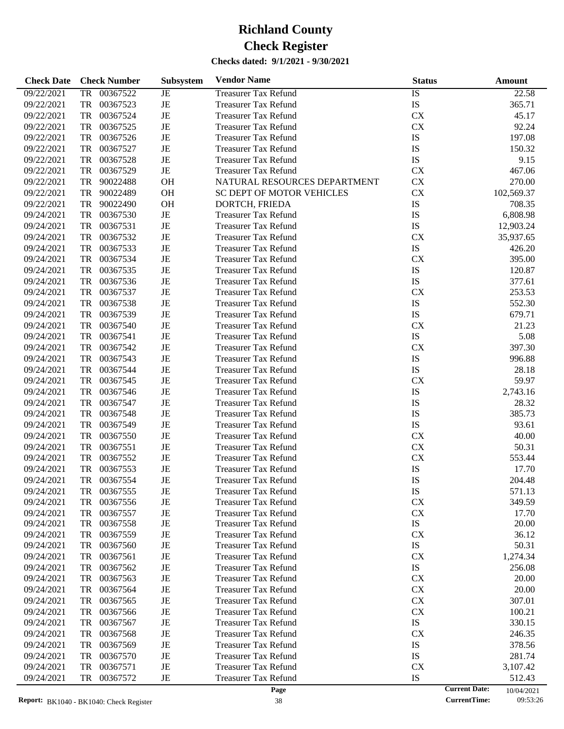# Richland County
# Check Register

**Checks dated: 9/1/2021 - 9/30/2021**

| Check Date | Check Number | Subsystem | Vendor Name | Status | Amount |
|---|---|---|---|---|---|
| 09/22/2021 | TR 00367522 | JE | Treasurer Tax Refund | IS | 22.58 |
| 09/22/2021 | TR 00367523 | JE | Treasurer Tax Refund | IS | 365.71 |
| 09/22/2021 | TR 00367524 | JE | Treasurer Tax Refund | CX | 45.17 |
| 09/22/2021 | TR 00367525 | JE | Treasurer Tax Refund | CX | 92.24 |
| 09/22/2021 | TR 00367526 | JE | Treasurer Tax Refund | IS | 197.08 |
| 09/22/2021 | TR 00367527 | JE | Treasurer Tax Refund | IS | 150.32 |
| 09/22/2021 | TR 00367528 | JE | Treasurer Tax Refund | IS | 9.15 |
| 09/22/2021 | TR 00367529 | JE | Treasurer Tax Refund | CX | 467.06 |
| 09/22/2021 | TR 90022488 | OH | NATURAL RESOURCES DEPARTMENT | CX | 270.00 |
| 09/22/2021 | TR 90022489 | OH | SC DEPT OF MOTOR VEHICLES | CX | 102,569.37 |
| 09/22/2021 | TR 90022490 | OH | DORTCH, FRIEDA | IS | 708.35 |
| 09/24/2021 | TR 00367530 | JE | Treasurer Tax Refund | IS | 6,808.98 |
| 09/24/2021 | TR 00367531 | JE | Treasurer Tax Refund | IS | 12,903.24 |
| 09/24/2021 | TR 00367532 | JE | Treasurer Tax Refund | CX | 35,937.65 |
| 09/24/2021 | TR 00367533 | JE | Treasurer Tax Refund | IS | 426.20 |
| 09/24/2021 | TR 00367534 | JE | Treasurer Tax Refund | CX | 395.00 |
| 09/24/2021 | TR 00367535 | JE | Treasurer Tax Refund | IS | 120.87 |
| 09/24/2021 | TR 00367536 | JE | Treasurer Tax Refund | IS | 377.61 |
| 09/24/2021 | TR 00367537 | JE | Treasurer Tax Refund | CX | 253.53 |
| 09/24/2021 | TR 00367538 | JE | Treasurer Tax Refund | IS | 552.30 |
| 09/24/2021 | TR 00367539 | JE | Treasurer Tax Refund | IS | 679.71 |
| 09/24/2021 | TR 00367540 | JE | Treasurer Tax Refund | CX | 21.23 |
| 09/24/2021 | TR 00367541 | JE | Treasurer Tax Refund | IS | 5.08 |
| 09/24/2021 | TR 00367542 | JE | Treasurer Tax Refund | CX | 397.30 |
| 09/24/2021 | TR 00367543 | JE | Treasurer Tax Refund | IS | 996.88 |
| 09/24/2021 | TR 00367544 | JE | Treasurer Tax Refund | IS | 28.18 |
| 09/24/2021 | TR 00367545 | JE | Treasurer Tax Refund | CX | 59.97 |
| 09/24/2021 | TR 00367546 | JE | Treasurer Tax Refund | IS | 2,743.16 |
| 09/24/2021 | TR 00367547 | JE | Treasurer Tax Refund | IS | 28.32 |
| 09/24/2021 | TR 00367548 | JE | Treasurer Tax Refund | IS | 385.73 |
| 09/24/2021 | TR 00367549 | JE | Treasurer Tax Refund | IS | 93.61 |
| 09/24/2021 | TR 00367550 | JE | Treasurer Tax Refund | CX | 40.00 |
| 09/24/2021 | TR 00367551 | JE | Treasurer Tax Refund | CX | 50.31 |
| 09/24/2021 | TR 00367552 | JE | Treasurer Tax Refund | CX | 553.44 |
| 09/24/2021 | TR 00367553 | JE | Treasurer Tax Refund | IS | 17.70 |
| 09/24/2021 | TR 00367554 | JE | Treasurer Tax Refund | IS | 204.48 |
| 09/24/2021 | TR 00367555 | JE | Treasurer Tax Refund | IS | 571.13 |
| 09/24/2021 | TR 00367556 | JE | Treasurer Tax Refund | CX | 349.59 |
| 09/24/2021 | TR 00367557 | JE | Treasurer Tax Refund | CX | 17.70 |
| 09/24/2021 | TR 00367558 | JE | Treasurer Tax Refund | IS | 20.00 |
| 09/24/2021 | TR 00367559 | JE | Treasurer Tax Refund | CX | 36.12 |
| 09/24/2021 | TR 00367560 | JE | Treasurer Tax Refund | IS | 50.31 |
| 09/24/2021 | TR 00367561 | JE | Treasurer Tax Refund | CX | 1,274.34 |
| 09/24/2021 | TR 00367562 | JE | Treasurer Tax Refund | IS | 256.08 |
| 09/24/2021 | TR 00367563 | JE | Treasurer Tax Refund | CX | 20.00 |
| 09/24/2021 | TR 00367564 | JE | Treasurer Tax Refund | CX | 20.00 |
| 09/24/2021 | TR 00367565 | JE | Treasurer Tax Refund | CX | 307.01 |
| 09/24/2021 | TR 00367566 | JE | Treasurer Tax Refund | CX | 100.21 |
| 09/24/2021 | TR 00367567 | JE | Treasurer Tax Refund | IS | 330.15 |
| 09/24/2021 | TR 00367568 | JE | Treasurer Tax Refund | CX | 246.35 |
| 09/24/2021 | TR 00367569 | JE | Treasurer Tax Refund | IS | 378.56 |
| 09/24/2021 | TR 00367570 | JE | Treasurer Tax Refund | IS | 281.74 |
| 09/24/2021 | TR 00367571 | JE | Treasurer Tax Refund | CX | 3,107.42 |
| 09/24/2021 | TR 00367572 | JE | Treasurer Tax Refund | IS | 512.43 |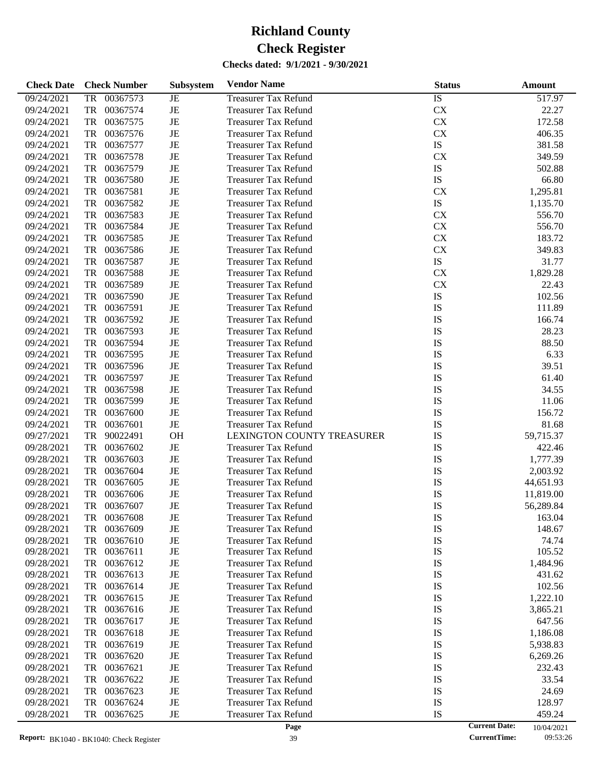# Richland County
# Check Register
### Checks dated: 9/1/2021 - 9/30/2021

| Check Date | Check Number | Subsystem | Vendor Name | Status | Amount |
|---|---|---|---|---|---|
| 09/24/2021 | TR 00367573 | JE | Treasurer Tax Refund | IS | 517.97 |
| 09/24/2021 | TR 00367574 | JE | Treasurer Tax Refund | CX | 22.27 |
| 09/24/2021 | TR 00367575 | JE | Treasurer Tax Refund | CX | 172.58 |
| 09/24/2021 | TR 00367576 | JE | Treasurer Tax Refund | CX | 406.35 |
| 09/24/2021 | TR 00367577 | JE | Treasurer Tax Refund | IS | 381.58 |
| 09/24/2021 | TR 00367578 | JE | Treasurer Tax Refund | CX | 349.59 |
| 09/24/2021 | TR 00367579 | JE | Treasurer Tax Refund | IS | 502.88 |
| 09/24/2021 | TR 00367580 | JE | Treasurer Tax Refund | IS | 66.80 |
| 09/24/2021 | TR 00367581 | JE | Treasurer Tax Refund | CX | 1,295.81 |
| 09/24/2021 | TR 00367582 | JE | Treasurer Tax Refund | IS | 1,135.70 |
| 09/24/2021 | TR 00367583 | JE | Treasurer Tax Refund | CX | 556.70 |
| 09/24/2021 | TR 00367584 | JE | Treasurer Tax Refund | CX | 556.70 |
| 09/24/2021 | TR 00367585 | JE | Treasurer Tax Refund | CX | 183.72 |
| 09/24/2021 | TR 00367586 | JE | Treasurer Tax Refund | CX | 349.83 |
| 09/24/2021 | TR 00367587 | JE | Treasurer Tax Refund | IS | 31.77 |
| 09/24/2021 | TR 00367588 | JE | Treasurer Tax Refund | CX | 1,829.28 |
| 09/24/2021 | TR 00367589 | JE | Treasurer Tax Refund | CX | 22.43 |
| 09/24/2021 | TR 00367590 | JE | Treasurer Tax Refund | IS | 102.56 |
| 09/24/2021 | TR 00367591 | JE | Treasurer Tax Refund | IS | 111.89 |
| 09/24/2021 | TR 00367592 | JE | Treasurer Tax Refund | IS | 166.74 |
| 09/24/2021 | TR 00367593 | JE | Treasurer Tax Refund | IS | 28.23 |
| 09/24/2021 | TR 00367594 | JE | Treasurer Tax Refund | IS | 88.50 |
| 09/24/2021 | TR 00367595 | JE | Treasurer Tax Refund | IS | 6.33 |
| 09/24/2021 | TR 00367596 | JE | Treasurer Tax Refund | IS | 39.51 |
| 09/24/2021 | TR 00367597 | JE | Treasurer Tax Refund | IS | 61.40 |
| 09/24/2021 | TR 00367598 | JE | Treasurer Tax Refund | IS | 34.55 |
| 09/24/2021 | TR 00367599 | JE | Treasurer Tax Refund | IS | 11.06 |
| 09/24/2021 | TR 00367600 | JE | Treasurer Tax Refund | IS | 156.72 |
| 09/24/2021 | TR 00367601 | JE | Treasurer Tax Refund | IS | 81.68 |
| 09/27/2021 | TR 90022491 | OH | LEXINGTON COUNTY TREASURER | IS | 59,715.37 |
| 09/28/2021 | TR 00367602 | JE | Treasurer Tax Refund | IS | 422.46 |
| 09/28/2021 | TR 00367603 | JE | Treasurer Tax Refund | IS | 1,777.39 |
| 09/28/2021 | TR 00367604 | JE | Treasurer Tax Refund | IS | 2,003.92 |
| 09/28/2021 | TR 00367605 | JE | Treasurer Tax Refund | IS | 44,651.93 |
| 09/28/2021 | TR 00367606 | JE | Treasurer Tax Refund | IS | 11,819.00 |
| 09/28/2021 | TR 00367607 | JE | Treasurer Tax Refund | IS | 56,289.84 |
| 09/28/2021 | TR 00367608 | JE | Treasurer Tax Refund | IS | 163.04 |
| 09/28/2021 | TR 00367609 | JE | Treasurer Tax Refund | IS | 148.67 |
| 09/28/2021 | TR 00367610 | JE | Treasurer Tax Refund | IS | 74.74 |
| 09/28/2021 | TR 00367611 | JE | Treasurer Tax Refund | IS | 105.52 |
| 09/28/2021 | TR 00367612 | JE | Treasurer Tax Refund | IS | 1,484.96 |
| 09/28/2021 | TR 00367613 | JE | Treasurer Tax Refund | IS | 431.62 |
| 09/28/2021 | TR 00367614 | JE | Treasurer Tax Refund | IS | 102.56 |
| 09/28/2021 | TR 00367615 | JE | Treasurer Tax Refund | IS | 1,222.10 |
| 09/28/2021 | TR 00367616 | JE | Treasurer Tax Refund | IS | 3,865.21 |
| 09/28/2021 | TR 00367617 | JE | Treasurer Tax Refund | IS | 647.56 |
| 09/28/2021 | TR 00367618 | JE | Treasurer Tax Refund | IS | 1,186.08 |
| 09/28/2021 | TR 00367619 | JE | Treasurer Tax Refund | IS | 5,938.83 |
| 09/28/2021 | TR 00367620 | JE | Treasurer Tax Refund | IS | 6,269.26 |
| 09/28/2021 | TR 00367621 | JE | Treasurer Tax Refund | IS | 232.43 |
| 09/28/2021 | TR 00367622 | JE | Treasurer Tax Refund | IS | 33.54 |
| 09/28/2021 | TR 00367623 | JE | Treasurer Tax Refund | IS | 24.69 |
| 09/28/2021 | TR 00367624 | JE | Treasurer Tax Refund | IS | 128.97 |
| 09/28/2021 | TR 00367625 | JE | Treasurer Tax Refund | IS | 459.24 |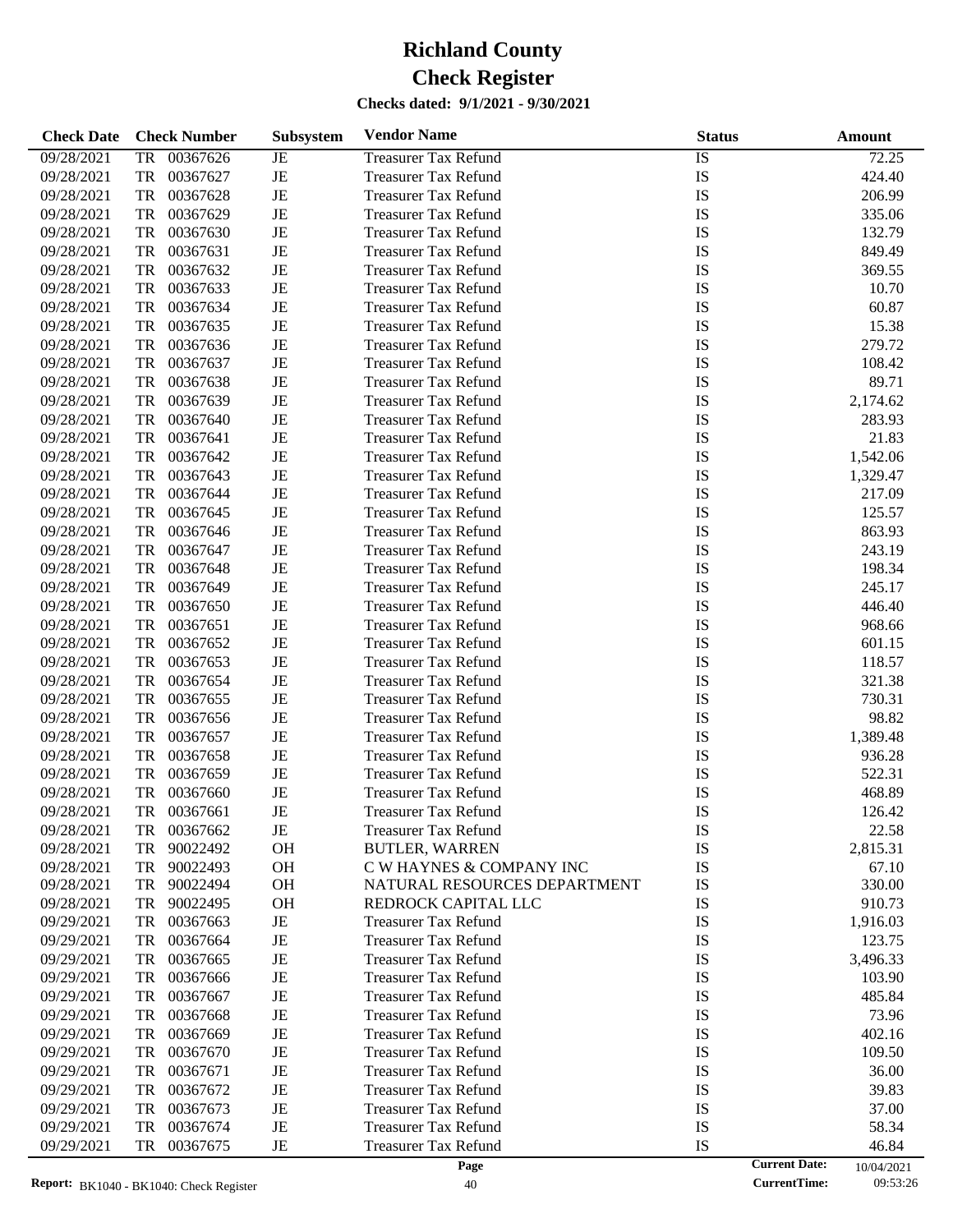# Richland County
# Check Register

**Checks dated: 9/1/2021 - 9/30/2021**

| Check Date | Check Number | Subsystem | Vendor Name | Status | Amount |
|---|---|---|---|---|---|
| 09/28/2021 | TR 00367626 | JE | Treasurer Tax Refund | IS | 72.25 |
| 09/28/2021 | TR 00367627 | JE | Treasurer Tax Refund | IS | 424.40 |
| 09/28/2021 | TR 00367628 | JE | Treasurer Tax Refund | IS | 206.99 |
| 09/28/2021 | TR 00367629 | JE | Treasurer Tax Refund | IS | 335.06 |
| 09/28/2021 | TR 00367630 | JE | Treasurer Tax Refund | IS | 132.79 |
| 09/28/2021 | TR 00367631 | JE | Treasurer Tax Refund | IS | 849.49 |
| 09/28/2021 | TR 00367632 | JE | Treasurer Tax Refund | IS | 369.55 |
| 09/28/2021 | TR 00367633 | JE | Treasurer Tax Refund | IS | 10.70 |
| 09/28/2021 | TR 00367634 | JE | Treasurer Tax Refund | IS | 60.87 |
| 09/28/2021 | TR 00367635 | JE | Treasurer Tax Refund | IS | 15.38 |
| 09/28/2021 | TR 00367636 | JE | Treasurer Tax Refund | IS | 279.72 |
| 09/28/2021 | TR 00367637 | JE | Treasurer Tax Refund | IS | 108.42 |
| 09/28/2021 | TR 00367638 | JE | Treasurer Tax Refund | IS | 89.71 |
| 09/28/2021 | TR 00367639 | JE | Treasurer Tax Refund | IS | 2,174.62 |
| 09/28/2021 | TR 00367640 | JE | Treasurer Tax Refund | IS | 283.93 |
| 09/28/2021 | TR 00367641 | JE | Treasurer Tax Refund | IS | 21.83 |
| 09/28/2021 | TR 00367642 | JE | Treasurer Tax Refund | IS | 1,542.06 |
| 09/28/2021 | TR 00367643 | JE | Treasurer Tax Refund | IS | 1,329.47 |
| 09/28/2021 | TR 00367644 | JE | Treasurer Tax Refund | IS | 217.09 |
| 09/28/2021 | TR 00367645 | JE | Treasurer Tax Refund | IS | 125.57 |
| 09/28/2021 | TR 00367646 | JE | Treasurer Tax Refund | IS | 863.93 |
| 09/28/2021 | TR 00367647 | JE | Treasurer Tax Refund | IS | 243.19 |
| 09/28/2021 | TR 00367648 | JE | Treasurer Tax Refund | IS | 198.34 |
| 09/28/2021 | TR 00367649 | JE | Treasurer Tax Refund | IS | 245.17 |
| 09/28/2021 | TR 00367650 | JE | Treasurer Tax Refund | IS | 446.40 |
| 09/28/2021 | TR 00367651 | JE | Treasurer Tax Refund | IS | 968.66 |
| 09/28/2021 | TR 00367652 | JE | Treasurer Tax Refund | IS | 601.15 |
| 09/28/2021 | TR 00367653 | JE | Treasurer Tax Refund | IS | 118.57 |
| 09/28/2021 | TR 00367654 | JE | Treasurer Tax Refund | IS | 321.38 |
| 09/28/2021 | TR 00367655 | JE | Treasurer Tax Refund | IS | 730.31 |
| 09/28/2021 | TR 00367656 | JE | Treasurer Tax Refund | IS | 98.82 |
| 09/28/2021 | TR 00367657 | JE | Treasurer Tax Refund | IS | 1,389.48 |
| 09/28/2021 | TR 00367658 | JE | Treasurer Tax Refund | IS | 936.28 |
| 09/28/2021 | TR 00367659 | JE | Treasurer Tax Refund | IS | 522.31 |
| 09/28/2021 | TR 00367660 | JE | Treasurer Tax Refund | IS | 468.89 |
| 09/28/2021 | TR 00367661 | JE | Treasurer Tax Refund | IS | 126.42 |
| 09/28/2021 | TR 00367662 | JE | Treasurer Tax Refund | IS | 22.58 |
| 09/28/2021 | TR 90022492 | OH | BUTLER, WARREN | IS | 2,815.31 |
| 09/28/2021 | TR 90022493 | OH | C W HAYNES & COMPANY INC | IS | 67.10 |
| 09/28/2021 | TR 90022494 | OH | NATURAL RESOURCES DEPARTMENT | IS | 330.00 |
| 09/28/2021 | TR 90022495 | OH | REDROCK CAPITAL LLC | IS | 910.73 |
| 09/29/2021 | TR 00367663 | JE | Treasurer Tax Refund | IS | 1,916.03 |
| 09/29/2021 | TR 00367664 | JE | Treasurer Tax Refund | IS | 123.75 |
| 09/29/2021 | TR 00367665 | JE | Treasurer Tax Refund | IS | 3,496.33 |
| 09/29/2021 | TR 00367666 | JE | Treasurer Tax Refund | IS | 103.90 |
| 09/29/2021 | TR 00367667 | JE | Treasurer Tax Refund | IS | 485.84 |
| 09/29/2021 | TR 00367668 | JE | Treasurer Tax Refund | IS | 73.96 |
| 09/29/2021 | TR 00367669 | JE | Treasurer Tax Refund | IS | 402.16 |
| 09/29/2021 | TR 00367670 | JE | Treasurer Tax Refund | IS | 109.50 |
| 09/29/2021 | TR 00367671 | JE | Treasurer Tax Refund | IS | 36.00 |
| 09/29/2021 | TR 00367672 | JE | Treasurer Tax Refund | IS | 39.83 |
| 09/29/2021 | TR 00367673 | JE | Treasurer Tax Refund | IS | 37.00 |
| 09/29/2021 | TR 00367674 | JE | Treasurer Tax Refund | IS | 58.34 |
| 09/29/2021 | TR 00367675 | JE | Treasurer Tax Refund | IS | 46.84 |

**Report:** BK1040 - BK1040: Check Register

**Current Date:** 10/04/2021
**CurrentTime:** 09:53:26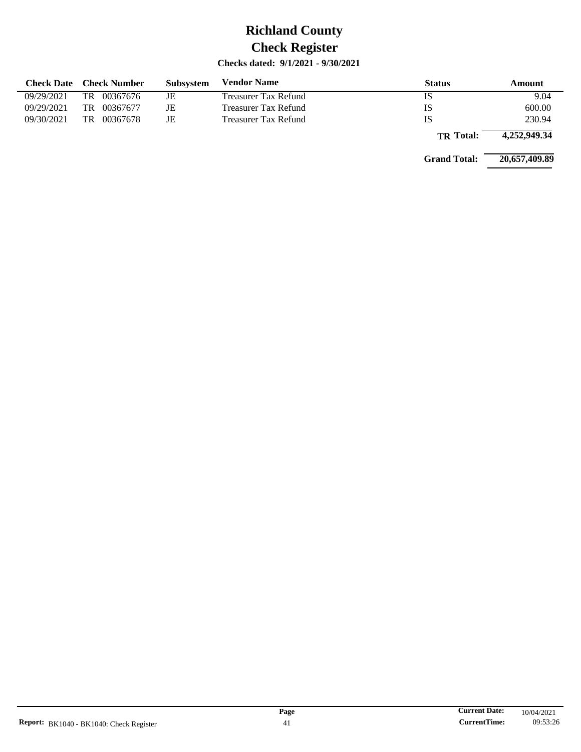# Richland County

# Check Register

**Checks dated: 9/1/2021 - 9/30/2021**

| Check Date | Check Number | Subsystem | Vendor Name | Status | Amount |
|---|---|---|---|---|---|
| 09/29/2021 | TR 00367676 | JE | Treasurer Tax Refund | IS | 9.04 |
| 09/29/2021 | TR 00367677 | JE | Treasurer Tax Refund | IS | 600.00 |
| 09/30/2021 | TR 00367678 | JE | Treasurer Tax Refund | IS | 230.94 |
| | | | | **TR Total:** | **4,252,949.34** |
| | | | | **Grand Total:** | **20,657,409.89** |

**Report:** BK1040 - BK1040: Check Register

**Current Date:** 10/04/2021
**CurrentTime:** 09:53:26